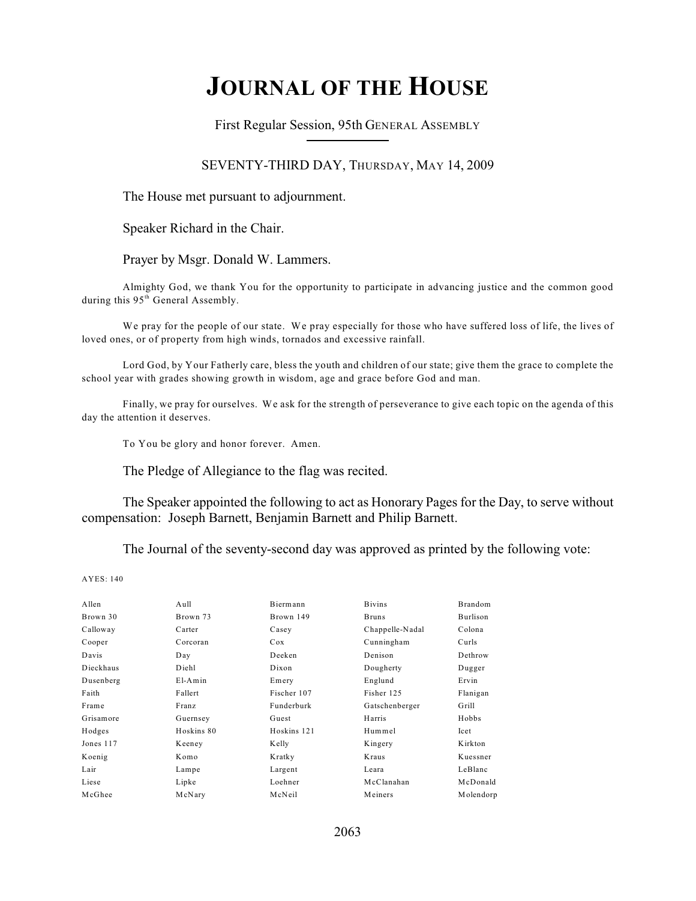# JOURNAL OF THE HOUSE

First Regular Session, 95th GENERAL ASSEMBLY

SEVENTY-THIRD DAY, THURSDAY, MAY 14, 2009

The House met pursuant to adjournment.

Speaker Richard in the Chair.

Prayer by Msgr. Donald W. Lammers.

Almighty God, we thank You for the opportunity to participate in advancing justice and the common good during this 95th General Assembly.

We pray for the people of our state. We pray especially for those who have suffered loss of life, the lives of loved ones, or of property from high winds, tornados and excessive rainfall.

Lord God, by Your Fatherly care, bless the youth and children of our state; give them the grace to complete the school year with grades showing growth in wisdom, age and grace before God and man.

Finally, we pray for ourselves. We ask for the strength of perseverance to give each topic on the agenda of this day the attention it deserves.

To You be glory and honor forever. Amen.

The Pledge of Allegiance to the flag was recited.

The Speaker appointed the following to act as Honorary Pages for the Day, to serve without compensation: Joseph Barnett, Benjamin Barnett and Philip Barnett.

The Journal of the seventy-second day was approved as printed by the following vote:

AYES: 140

| | | | | |
|---|---|---|---|---|
| Allen | Aull | Biermann | Bivins | Brandom |
| Brown 30 | Brown 73 | Brown 149 | Bruns | Burlison |
| Calloway | Carter | Casey | Chappelle-Nadal | Colona |
| Cooper | Corcoran | Cox | Cunningham | Curls |
| Davis | Day | Deeken | Denison | Dethrow |
| Dieckhaus | Diehl | Dixon | Dougherty | Dugger |
| Dusenberg | El-Amin | Emery | Englund | Ervin |
| Faith | Fallert | Fischer 107 | Fisher 125 | Flanigan |
| Frame | Franz | Funderburk | Gatschenberger | Grill |
| Grisamore | Guernsey | Guest | Harris | Hobbs |
| Hodges | Hoskins 80 | Hoskins 121 | Hummel | Icet |
| Jones 117 | Keeney | Kelly | Kingery | Kirkton |
| Koenig | Komo | Kratky | Kraus | Kuessner |
| Lair | Lampe | Largent | Leara | LeBlanc |
| Liese | Lipke | Loehner | McClanahan | McDonald |
| McGhee | McNary | McNeil | Meiners | Molendorp |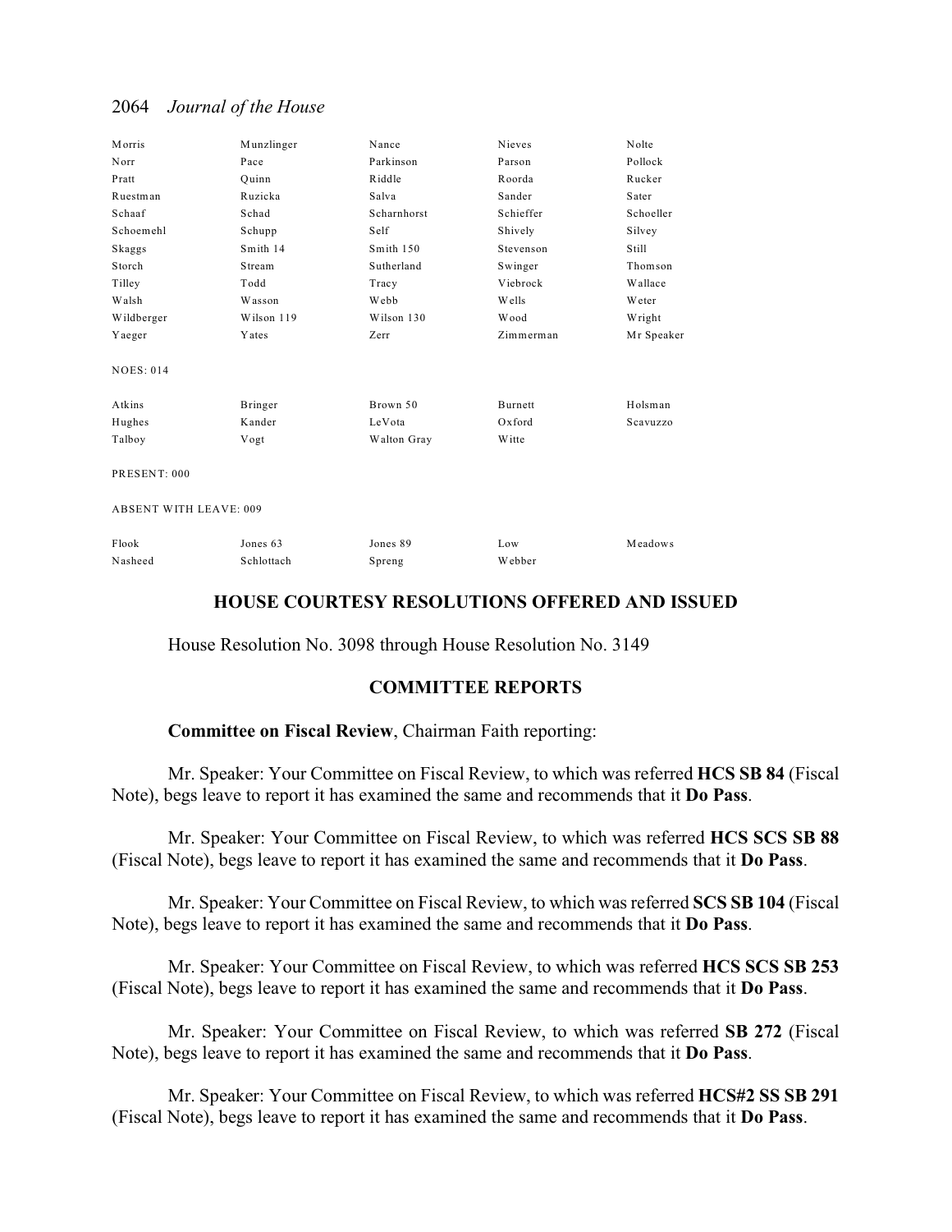| | | | | |
|---|---|---|---|---|
| Morris | Munzlinger | Nance | Nieves | Nolte |
| Norr | Pace | Parkinson | Parson | Pollock |
| Pratt | Quinn | Riddle | Roorda | Rucker |
| Ruestman | Ruzicka | Salva | Sander | Sater |
| Schaaf | Schad | Scharnhorst | Schieffer | Schoeller |
| Schoemehl | Schupp | Self | Shively | Silvey |
| Skaggs | Smith 14 | Smith 150 | Stevenson | Still |
| Storch | Stream | Sutherland | Swinger | Thomson |
| Tilley | Todd | Tracy | Viebrock | Wallace |
| Walsh | Wasson | Webb | Wells | Weter |
| Wildberger | Wilson 119 | Wilson 130 | Wood | Wright |
| Yaeger | Yates | Zerr | Zimmerman | Mr Speaker |

NOES: 014

| | | | | |
|---|---|---|---|---|
| Atkins | Bringer | Brown 50 | Burnett | Holsman |
| Hughes | Kander | LeVota | Oxford | Scavuzzo |
| Talboy | Vogt | Walton Gray | Witte | |

PRESENT: 000

ABSENT WITH LEAVE: 009

| | | | | |
|---|---|---|---|---|
| Flook | Jones 63 | Jones 89 | Low | Meadows |
| Nasheed | Schlottach | Spreng | Webber | |

## HOUSE COURTESY RESOLUTIONS OFFERED AND ISSUED

House Resolution No. 3098 through House Resolution No. 3149

## COMMITTEE REPORTS

**Committee on Fiscal Review**, Chairman Faith reporting:

Mr. Speaker: Your Committee on Fiscal Review, to which was referred **HCS SB 84** (Fiscal Note), begs leave to report it has examined the same and recommends that it **Do Pass**.

Mr. Speaker: Your Committee on Fiscal Review, to which was referred **HCS SCS SB 88** (Fiscal Note), begs leave to report it has examined the same and recommends that it **Do Pass**.

Mr. Speaker: Your Committee on Fiscal Review, to which was referred **SCS SB 104** (Fiscal Note), begs leave to report it has examined the same and recommends that it **Do Pass**.

Mr. Speaker: Your Committee on Fiscal Review, to which was referred **HCS SCS SB 253** (Fiscal Note), begs leave to report it has examined the same and recommends that it **Do Pass**.

Mr. Speaker: Your Committee on Fiscal Review, to which was referred **SB 272** (Fiscal Note), begs leave to report it has examined the same and recommends that it **Do Pass**.

Mr. Speaker: Your Committee on Fiscal Review, to which was referred **HCS#2 SS SB 291** (Fiscal Note), begs leave to report it has examined the same and recommends that it **Do Pass**.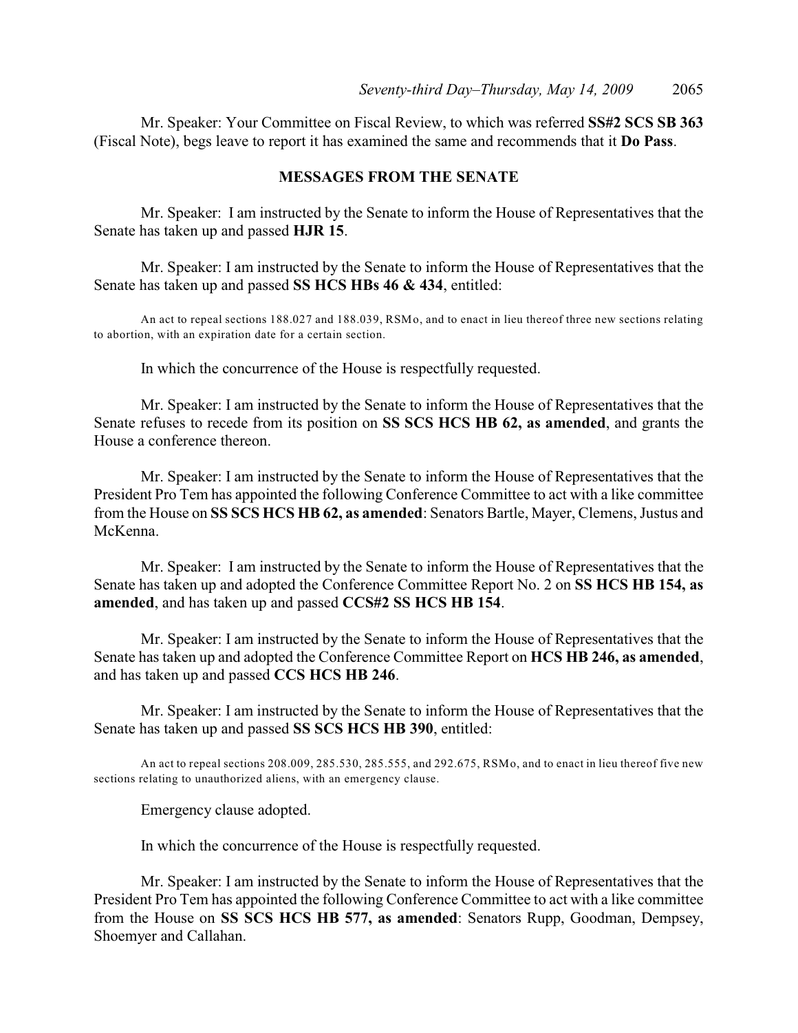Mr. Speaker: Your Committee on Fiscal Review, to which was referred **SS#2 SCS SB 363** (Fiscal Note), begs leave to report it has examined the same and recommends that it **Do Pass**.

## MESSAGES FROM THE SENATE

Mr. Speaker: I am instructed by the Senate to inform the House of Representatives that the Senate has taken up and passed **HJR 15**.

Mr. Speaker: I am instructed by the Senate to inform the House of Representatives that the Senate has taken up and passed **SS HCS HBs 46 & 434**, entitled:

An act to repeal sections 188.027 and 188.039, RSMo, and to enact in lieu thereof three new sections relating to abortion, with an expiration date for a certain section.

In which the concurrence of the House is respectfully requested.

Mr. Speaker: I am instructed by the Senate to inform the House of Representatives that the Senate refuses to recede from its position on **SS SCS HCS HB 62, as amended**, and grants the House a conference thereon.

Mr. Speaker: I am instructed by the Senate to inform the House of Representatives that the President Pro Tem has appointed the following Conference Committee to act with a like committee from the House on **SS SCS HCS HB 62, as amended**: Senators Bartle, Mayer, Clemens, Justus and McKenna.

Mr. Speaker: I am instructed by the Senate to inform the House of Representatives that the Senate has taken up and adopted the Conference Committee Report No. 2 on **SS HCS HB 154, as amended**, and has taken up and passed **CCS#2 SS HCS HB 154**.

Mr. Speaker: I am instructed by the Senate to inform the House of Representatives that the Senate has taken up and adopted the Conference Committee Report on **HCS HB 246, as amended**, and has taken up and passed **CCS HCS HB 246**.

Mr. Speaker: I am instructed by the Senate to inform the House of Representatives that the Senate has taken up and passed **SS SCS HCS HB 390**, entitled:

An act to repeal sections 208.009, 285.530, 285.555, and 292.675, RSMo, and to enact in lieu thereof five new sections relating to unauthorized aliens, with an emergency clause.

Emergency clause adopted.

In which the concurrence of the House is respectfully requested.

Mr. Speaker: I am instructed by the Senate to inform the House of Representatives that the President Pro Tem has appointed the following Conference Committee to act with a like committee from the House on **SS SCS HCS HB 577, as amended**: Senators Rupp, Goodman, Dempsey, Shoemyer and Callahan.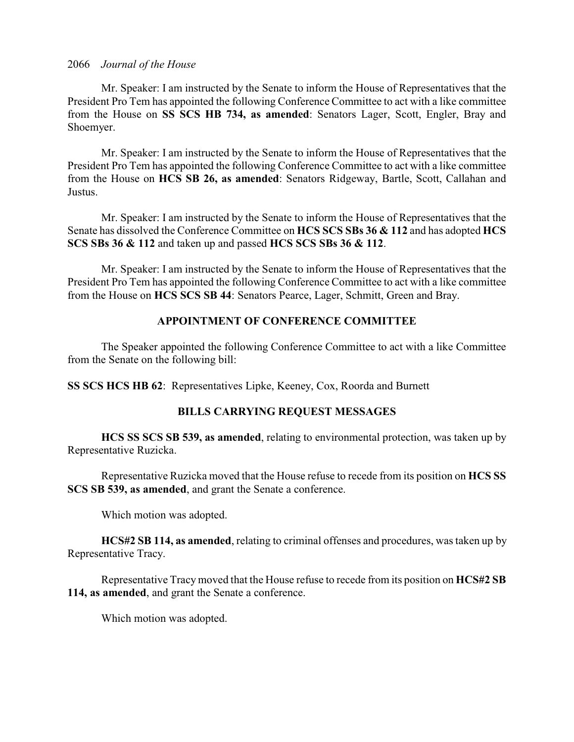Mr. Speaker: I am instructed by the Senate to inform the House of Representatives that the President Pro Tem has appointed the following Conference Committee to act with a like committee from the House on **SS SCS HB 734, as amended**: Senators Lager, Scott, Engler, Bray and Shoemyer.

Mr. Speaker: I am instructed by the Senate to inform the House of Representatives that the President Pro Tem has appointed the following Conference Committee to act with a like committee from the House on **HCS SB 26, as amended**: Senators Ridgeway, Bartle, Scott, Callahan and Justus.

Mr. Speaker: I am instructed by the Senate to inform the House of Representatives that the Senate has dissolved the Conference Committee on **HCS SCS SBs 36 & 112** and has adopted **HCS SCS SBs 36 & 112** and taken up and passed **HCS SCS SBs 36 & 112**.

Mr. Speaker: I am instructed by the Senate to inform the House of Representatives that the President Pro Tem has appointed the following Conference Committee to act with a like committee from the House on **HCS SCS SB 44**: Senators Pearce, Lager, Schmitt, Green and Bray.

## APPOINTMENT OF CONFERENCE COMMITTEE

The Speaker appointed the following Conference Committee to act with a like Committee from the Senate on the following bill:

**SS SCS HCS HB 62**: Representatives Lipke, Keeney, Cox, Roorda and Burnett

## BILLS CARRYING REQUEST MESSAGES

**HCS SS SCS SB 539, as amended**, relating to environmental protection, was taken up by Representative Ruzicka.

Representative Ruzicka moved that the House refuse to recede from its position on **HCS SS SCS SB 539, as amended**, and grant the Senate a conference.

Which motion was adopted.

**HCS#2 SB 114, as amended**, relating to criminal offenses and procedures, was taken up by Representative Tracy.

Representative Tracy moved that the House refuse to recede from its position on **HCS#2 SB 114, as amended**, and grant the Senate a conference.

Which motion was adopted.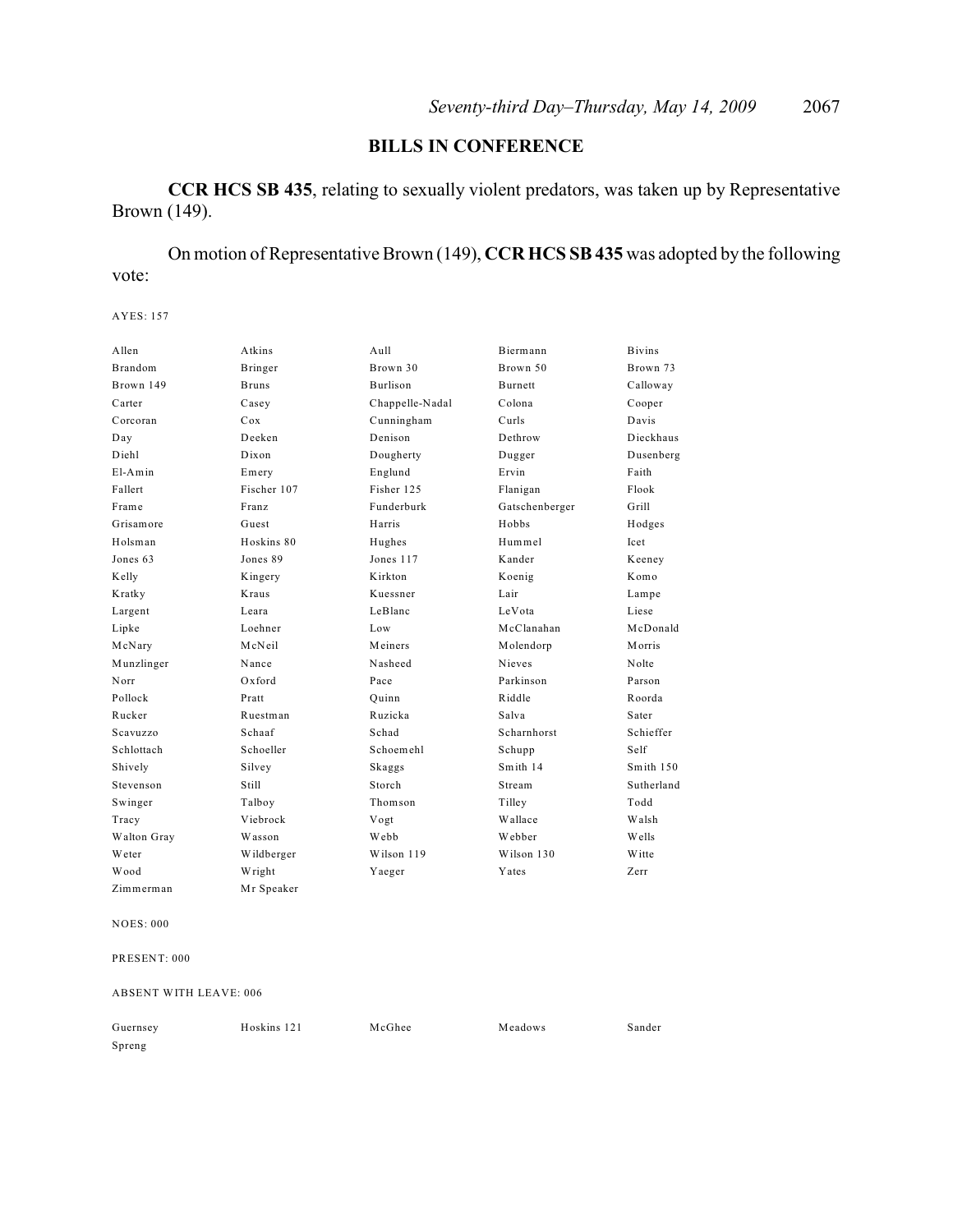## BILLS IN CONFERENCE

**CCR HCS SB 435**, relating to sexually violent predators, was taken up by Representative Brown (149).

On motion of Representative Brown (149), **CCR HCS SB 435** was adopted by the following vote:

AYES: 157

| | | | | |
|---|---|---|---|---|
| Allen | Atkins | Aull | Biermann | Bivins |
| Brandom | Bringer | Brown 30 | Brown 50 | Brown 73 |
| Brown 149 | Bruns | Burlison | Burnett | Calloway |
| Carter | Casey | Chappelle-Nadal | Colona | Cooper |
| Corcoran | Cox | Cunningham | Curls | Davis |
| Day | Deeken | Denison | Dethrow | Dieckhaus |
| Diehl | Dixon | Dougherty | Dugger | Dusenberg |
| El-Amin | Emery | Englund | Ervin | Faith |
| Fallert | Fischer 107 | Fisher 125 | Flanigan | Flook |
| Frame | Franz | Funderburk | Gatschenberger | Grill |
| Grisamore | Guest | Harris | Hobbs | Hodges |
| Holsman | Hoskins 80 | Hughes | Hummel | Icet |
| Jones 63 | Jones 89 | Jones 117 | Kander | Keeney |
| Kelly | Kingery | Kirkton | Koenig | Komo |
| Kratky | Kraus | Kuessner | Lair | Lampe |
| Largent | Leara | LeBlanc | LeVota | Liese |
| Lipke | Loehner | Low | McClanahan | McDonald |
| McNary | McNeil | Meiners | Molendorp | Morris |
| Munzlinger | Nance | Nasheed | Nieves | Nolte |
| Norr | Oxford | Pace | Parkinson | Parson |
| Pollock | Pratt | Quinn | Riddle | Roorda |
| Rucker | Ruestman | Ruzicka | Salva | Sater |
| Scavuzzo | Schaaf | Schad | Scharnhorst | Schieffer |
| Schlottach | Schoeller | Schoemehl | Schupp | Self |
| Shively | Silvey | Skaggs | Smith 14 | Smith 150 |
| Stevenson | Still | Storch | Stream | Sutherland |
| Swinger | Talboy | Thomson | Tilley | Todd |
| Tracy | Viebrock | Vogt | Wallace | Walsh |
| Walton Gray | Wasson | Webb | Webber | Wells |
| Weter | Wildberger | Wilson 119 | Wilson 130 | Witte |
| Wood | Wright | Yaeger | Yates | Zerr |
| Zimmerman | Mr Speaker | | | |

NOES: 000

PRESENT: 000

ABSENT WITH LEAVE: 006

| | | | | |
|---|---|---|---|---|
| Guernsey | Hoskins 121 | McGhee | Meadows | Sander |
| Spreng | | | | |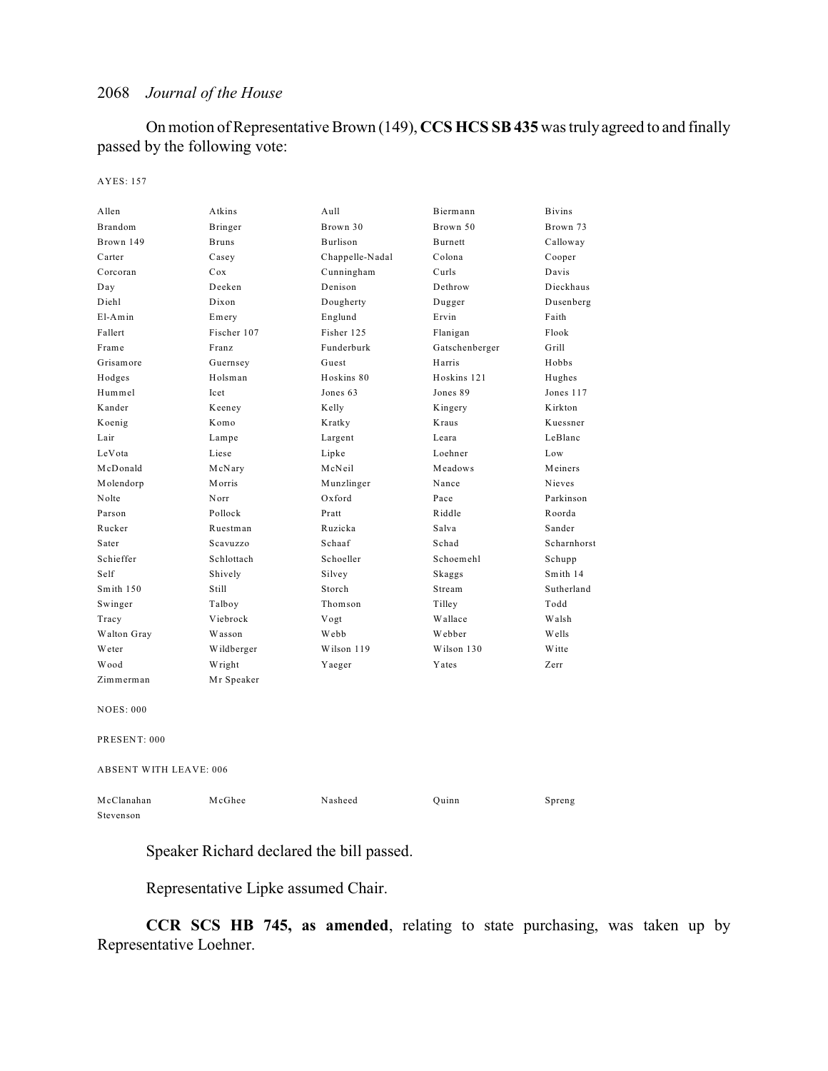On motion of Representative Brown (149), **CCS HCS SB 435** was truly agreed to and finally passed by the following vote:

AYES: 157

| | | | | |
|---|---|---|---|---|
| Allen | Atkins | Aull | Biermann | Bivins |
| Brandom | Bringer | Brown 30 | Brown 50 | Brown 73 |
| Brown 149 | Bruns | Burlison | Burnett | Calloway |
| Carter | Casey | Chappelle-Nadal | Colona | Cooper |
| Corcoran | Cox | Cunningham | Curls | Davis |
| Day | Deeken | Denison | Dethrow | Dieckhaus |
| Diehl | Dixon | Dougherty | Dugger | Dusenberg |
| El-Amin | Emery | Englund | Ervin | Faith |
| Fallert | Fischer 107 | Fisher 125 | Flanigan | Flook |
| Frame | Franz | Funderburk | Gatschenberger | Grill |
| Grisamore | Guernsey | Guest | Harris | Hobbs |
| Hodges | Holsman | Hoskins 80 | Hoskins 121 | Hughes |
| Hummel | Icet | Jones 63 | Jones 89 | Jones 117 |
| Kander | Keeney | Kelly | Kingery | Kirkton |
| Koenig | Komo | Kratky | Kraus | Kuessner |
| Lair | Lampe | Largent | Leara | LeBlanc |
| LeVota | Liese | Lipke | Loehner | Low |
| McDonald | McNary | McNeil | Meadows | Meiners |
| Molendorp | Morris | Munzlinger | Nance | Nieves |
| Nolte | Norr | Oxford | Pace | Parkinson |
| Parson | Pollock | Pratt | Riddle | Roorda |
| Rucker | Ruestman | Ruzicka | Salva | Sander |
| Sater | Scavuzzo | Schaaf | Schad | Scharnhorst |
| Schieffer | Schlottach | Schoeller | Schoemehl | Schupp |
| Self | Shively | Silvey | Skaggs | Smith 14 |
| Smith 150 | Still | Storch | Stream | Sutherland |
| Swinger | Talboy | Thomson | Tilley | Todd |
| Tracy | Viebrock | Vogt | Wallace | Walsh |
| Walton Gray | Wasson | Webb | Webber | Wells |
| Weter | Wildberger | Wilson 119 | Wilson 130 | Witte |
| Wood | Wright | Yaeger | Yates | Zerr |
| Zimmerman | Mr Speaker | | | |

NOES: 000

PRESENT: 000

ABSENT WITH LEAVE: 006

| | | | | |
|---|---|---|---|---|
| McClanahan | McGhee | Nasheed | Quinn | Spreng |
| Stevenson | | | | |

Speaker Richard declared the bill passed.

Representative Lipke assumed Chair.

**CCR SCS HB 745, as amended**, relating to state purchasing, was taken up by Representative Loehner.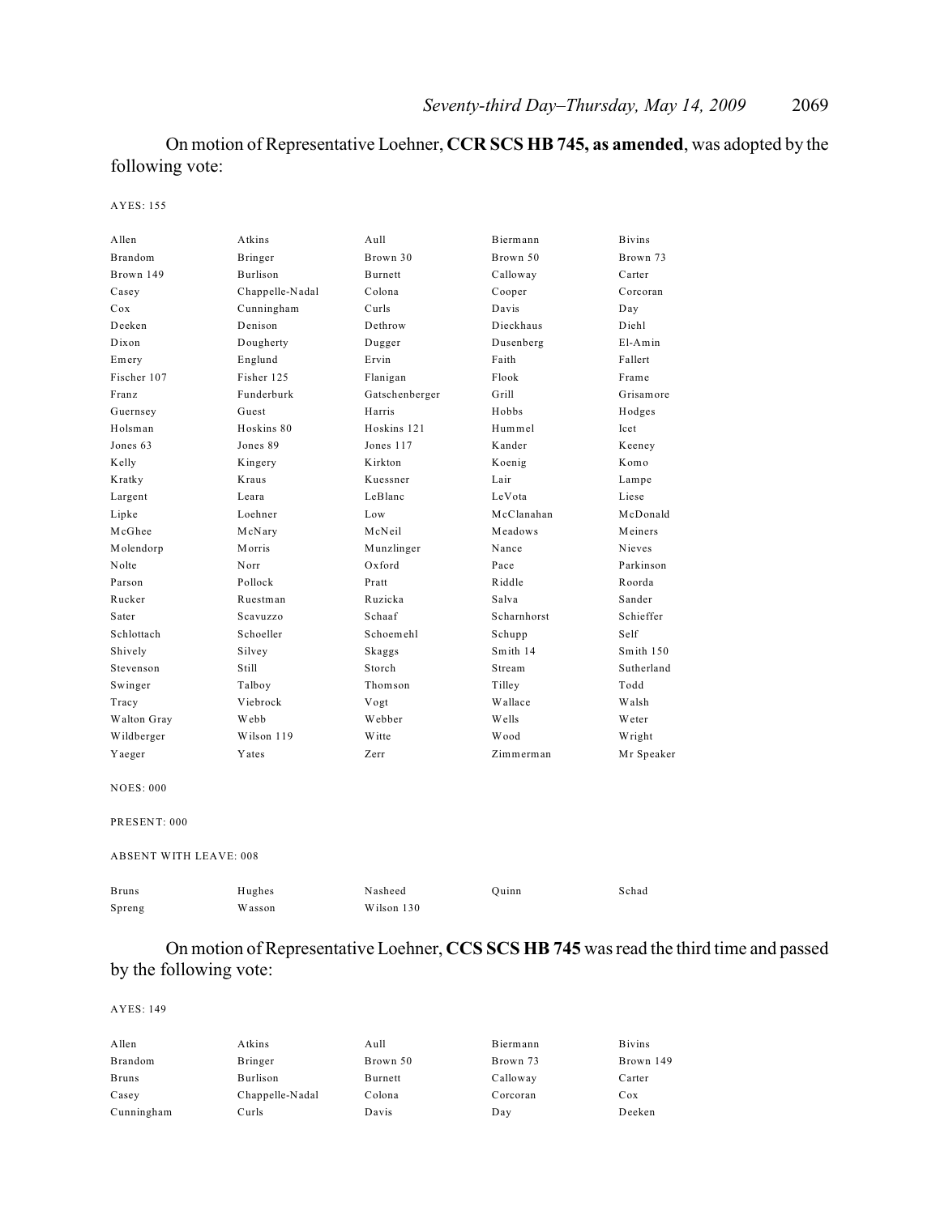On motion of Representative Loehner, **CCR SCS HB 745, as amended**, was adopted by the following vote:

AYES: 155

| | | | | |
|---|---|---|---|---|
| Allen | Atkins | Aull | Biermann | Bivins |
| Brandom | Bringer | Brown 30 | Brown 50 | Brown 73 |
| Brown 149 | Burlison | Burnett | Calloway | Carter |
| Casey | Chappelle-Nadal | Colona | Cooper | Corcoran |
| Cox | Cunningham | Curls | Davis | Day |
| Deeken | Denison | Dethrow | Dieckhaus | Diehl |
| Dixon | Dougherty | Dugger | Dusenberg | El-Amin |
| Emery | Englund | Ervin | Faith | Fallert |
| Fischer 107 | Fisher 125 | Flanigan | Flook | Frame |
| Franz | Funderburk | Gatschenberger | Grill | Grisamore |
| Guernsey | Guest | Harris | Hobbs | Hodges |
| Holsman | Hoskins 80 | Hoskins 121 | Hummel | Icet |
| Jones 63 | Jones 89 | Jones 117 | Kander | Keeney |
| Kelly | Kingery | Kirkton | Koenig | Komo |
| Kratky | Kraus | Kuessner | Lair | Lampe |
| Largent | Leara | LeBlanc | LeVota | Liese |
| Lipke | Loehner | Low | McClanahan | McDonald |
| McGhee | McNary | McNeil | Meadows | Meiners |
| Molendorp | Morris | Munzlinger | Nance | Nieves |
| Nolte | Norr | Oxford | Pace | Parkinson |
| Parson | Pollock | Pratt | Riddle | Roorda |
| Rucker | Ruestman | Ruzicka | Salva | Sander |
| Sater | Scavuzzo | Schaaf | Scharnhorst | Schieffer |
| Schlottach | Schoeller | Schoemehl | Schupp | Self |
| Shively | Silvey | Skaggs | Smith 14 | Smith 150 |
| Stevenson | Still | Storch | Stream | Sutherland |
| Swinger | Talboy | Thomson | Tilley | Todd |
| Tracy | Viebrock | Vogt | Wallace | Walsh |
| Walton Gray | Webb | Webber | Wells | Weter |
| Wildberger | Wilson 119 | Witte | Wood | Wright |
| Yaeger | Yates | Zerr | Zimmerman | Mr Speaker |

NOES: 000

PRESENT: 000

ABSENT WITH LEAVE: 008

| | | | | |
|---|---|---|---|---|
| Bruns | Hughes | Nasheed | Quinn | Schad |
| Spreng | Wasson | Wilson 130 | | |

On motion of Representative Loehner, **CCS SCS HB 745** was read the third time and passed by the following vote:

AYES: 149

| | | | | |
|---|---|---|---|---|
| Allen | Atkins | Aull | Biermann | Bivins |
| Brandom | Bringer | Brown 50 | Brown 73 | Brown 149 |
| Bruns | Burlison | Burnett | Calloway | Carter |
| Casey | Chappelle-Nadal | Colona | Corcoran | Cox |
| Cunningham | Curls | Davis | Day | Deeken |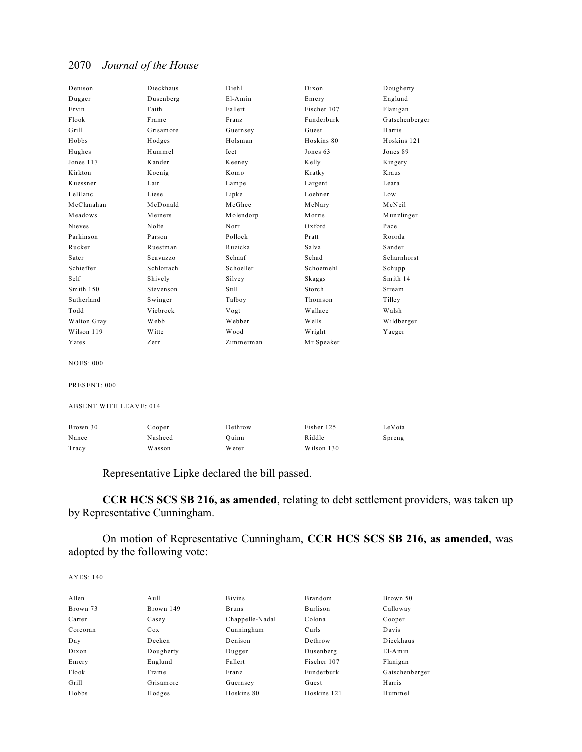| | | | | |
|---|---|---|---|---|
| Denison | Dieckhaus | Diehl | Dixon | Dougherty |
| Dugger | Dusenberg | El-Amin | Emery | Englund |
| Ervin | Faith | Fallert | Fischer 107 | Flanigan |
| Flook | Frame | Franz | Funderburk | Gatschenberger |
| Grill | Grisamore | Guernsey | Guest | Harris |
| Hobbs | Hodges | Holsman | Hoskins 80 | Hoskins 121 |
| Hughes | Hummel | Icet | Jones 63 | Jones 89 |
| Jones 117 | Kander | Keeney | Kelly | Kingery |
| Kirkton | Koenig | Komo | Kratky | Kraus |
| Kuessner | Lair | Lampe | Largent | Leara |
| LeBlanc | Liese | Lipke | Loehner | Low |
| McClanahan | McDonald | McGhee | McNary | McNeil |
| Meadows | Meiners | Molendorp | Morris | Munzlinger |
| Nieves | Nolte | Norr | Oxford | Pace |
| Parkinson | Parson | Pollock | Pratt | Roorda |
| Rucker | Ruestman | Ruzicka | Salva | Sander |
| Sater | Scavuzzo | Schaaf | Schad | Scharnhorst |
| Schieffer | Schlottach | Schoeller | Schoemehl | Schupp |
| Self | Shively | Silvey | Skaggs | Smith 14 |
| Smith 150 | Stevenson | Still | Storch | Stream |
| Sutherland | Swinger | Talboy | Thomson | Tilley |
| Todd | Viebrock | Vogt | Wallace | Walsh |
| Walton Gray | Webb | Webber | Wells | Wildberger |
| Wilson 119 | Witte | Wood | Wright | Yaeger |
| Yates | Zerr | Zimmerman | Mr Speaker | |

NOES: 000

PRESENT: 000

ABSENT WITH LEAVE: 014

| | | | | |
|---|---|---|---|---|
| Brown 30 | Cooper | Dethrow | Fisher 125 | LeVota |
| Nance | Nasheed | Quinn | Riddle | Spreng |
| Tracy | Wasson | Weter | Wilson 130 | |

Representative Lipke declared the bill passed.

**CCR HCS SCS SB 216, as amended**, relating to debt settlement providers, was taken up by Representative Cunningham.

On motion of Representative Cunningham, **CCR HCS SCS SB 216, as amended**, was adopted by the following vote:

AYES: 140

| | | | | |
|---|---|---|---|---|
| Allen | Aull | Bivins | Brandom | Brown 50 |
| Brown 73 | Brown 149 | Bruns | Burlison | Calloway |
| Carter | Casey | Chappelle-Nadal | Colona | Cooper |
| Corcoran | Cox | Cunningham | Curls | Davis |
| Day | Deeken | Denison | Dethrow | Dieckhaus |
| Dixon | Dougherty | Dugger | Dusenberg | El-Amin |
| Emery | Englund | Fallert | Fischer 107 | Flanigan |
| Flook | Frame | Franz | Funderburk | Gatschenberger |
| Grill | Grisamore | Guernsey | Guest | Harris |
| Hobbs | Hodges | Hoskins 80 | Hoskins 121 | Hummel |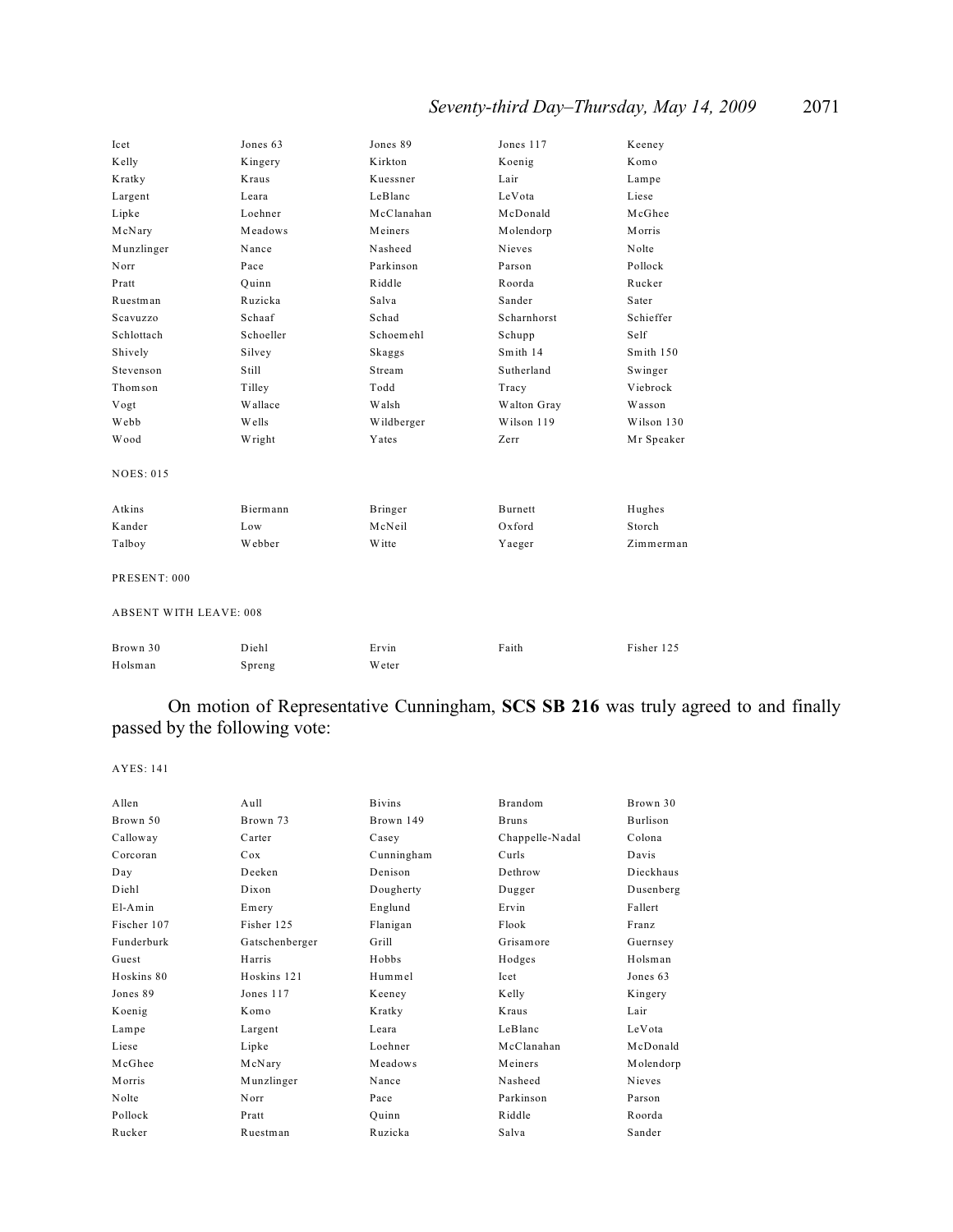| | | | | |
|---|---|---|---|---|
| Icet | Jones 63 | Jones 89 | Jones 117 | Keeney |
| Kelly | Kingery | Kirkton | Koenig | Komo |
| Kratky | Kraus | Kuessner | Lair | Lampe |
| Largent | Leara | LeBlanc | LeVota | Liese |
| Lipke | Loehner | McClanahan | McDonald | McGhee |
| McNary | Meadows | Meiners | Molendorp | Morris |
| Munzlinger | Nance | Nasheed | Nieves | Nolte |
| Norr | Pace | Parkinson | Parson | Pollock |
| Pratt | Quinn | Riddle | Roorda | Rucker |
| Ruestman | Ruzicka | Salva | Sander | Sater |
| Scavuzzo | Schaaf | Schad | Scharnhorst | Schieffer |
| Schlottach | Schoeller | Schoemehl | Schupp | Self |
| Shively | Silvey | Skaggs | Smith 14 | Smith 150 |
| Stevenson | Still | Stream | Sutherland | Swinger |
| Thomson | Tilley | Todd | Tracy | Viebrock |
| Vogt | Wallace | Walsh | Walton Gray | Wasson |
| Webb | Wells | Wildberger | Wilson 119 | Wilson 130 |
| Wood | Wright | Yates | Zerr | Mr Speaker |

NOES: 015

| | | | | |
|---|---|---|---|---|
| Atkins | Biermann | Bringer | Burnett | Hughes |
| Kander | Low | McNeil | Oxford | Storch |
| Talboy | Webber | Witte | Yaeger | Zimmerman |

PRESENT: 000

ABSENT WITH LEAVE: 008

| | | | | |
|---|---|---|---|---|
| Brown 30 | Diehl | Ervin | Faith | Fisher 125 |
| Holsman | Spreng | Weter | | |

On motion of Representative Cunningham, **SCS SB 216** was truly agreed to and finally passed by the following vote:

AYES: 141

| | | | | |
|---|---|---|---|---|
| Allen | Aull | Bivins | Brandom | Brown 30 |
| Brown 50 | Brown 73 | Brown 149 | Bruns | Burlison |
| Calloway | Carter | Casey | Chappelle-Nadal | Colona |
| Corcoran | Cox | Cunningham | Curls | Davis |
| Day | Deeken | Denison | Dethrow | Dieckhaus |
| Diehl | Dixon | Dougherty | Dugger | Dusenberg |
| El-Amin | Emery | Englund | Ervin | Fallert |
| Fischer 107 | Fisher 125 | Flanigan | Flook | Franz |
| Funderburk | Gatschenberger | Grill | Grisamore | Guernsey |
| Guest | Harris | Hobbs | Hodges | Holsman |
| Hoskins 80 | Hoskins 121 | Hummel | Icet | Jones 63 |
| Jones 89 | Jones 117 | Keeney | Kelly | Kingery |
| Koenig | Komo | Kratky | Kraus | Lair |
| Lampe | Largent | Leara | LeBlanc | LeVota |
| Liese | Lipke | Loehner | McClanahan | McDonald |
| McGhee | McNary | Meadows | Meiners | Molendorp |
| Morris | Munzlinger | Nance | Nasheed | Nieves |
| Nolte | Norr | Pace | Parkinson | Parson |
| Pollock | Pratt | Quinn | Riddle | Roorda |
| Rucker | Ruestman | Ruzicka | Salva | Sander |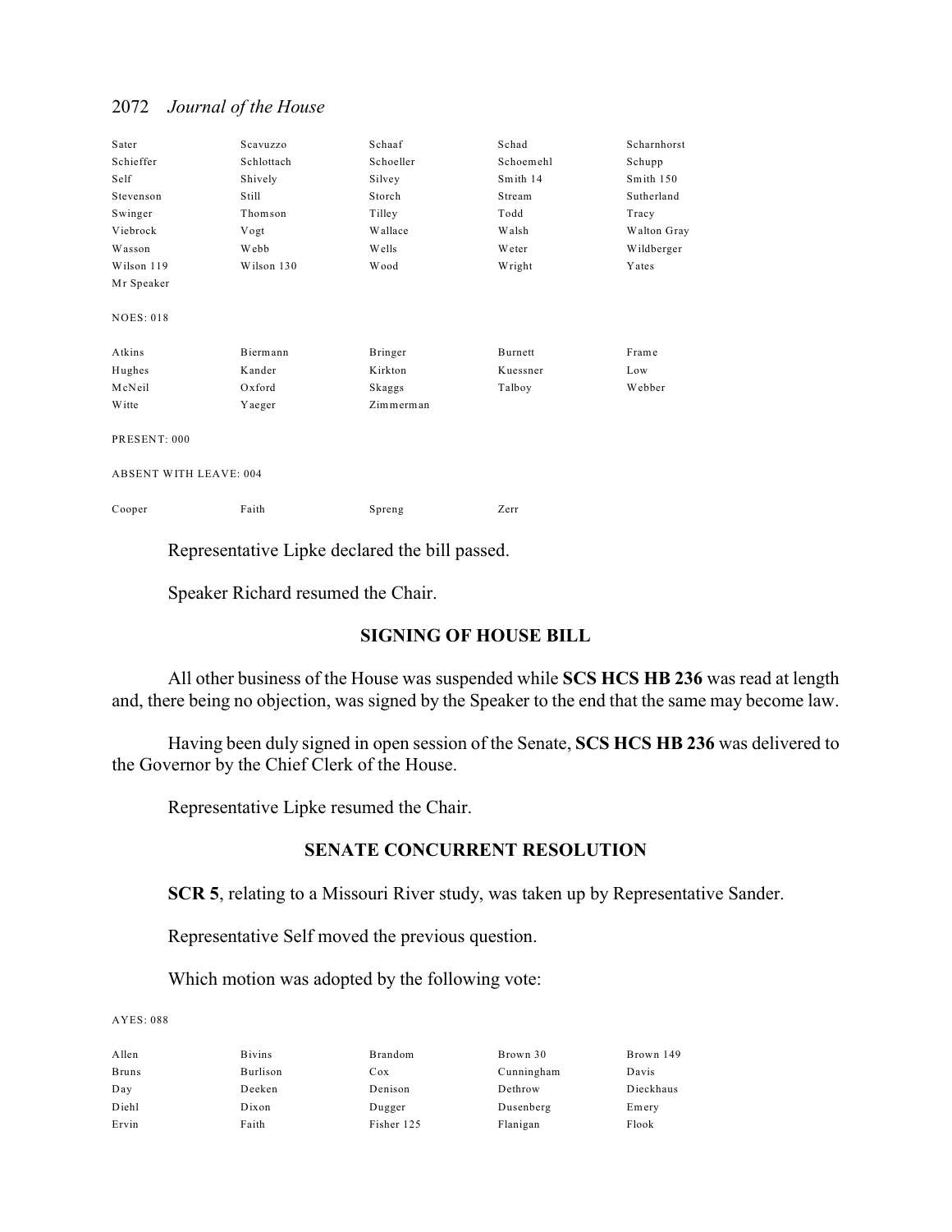| Sater | Scavuzzo | Schaaf | Schad | Scharnhorst |
|---|---|---|---|---|
| Schieffer | Schlottach | Schoeller | Schoemehl | Schupp |
| Self | Shively | Silvey | Smith 14 | Smith 150 |
| Stevenson | Still | Storch | Stream | Sutherland |
| Swinger | Thomson | Tilley | Todd | Tracy |
| Viebrock | Vogt | Wallace | Walsh | Walton Gray |
| Wasson | Webb | Wells | Weter | Wildberger |
| Wilson 119 | Wilson 130 | Wood | Wright | Yates |
| Mr Speaker | | | | |

NOES: 018

| Atkins | Biermann | Bringer | Burnett | Frame |
|---|---|---|---|---|
| Hughes | Kander | Kirkton | Kuessner | Low |
| McNeil | Oxford | Skaggs | Talboy | Webber |
| Witte | Yaeger | Zimmerman | | |

PRESENT: 000

ABSENT WITH LEAVE: 004

| Cooper | Faith | Spreng | Zerr |
|---|---|---|---|

Representative Lipke declared the bill passed.

Speaker Richard resumed the Chair.

## SIGNING OF HOUSE BILL

All other business of the House was suspended while **SCS HCS HB 236** was read at length and, there being no objection, was signed by the Speaker to the end that the same may become law.

Having been duly signed in open session of the Senate, **SCS HCS HB 236** was delivered to the Governor by the Chief Clerk of the House.

Representative Lipke resumed the Chair.

## SENATE CONCURRENT RESOLUTION

**SCR 5**, relating to a Missouri River study, was taken up by Representative Sander.

Representative Self moved the previous question.

Which motion was adopted by the following vote:

AYES: 088

| Allen | Bivins | Brandom | Brown 30 | Brown 149 |
|---|---|---|---|---|
| Bruns | Burlison | Cox | Cunningham | Davis |
| Day | Deeken | Denison | Dethrow | Dieckhaus |
| Diehl | Dixon | Dugger | Dusenberg | Emery |
| Ervin | Faith | Fisher 125 | Flanigan | Flook |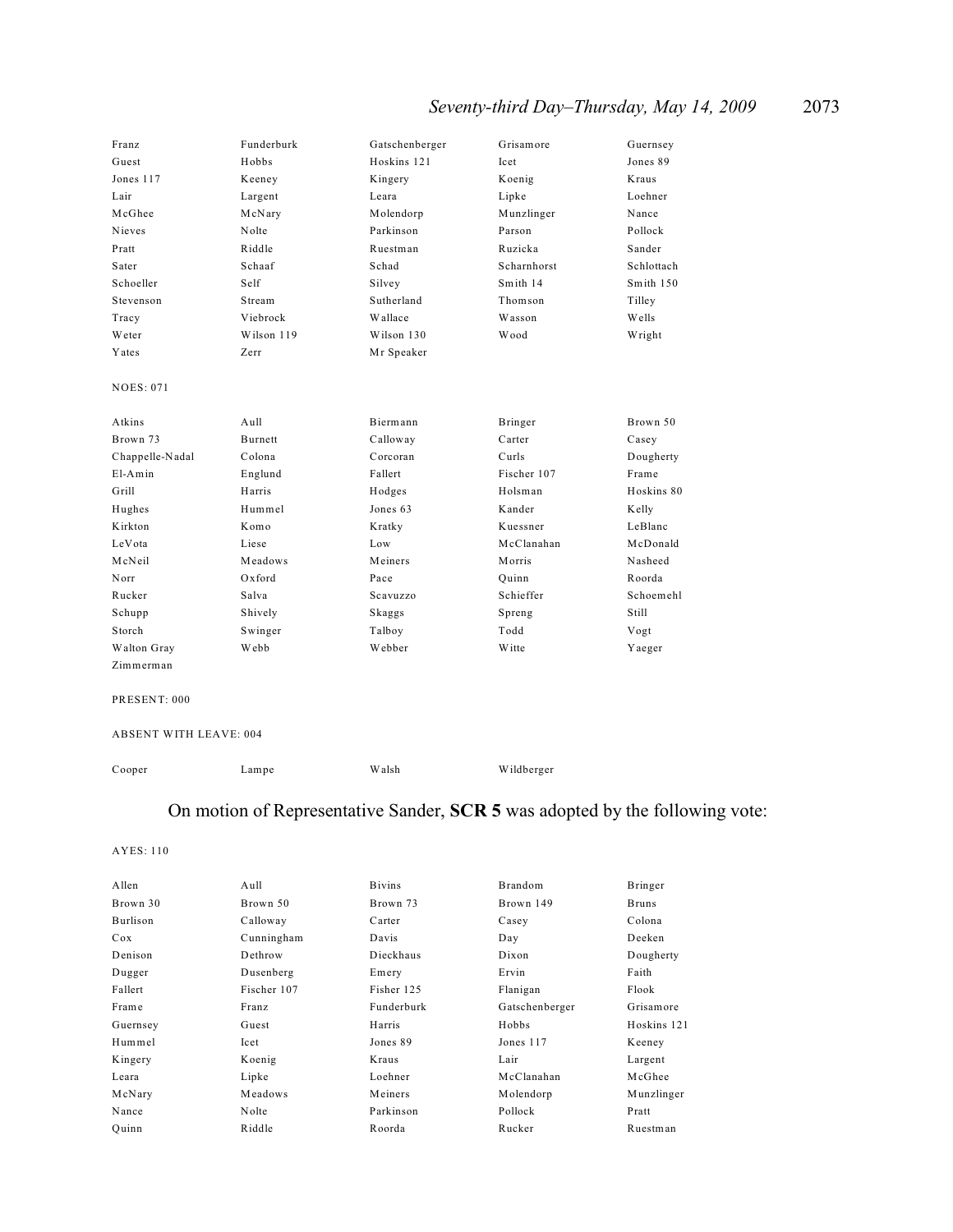| | | | | |
|---|---|---|---|---|
| Franz | Funderburk | Gatschenberger | Grisamore | Guernsey |
| Guest | Hobbs | Hoskins 121 | Icet | Jones 89 |
| Jones 117 | Keeney | Kingery | Koenig | Kraus |
| Lair | Largent | Leara | Lipke | Loehner |
| McGhee | McNary | Molendorp | Munzlinger | Nance |
| Nieves | Nolte | Parkinson | Parson | Pollock |
| Pratt | Riddle | Ruestman | Ruzicka | Sander |
| Sater | Schaaf | Schad | Scharnhorst | Schlottach |
| Schoeller | Self | Silvey | Smith 14 | Smith 150 |
| Stevenson | Stream | Sutherland | Thomson | Tilley |
| Tracy | Viebrock | Wallace | Wasson | Wells |
| Weter | Wilson 119 | Wilson 130 | Wood | Wright |
| Yates | Zerr | Mr Speaker | | |

NOES: 071

| | | | | |
|---|---|---|---|---|
| Atkins | Aull | Biermann | Bringer | Brown 50 |
| Brown 73 | Burnett | Calloway | Carter | Casey |
| Chappelle-Nadal | Colona | Corcoran | Curls | Dougherty |
| El-Amin | Englund | Fallert | Fischer 107 | Frame |
| Grill | Harris | Hodges | Holsman | Hoskins 80 |
| Hughes | Hummel | Jones 63 | Kander | Kelly |
| Kirkton | Komo | Kratky | Kuessner | LeBlanc |
| LeVota | Liese | Low | McClanahan | McDonald |
| McNeil | Meadows | Meiners | Morris | Nasheed |
| Norr | Oxford | Pace | Quinn | Roorda |
| Rucker | Salva | Scavuzzo | Schieffer | Schoemehl |
| Schupp | Shively | Skaggs | Spreng | Still |
| Storch | Swinger | Talboy | Todd | Vogt |
| Walton Gray | Webb | Webber | Witte | Yaeger |
| Zimmerman | | | | |

PRESENT: 000

ABSENT WITH LEAVE: 004

| | | | |
|---|---|---|---|
| Cooper | Lampe | Walsh | Wildberger |

On motion of Representative Sander, **SCR 5** was adopted by the following vote:

AYES: 110

| | | | | |
|---|---|---|---|---|
| Allen | Aull | Bivins | Brandom | Bringer |
| Brown 30 | Brown 50 | Brown 73 | Brown 149 | Bruns |
| Burlison | Calloway | Carter | Casey | Colona |
| Cox | Cunningham | Davis | Day | Deeken |
| Denison | Dethrow | Dieckhaus | Dixon | Dougherty |
| Dugger | Dusenberg | Emery | Ervin | Faith |
| Fallert | Fischer 107 | Fisher 125 | Flanigan | Flook |
| Frame | Franz | Funderburk | Gatschenberger | Grisamore |
| Guernsey | Guest | Harris | Hobbs | Hoskins 121 |
| Hummel | Icet | Jones 89 | Jones 117 | Keeney |
| Kingery | Koenig | Kraus | Lair | Largent |
| Leara | Lipke | Loehner | McClanahan | McGhee |
| McNary | Meadows | Meiners | Molendorp | Munzlinger |
| Nance | Nolte | Parkinson | Pollock | Pratt |
| Quinn | Riddle | Roorda | Rucker | Ruestman |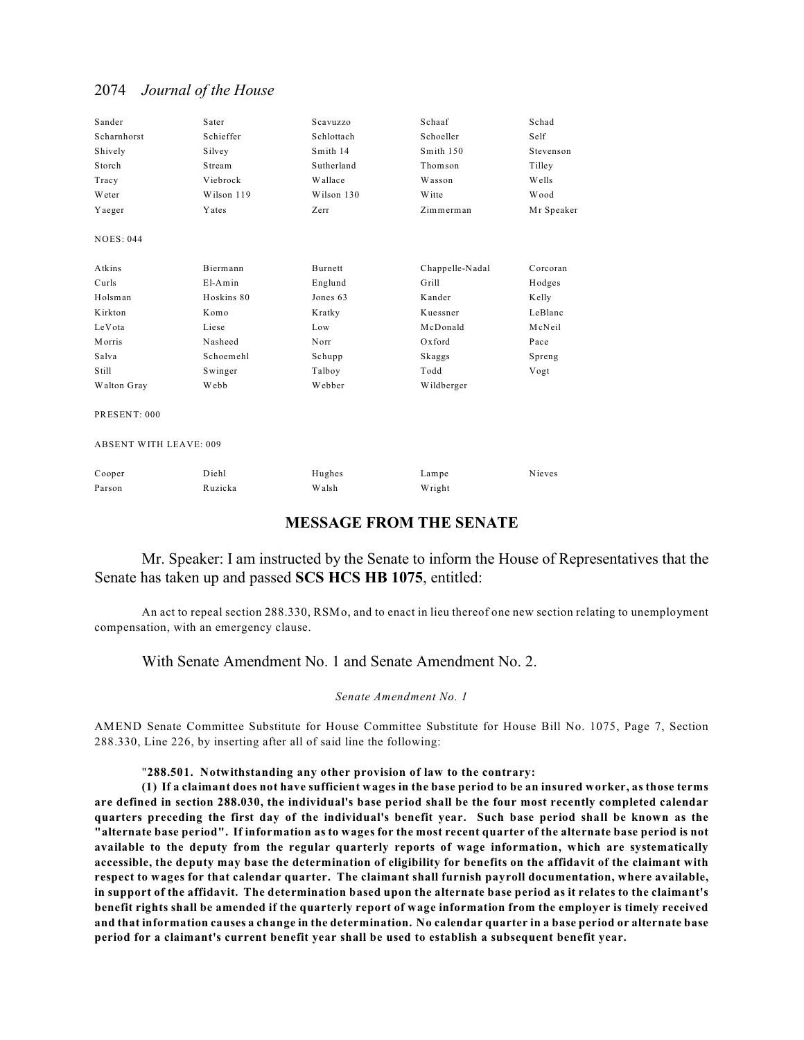| | | | | |
|---|---|---|---|---|
| Sander | Sater | Scavuzzo | Schaaf | Schad |
| Scharnhorst | Schieffer | Schlottach | Schoeller | Self |
| Shively | Silvey | Smith 14 | Smith 150 | Stevenson |
| Storch | Stream | Sutherland | Thomson | Tilley |
| Tracy | Viebrock | Wallace | Wasson | Wells |
| Weter | Wilson 119 | Wilson 130 | Witte | Wood |
| Yaeger | Yates | Zerr | Zimmerman | Mr Speaker |

NOES: 044

| | | | | |
|---|---|---|---|---|
| Atkins | Biermann | Burnett | Chappelle-Nadal | Corcoran |
| Curls | El-Amin | Englund | Grill | Hodges |
| Holsman | Hoskins 80 | Jones 63 | Kander | Kelly |
| Kirkton | Komo | Kratky | Kuessner | LeBlanc |
| LeVota | Liese | Low | McDonald | McNeil |
| Morris | Nasheed | Norr | Oxford | Pace |
| Salva | Schoemehl | Schupp | Skaggs | Spreng |
| Still | Swinger | Talboy | Todd | Vogt |
| Walton Gray | Webb | Webber | Wildberger | |

PRESENT: 000

ABSENT WITH LEAVE: 009

| | | | | |
|---|---|---|---|---|
| Cooper | Diehl | Hughes | Lampe | Nieves |
| Parson | Ruzicka | Walsh | Wright | |

## MESSAGE FROM THE SENATE

Mr. Speaker: I am instructed by the Senate to inform the House of Representatives that the Senate has taken up and passed **SCS HCS HB 1075**, entitled:

An act to repeal section 288.330, RSMo, and to enact in lieu thereof one new section relating to unemployment compensation, with an emergency clause.

With Senate Amendment No. 1 and Senate Amendment No. 2.

*Senate Amendment No. 1*

AMEND Senate Committee Substitute for House Committee Substitute for House Bill No. 1075, Page 7, Section 288.330, Line 226, by inserting after all of said line the following:

"**288.501. Notwithstanding any other provision of law to the contrary:**

**(1) If a claimant does not have sufficient wages in the base period to be an insured worker, as those terms are defined in section 288.030, the individual's base period shall be the four most recently completed calendar quarters preceding the first day of the individual's benefit year. Such base period shall be known as the "alternate base period". If information as to wages for the most recent quarter of the alternate base period is not available to the deputy from the regular quarterly reports of wage information, which are systematically accessible, the deputy may base the determination of eligibility for benefits on the affidavit of the claimant with respect to wages for that calendar quarter. The claimant shall furnish payroll documentation, where available, in support of the affidavit. The determination based upon the alternate base period as it relates to the claimant's benefit rights shall be amended if the quarterly report of wage information from the employer is timely received and that information causes a change in the determination. No calendar quarter in a base period or alternate base period for a claimant's current benefit year shall be used to establish a subsequent benefit year.**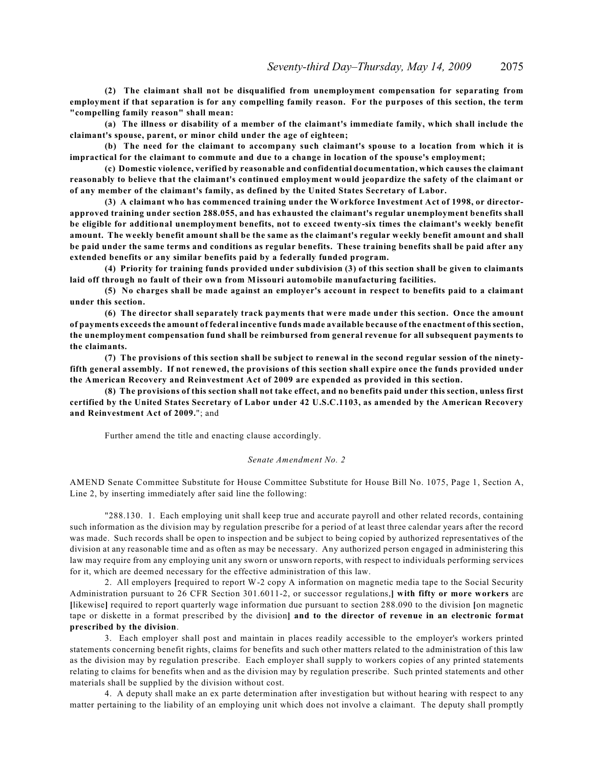**(2) The claimant shall not be disqualified from unemployment compensation for separating from employment if that separation is for any compelling family reason. For the purposes of this section, the term "compelling family reason" shall mean:**

**(a) The illness or disability of a member of the claimant's immediate family, which shall include the claimant's spouse, parent, or minor child under the age of eighteen;**

**(b) The need for the claimant to accompany such claimant's spouse to a location from which it is impractical for the claimant to commute and due to a change in location of the spouse's employment;**

**(c) Domestic violence, verified by reasonable and confidential documentation, which causes the claimant reasonably to believe that the claimant's continued employment would jeopardize the safety of the claimant or of any member of the claimant's family, as defined by the United States Secretary of Labor.**

**(3) A claimant who has commenced training under the Workforce Investment Act of 1998, or director-approved training under section 288.055, and has exhausted the claimant's regular unemployment benefits shall be eligible for additional unemployment benefits, not to exceed twenty-six times the claimant's weekly benefit amount. The weekly benefit amount shall be the same as the claimant's regular weekly benefit amount and shall be paid under the same terms and conditions as regular benefits. These training benefits shall be paid after any extended benefits or any similar benefits paid by a federally funded program.**

**(4) Priority for training funds provided under subdivision (3) of this section shall be given to claimants laid off through no fault of their own from Missouri automobile manufacturing facilities.**

**(5) No charges shall be made against an employer's account in respect to benefits paid to a claimant under this section.**

**(6) The director shall separately track payments that were made under this section. Once the amount of payments exceeds the amount of federal incentive funds made available because of the enactment of this section, the unemployment compensation fund shall be reimbursed from general revenue for all subsequent payments to the claimants.**

**(7) The provisions of this section shall be subject to renewal in the second regular session of the ninety-fifth general assembly. If not renewed, the provisions of this section shall expire once the funds provided under the American Recovery and Reinvestment Act of 2009 are expended as provided in this section.**

**(8) The provisions of this section shall not take effect, and no benefits paid under this section, unless first certified by the United States Secretary of Labor under 42 U.S.C.1103, as amended by the American Recovery and Reinvestment Act of 2009.**"; and

Further amend the title and enacting clause accordingly.

*Senate Amendment No. 2*

AMEND Senate Committee Substitute for House Committee Substitute for House Bill No. 1075, Page 1, Section A, Line 2, by inserting immediately after said line the following:

"288.130. 1. Each employing unit shall keep true and accurate payroll and other related records, containing such information as the division may by regulation prescribe for a period of at least three calendar years after the record was made. Such records shall be open to inspection and be subject to being copied by authorized representatives of the division at any reasonable time and as often as may be necessary. Any authorized person engaged in administering this law may require from any employing unit any sworn or unsworn reports, with respect to individuals performing services for it, which are deemed necessary for the effective administration of this law.

2. All employers [required to report W-2 copy A information on magnetic media tape to the Social Security Administration pursuant to 26 CFR Section 301.6011-2, or successor regulations,] **with fifty or more workers** are [likewise] required to report quarterly wage information due pursuant to section 288.090 to the division [on magnetic tape or diskette in a format prescribed by the division] **and to the director of revenue in an electronic format prescribed by the division**.

3. Each employer shall post and maintain in places readily accessible to the employer's workers printed statements concerning benefit rights, claims for benefits and such other matters related to the administration of this law as the division may by regulation prescribe. Each employer shall supply to workers copies of any printed statements relating to claims for benefits when and as the division may by regulation prescribe. Such printed statements and other materials shall be supplied by the division without cost.

4. A deputy shall make an ex parte determination after investigation but without hearing with respect to any matter pertaining to the liability of an employing unit which does not involve a claimant. The deputy shall promptly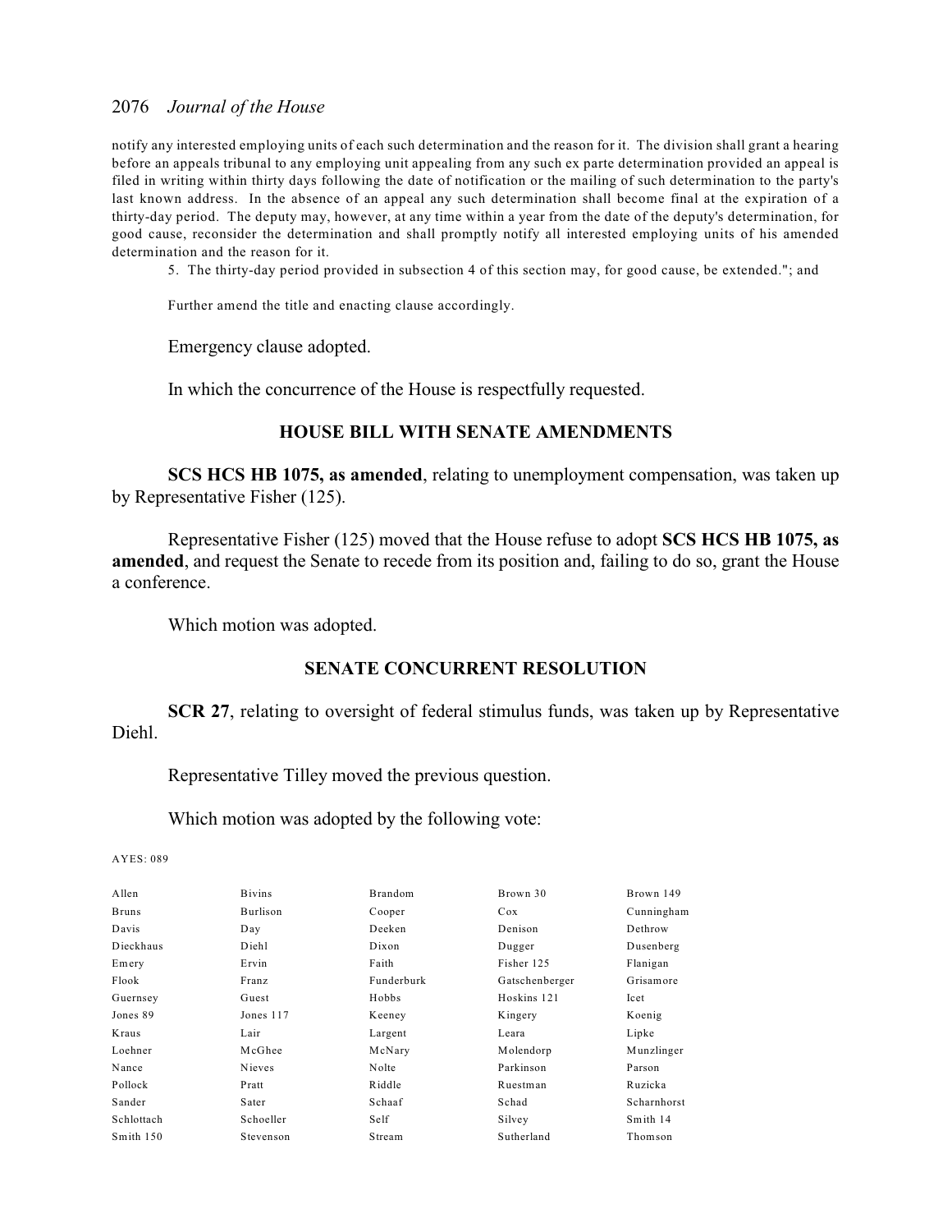notify any interested employing units of each such determination and the reason for it. The division shall grant a hearing before an appeals tribunal to any employing unit appealing from any such ex parte determination provided an appeal is filed in writing within thirty days following the date of notification or the mailing of such determination to the party's last known address. In the absence of an appeal any such determination shall become final at the expiration of a thirty-day period. The deputy may, however, at any time within a year from the date of the deputy's determination, for good cause, reconsider the determination and shall promptly notify all interested employing units of his amended determination and the reason for it.

5. The thirty-day period provided in subsection 4 of this section may, for good cause, be extended."; and

Further amend the title and enacting clause accordingly.

Emergency clause adopted.

In which the concurrence of the House is respectfully requested.

### HOUSE BILL WITH SENATE AMENDMENTS

**SCS HCS HB 1075, as amended**, relating to unemployment compensation, was taken up by Representative Fisher (125).

Representative Fisher (125) moved that the House refuse to adopt **SCS HCS HB 1075, as amended**, and request the Senate to recede from its position and, failing to do so, grant the House a conference.

Which motion was adopted.

### SENATE CONCURRENT RESOLUTION

**SCR 27**, relating to oversight of federal stimulus funds, was taken up by Representative Diehl.

Representative Tilley moved the previous question.

Which motion was adopted by the following vote:

AYES: 089

| | | | | |
|---|---|---|---|---|
| Allen | Bivins | Brandom | Brown 30 | Brown 149 |
| Bruns | Burlison | Cooper | Cox | Cunningham |
| Davis | Day | Deeken | Denison | Dethrow |
| Dieckhaus | Diehl | Dixon | Dugger | Dusenberg |
| Emery | Ervin | Faith | Fisher 125 | Flanigan |
| Flook | Franz | Funderburk | Gatschenberger | Grisamore |
| Guernsey | Guest | Hobbs | Hoskins 121 | Icet |
| Jones 89 | Jones 117 | Keeney | Kingery | Koenig |
| Kraus | Lair | Largent | Leara | Lipke |
| Loehner | McGhee | McNary | Molendorp | Munzlinger |
| Nance | Nieves | Nolte | Parkinson | Parson |
| Pollock | Pratt | Riddle | Ruestman | Ruzicka |
| Sander | Sater | Schaaf | Schad | Scharnhorst |
| Schlottach | Schoeller | Self | Silvey | Smith 14 |
| Smith 150 | Stevenson | Stream | Sutherland | Thomson |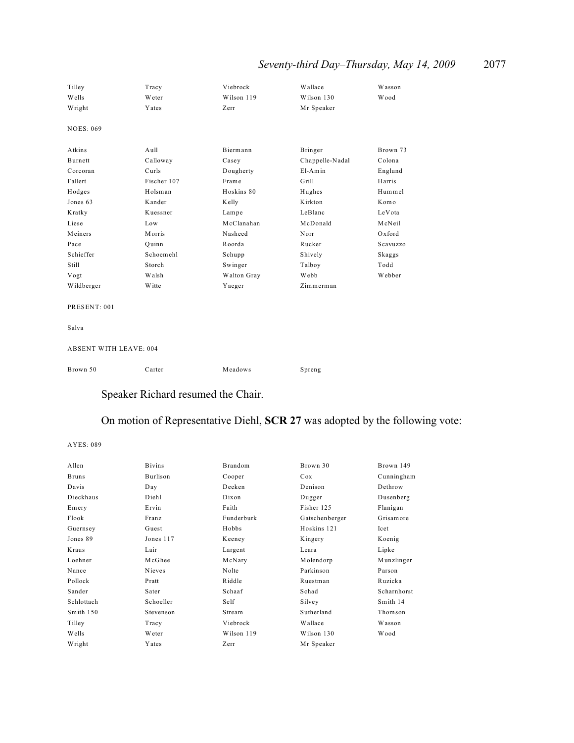| | | | | |
|---|---|---|---|---|
| Tilley | Tracy | Viebrock | Wallace | Wasson |
| Wells | Weter | Wilson 119 | Wilson 130 | Wood |
| Wright | Yates | Zerr | Mr Speaker | |

NOES: 069

| | | | | |
|---|---|---|---|---|
| Atkins | Aull | Biermann | Bringer | Brown 73 |
| Burnett | Calloway | Casey | Chappelle-Nadal | Colona |
| Corcoran | Curls | Dougherty | El-Amin | Englund |
| Fallert | Fischer 107 | Frame | Grill | Harris |
| Hodges | Holsman | Hoskins 80 | Hughes | Hummel |
| Jones 63 | Kander | Kelly | Kirkton | Komo |
| Kratky | Kuessner | Lampe | LeBlanc | LeVota |
| Liese | Low | McClanahan | McDonald | McNeil |
| Meiners | Morris | Nasheed | Norr | Oxford |
| Pace | Quinn | Roorda | Rucker | Scavuzzo |
| Schieffer | Schoemehl | Schupp | Shively | Skaggs |
| Still | Storch | Swinger | Talboy | Todd |
| Vogt | Walsh | Walton Gray | Webb | Webber |
| Wildberger | Witte | Yaeger | Zimmerman | |

PRESENT: 001

Salva

ABSENT WITH LEAVE: 004

| | | | |
|---|---|---|---|
| Brown 50 | Carter | Meadows | Spreng |

Speaker Richard resumed the Chair.

On motion of Representative Diehl, **SCR 27** was adopted by the following vote:

AYES: 089

| | | | | |
|---|---|---|---|---|
| Allen | Bivins | Brandom | Brown 30 | Brown 149 |
| Bruns | Burlison | Cooper | Cox | Cunningham |
| Davis | Day | Deeken | Denison | Dethrow |
| Dieckhaus | Diehl | Dixon | Dugger | Dusenberg |
| Emery | Ervin | Faith | Fisher 125 | Flanigan |
| Flook | Franz | Funderburk | Gatschenberger | Grisamore |
| Guernsey | Guest | Hobbs | Hoskins 121 | Icet |
| Jones 89 | Jones 117 | Keeney | Kingery | Koenig |
| Kraus | Lair | Largent | Leara | Lipke |
| Loehner | McGhee | McNary | Molendorp | Munzlinger |
| Nance | Nieves | Nolte | Parkinson | Parson |
| Pollock | Pratt | Riddle | Ruestman | Ruzicka |
| Sander | Sater | Schaaf | Schad | Scharnhorst |
| Schlottach | Schoeller | Self | Silvey | Smith 14 |
| Smith 150 | Stevenson | Stream | Sutherland | Thomson |
| Tilley | Tracy | Viebrock | Wallace | Wasson |
| Wells | Weter | Wilson 119 | Wilson 130 | Wood |
| Wright | Yates | Zerr | Mr Speaker | |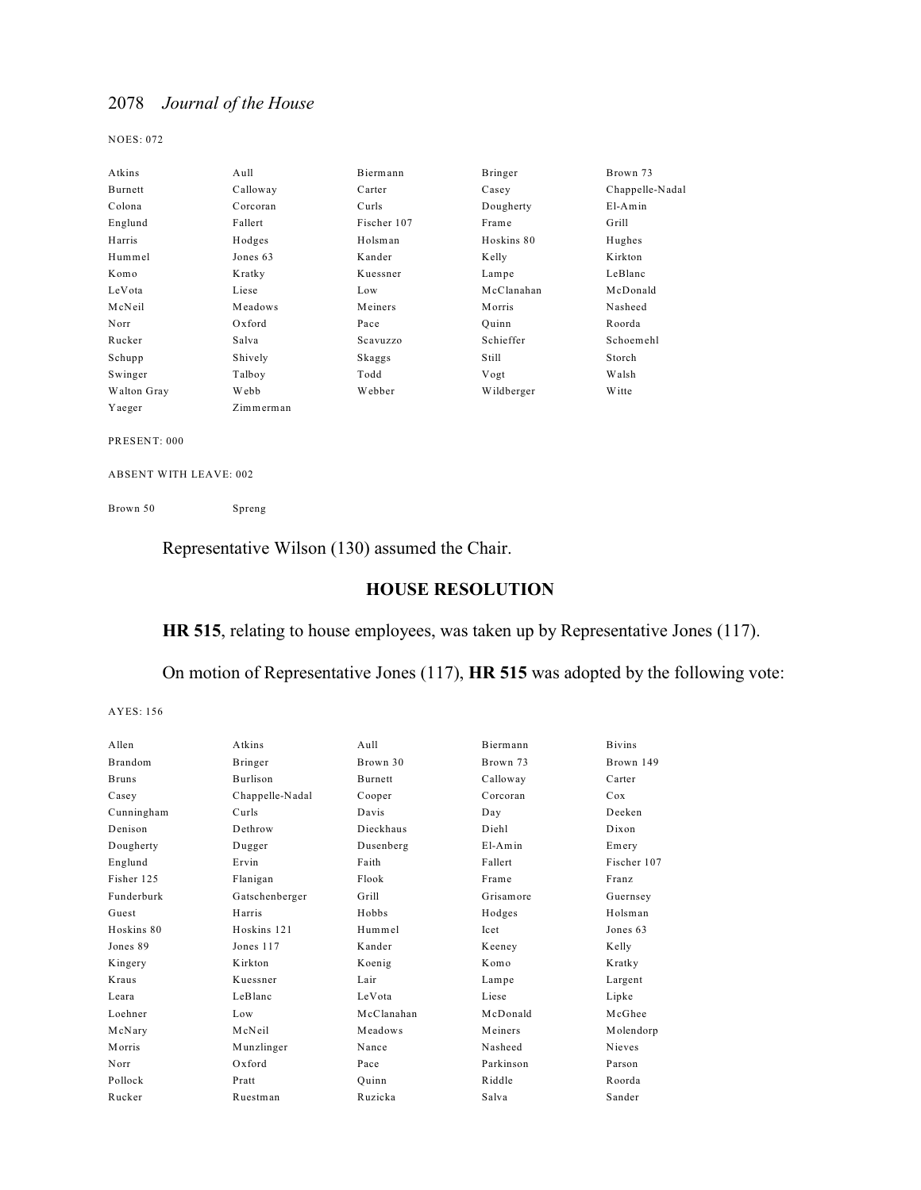NOES: 072

| | | | | |
|---|---|---|---|---|
| Atkins | Aull | Biermann | Bringer | Brown 73 |
| Burnett | Calloway | Carter | Casey | Chappelle-Nadal |
| Colona | Corcoran | Curls | Dougherty | El-Amin |
| Englund | Fallert | Fischer 107 | Frame | Grill |
| Harris | Hodges | Holsman | Hoskins 80 | Hughes |
| Hummel | Jones 63 | Kander | Kelly | Kirkton |
| Komo | Kratky | Kuessner | Lampe | LeBlanc |
| LeVota | Liese | Low | McClanahan | McDonald |
| McNeil | Meadows | Meiners | Morris | Nasheed |
| Norr | Oxford | Pace | Quinn | Roorda |
| Rucker | Salva | Scavuzzo | Schieffer | Schoemehl |
| Schupp | Shively | Skaggs | Still | Storch |
| Swinger | Talboy | Todd | Vogt | Walsh |
| Walton Gray | Webb | Webber | Wildberger | Witte |
| Yaeger | Zimmerman | | | |

PRESENT: 000

ABSENT WITH LEAVE: 002

| | |
|---|---|
| Brown 50 | Spreng |

Representative Wilson (130) assumed the Chair.

## HOUSE RESOLUTION

**HR 515**, relating to house employees, was taken up by Representative Jones (117).

On motion of Representative Jones (117), **HR 515** was adopted by the following vote:

AYES: 156

| | | | | |
|---|---|---|---|---|
| Allen | Atkins | Aull | Biermann | Bivins |
| Brandom | Bringer | Brown 30 | Brown 73 | Brown 149 |
| Bruns | Burlison | Burnett | Calloway | Carter |
| Casey | Chappelle-Nadal | Cooper | Corcoran | Cox |
| Cunningham | Curls | Davis | Day | Deeken |
| Denison | Dethrow | Dieckhaus | Diehl | Dixon |
| Dougherty | Dugger | Dusenberg | El-Amin | Emery |
| Englund | Ervin | Faith | Fallert | Fischer 107 |
| Fisher 125 | Flanigan | Flook | Frame | Franz |
| Funderburk | Gatschenberger | Grill | Grisamore | Guernsey |
| Guest | Harris | Hobbs | Hodges | Holsman |
| Hoskins 80 | Hoskins 121 | Hummel | Icet | Jones 63 |
| Jones 89 | Jones 117 | Kander | Keeney | Kelly |
| Kingery | Kirkton | Koenig | Komo | Kratky |
| Kraus | Kuessner | Lair | Lampe | Largent |
| Leara | LeBlanc | LeVota | Liese | Lipke |
| Loehner | Low | McClanahan | McDonald | McGhee |
| McNary | McNeil | Meadows | Meiners | Molendorp |
| Morris | Munzlinger | Nance | Nasheed | Nieves |
| Norr | Oxford | Pace | Parkinson | Parson |
| Pollock | Pratt | Quinn | Riddle | Roorda |
| Rucker | Ruestman | Ruzicka | Salva | Sander |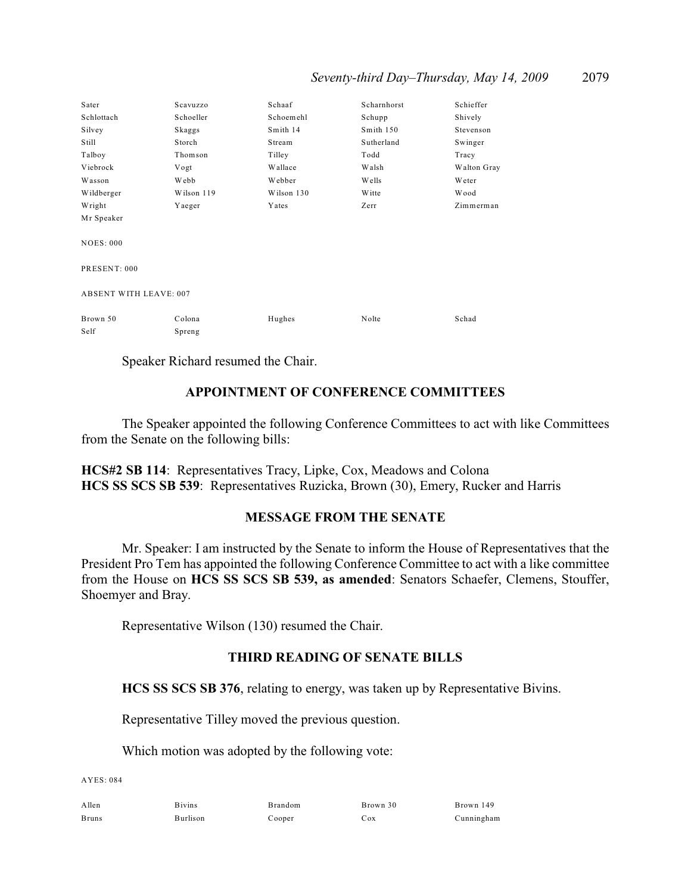| | | | | |
|---|---|---|---|---|
| Sater | Scavuzzo | Schaaf | Scharnhorst | Schieffer |
| Schlottach | Schoeller | Schoemehl | Schupp | Shively |
| Silvey | Skaggs | Smith 14 | Smith 150 | Stevenson |
| Still | Storch | Stream | Sutherland | Swinger |
| Talboy | Thomson | Tilley | Todd | Tracy |
| Viebrock | Vogt | Wallace | Walsh | Walton Gray |
| Wasson | Webb | Webber | Wells | Weter |
| Wildberger | Wilson 119 | Wilson 130 | Witte | Wood |
| Wright | Yaeger | Yates | Zerr | Zimmerman |
| Mr Speaker | | | | |

NOES: 000

PRESENT: 000

ABSENT WITH LEAVE: 007

| | | | | |
|---|---|---|---|---|
| Brown 50 | Colona | Hughes | Nolte | Schad |
| Self | Spreng | | | |

Speaker Richard resumed the Chair.

## APPOINTMENT OF CONFERENCE COMMITTEES

The Speaker appointed the following Conference Committees to act with like Committees from the Senate on the following bills:

**HCS#2 SB 114**: Representatives Tracy, Lipke, Cox, Meadows and Colona
**HCS SS SCS SB 539**: Representatives Ruzicka, Brown (30), Emery, Rucker and Harris

## MESSAGE FROM THE SENATE

Mr. Speaker: I am instructed by the Senate to inform the House of Representatives that the President Pro Tem has appointed the following Conference Committee to act with a like committee from the House on **HCS SS SCS SB 539, as amended**: Senators Schaefer, Clemens, Stouffer, Shoemyer and Bray.

Representative Wilson (130) resumed the Chair.

## THIRD READING OF SENATE BILLS

**HCS SS SCS SB 376**, relating to energy, was taken up by Representative Bivins.

Representative Tilley moved the previous question.

Which motion was adopted by the following vote:

AYES: 084

| | | | | |
|---|---|---|---|---|
| Allen | Bivins | Brandom | Brown 30 | Brown 149 |
| Bruns | Burlison | Cooper | Cox | Cunningham |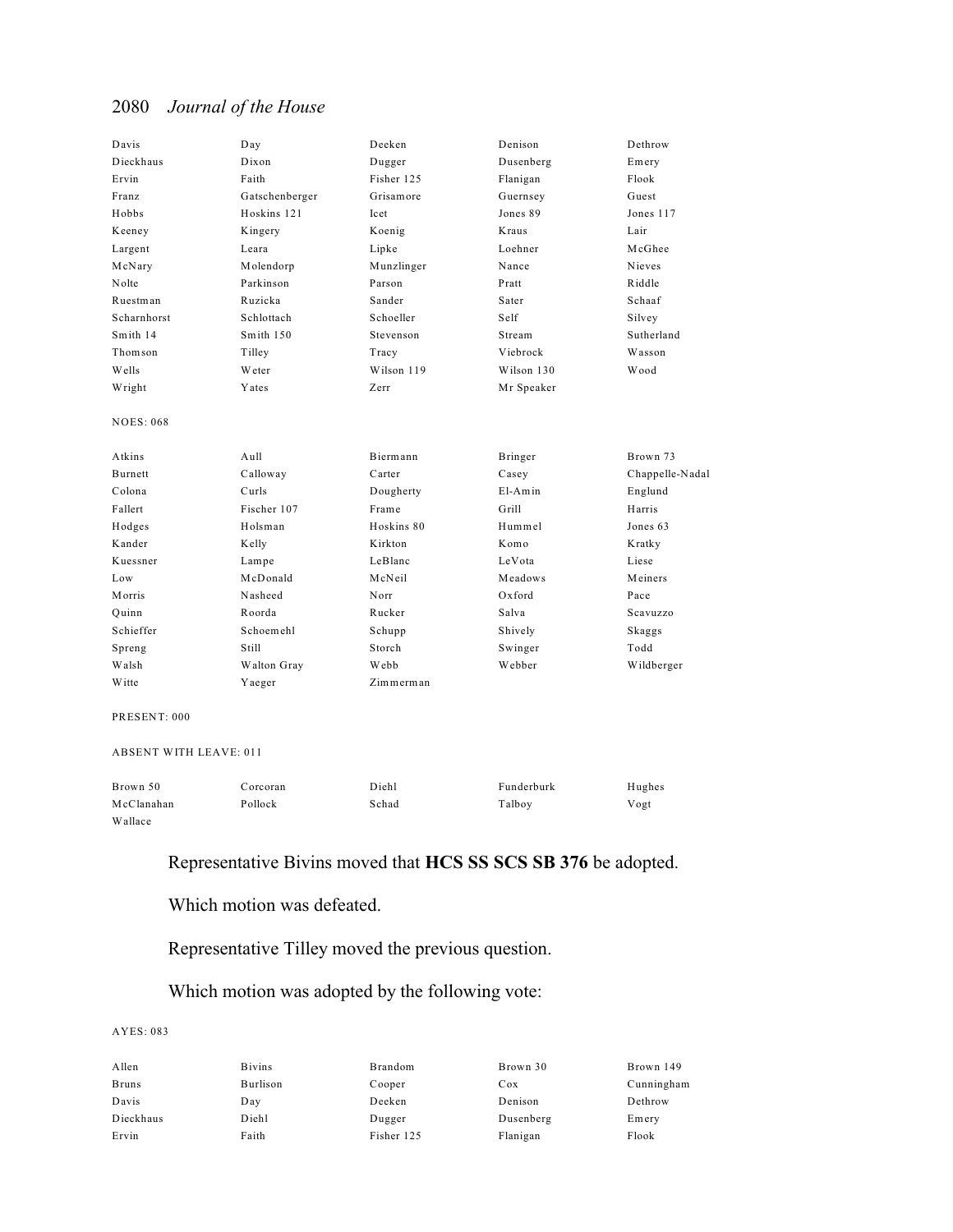| | | | | |
|---|---|---|---|---|
| Davis | Day | Deeken | Denison | Dethrow |
| Dieckhaus | Dixon | Dugger | Dusenberg | Emery |
| Ervin | Faith | Fisher 125 | Flanigan | Flook |
| Franz | Gatschenberger | Grisamore | Guernsey | Guest |
| Hobbs | Hoskins 121 | Icet | Jones 89 | Jones 117 |
| Keeney | Kingery | Koenig | Kraus | Lair |
| Largent | Leara | Lipke | Loehner | McGhee |
| McNary | Molendorp | Munzlinger | Nance | Nieves |
| Nolte | Parkinson | Parson | Pratt | Riddle |
| Ruestman | Ruzicka | Sander | Sater | Schaaf |
| Scharnhorst | Schlottach | Schoeller | Self | Silvey |
| Smith 14 | Smith 150 | Stevenson | Stream | Sutherland |
| Thomson | Tilley | Tracy | Viebrock | Wasson |
| Wells | Weter | Wilson 119 | Wilson 130 | Wood |
| Wright | Yates | Zerr | Mr Speaker | |

NOES: 068

| | | | | |
|---|---|---|---|---|
| Atkins | Aull | Biermann | Bringer | Brown 73 |
| Burnett | Calloway | Carter | Casey | Chappelle-Nadal |
| Colona | Curls | Dougherty | El-Amin | Englund |
| Fallert | Fischer 107 | Frame | Grill | Harris |
| Hodges | Holsman | Hoskins 80 | Hummel | Jones 63 |
| Kander | Kelly | Kirkton | Komo | Kratky |
| Kuessner | Lampe | LeBlanc | LeVota | Liese |
| Low | McDonald | McNeil | Meadows | Meiners |
| Morris | Nasheed | Norr | Oxford | Pace |
| Quinn | Roorda | Rucker | Salva | Scavuzzo |
| Schieffer | Schoemehl | Schupp | Shively | Skaggs |
| Spreng | Still | Storch | Swinger | Todd |
| Walsh | Walton Gray | Webb | Webber | Wildberger |
| Witte | Yaeger | Zimmerman | | |

PRESENT: 000

ABSENT WITH LEAVE: 011

| | | | | |
|---|---|---|---|---|
| Brown 50 | Corcoran | Diehl | Funderburk | Hughes |
| McClanahan | Pollock | Schad | Talboy | Vogt |
| Wallace | | | | |

Representative Bivins moved that **HCS SS SCS SB 376** be adopted.

Which motion was defeated.

Representative Tilley moved the previous question.

Which motion was adopted by the following vote:

AYES: 083

| | | | | |
|---|---|---|---|---|
| Allen | Bivins | Brandom | Brown 30 | Brown 149 |
| Bruns | Burlison | Cooper | Cox | Cunningham |
| Davis | Day | Deeken | Denison | Dethrow |
| Dieckhaus | Diehl | Dugger | Dusenberg | Emery |
| Ervin | Faith | Fisher 125 | Flanigan | Flook |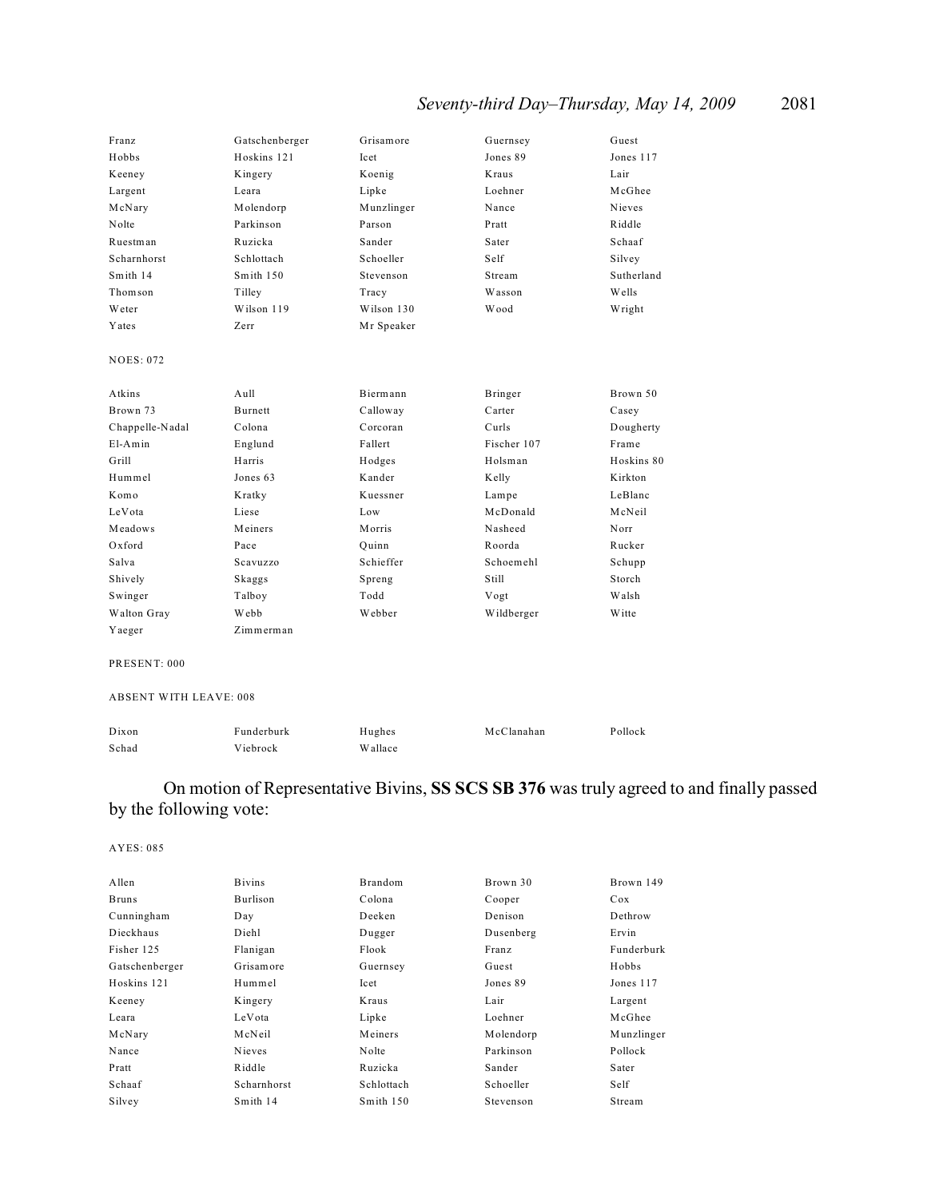| | | | | |
|---|---|---|---|---|
| Franz | Gatschenberger | Grisamore | Guernsey | Guest |
| Hobbs | Hoskins 121 | Icet | Jones 89 | Jones 117 |
| Keeney | Kingery | Koenig | Kraus | Lair |
| Largent | Leara | Lipke | Loehner | McGhee |
| McNary | Molendorp | Munzlinger | Nance | Nieves |
| Nolte | Parkinson | Parson | Pratt | Riddle |
| Ruestman | Ruzicka | Sander | Sater | Schaaf |
| Scharnhorst | Schlottach | Schoeller | Self | Silvey |
| Smith 14 | Smith 150 | Stevenson | Stream | Sutherland |
| Thomson | Tilley | Tracy | Wasson | Wells |
| Weter | Wilson 119 | Wilson 130 | Wood | Wright |
| Yates | Zerr | Mr Speaker | | |

NOES: 072

| | | | | |
|---|---|---|---|---|
| Atkins | Aull | Biermann | Bringer | Brown 50 |
| Brown 73 | Burnett | Calloway | Carter | Casey |
| Chappelle-Nadal | Colona | Corcoran | Curls | Dougherty |
| El-Amin | Englund | Fallert | Fischer 107 | Frame |
| Grill | Harris | Hodges | Holsman | Hoskins 80 |
| Hummel | Jones 63 | Kander | Kelly | Kirkton |
| Komo | Kratky | Kuessner | Lampe | LeBlanc |
| LeVota | Liese | Low | McDonald | McNeil |
| Meadows | Meiners | Morris | Nasheed | Norr |
| Oxford | Pace | Quinn | Roorda | Rucker |
| Salva | Scavuzzo | Schieffer | Schoemehl | Schupp |
| Shively | Skaggs | Spreng | Still | Storch |
| Swinger | Talboy | Todd | Vogt | Walsh |
| Walton Gray | Webb | Webber | Wildberger | Witte |
| Yaeger | Zimmerman | | | |

PRESENT: 000

ABSENT WITH LEAVE: 008

| | | | | |
|---|---|---|---|---|
| Dixon | Funderburk | Hughes | McClanahan | Pollock |
| Schad | Viebrock | Wallace | | |

On motion of Representative Bivins, **SS SCS SB 376** was truly agreed to and finally passed by the following vote:

AYES: 085

| | | | | |
|---|---|---|---|---|
| Allen | Bivins | Brandom | Brown 30 | Brown 149 |
| Bruns | Burlison | Colona | Cooper | Cox |
| Cunningham | Day | Deeken | Denison | Dethrow |
| Dieckhaus | Diehl | Dugger | Dusenberg | Ervin |
| Fisher 125 | Flanigan | Flook | Franz | Funderburk |
| Gatschenberger | Grisamore | Guernsey | Guest | Hobbs |
| Hoskins 121 | Hummel | Icet | Jones 89 | Jones 117 |
| Keeney | Kingery | Kraus | Lair | Largent |
| Leara | LeVota | Lipke | Loehner | McGhee |
| McNary | McNeil | Meiners | Molendorp | Munzlinger |
| Nance | Nieves | Nolte | Parkinson | Pollock |
| Pratt | Riddle | Ruzicka | Sander | Sater |
| Schaaf | Scharnhorst | Schlottach | Schoeller | Self |
| Silvey | Smith 14 | Smith 150 | Stevenson | Stream |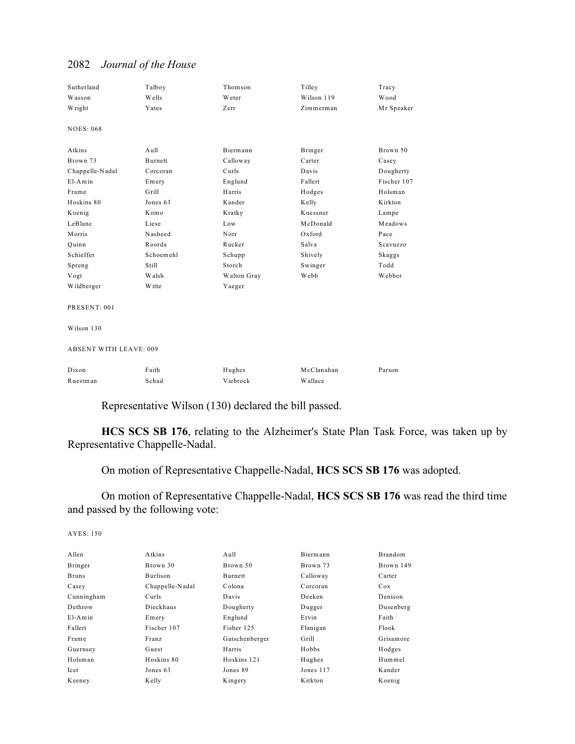| Sutherland | Talboy | Thomson | Tilley | Tracy |
|---|---|---|---|---|
| Wasson | Wells | Weter | Wilson 119 | Wood |
| Wright | Yates | Zerr | Zimmerman | Mr Speaker |

NOES: 068

| Atkins | Aull | Biermann | Bringer | Brown 50 |
|---|---|---|---|---|
| Brown 73 | Burnett | Calloway | Carter | Casey |
| Chappelle-Nadal | Corcoran | Curls | Davis | Dougherty |
| El-Amin | Emery | Englund | Fallert | Fischer 107 |
| Frame | Grill | Harris | Hodges | Holsman |
| Hoskins 80 | Jones 63 | Kander | Kelly | Kirkton |
| Koenig | Komo | Kratky | Kuessner | Lampe |
| LeBlanc | Liese | Low | McDonald | Meadows |
| Morris | Nasheed | Norr | Oxford | Pace |
| Quinn | Roorda | Rucker | Salva | Scavuzzo |
| Schieffer | Schoemehl | Schupp | Shively | Skaggs |
| Spreng | Still | Storch | Swinger | Todd |
| Vogt | Walsh | Walton Gray | Webb | Webber |
| Wildberger | Witte | Yaeger | | |

PRESENT: 001

Wilson 130

ABSENT WITH LEAVE: 009

| Dixon | Faith | Hughes | McClanahan | Parson |
|---|---|---|---|---|
| Ruestman | Schad | Viebrock | Wallace | |

Representative Wilson (130) declared the bill passed.

**HCS SCS SB 176**, relating to the Alzheimer's State Plan Task Force, was taken up by Representative Chappelle-Nadal.

On motion of Representative Chappelle-Nadal, **HCS SCS SB 176** was adopted.

On motion of Representative Chappelle-Nadal, **HCS SCS SB 176** was read the third time and passed by the following vote:

AYES: 150

| Allen | Atkins | Aull | Biermann | Brandom |
|---|---|---|---|---|
| Bringer | Brown 30 | Brown 50 | Brown 73 | Brown 149 |
| Bruns | Burlison | Burnett | Calloway | Carter |
| Casey | Chappelle-Nadal | Colona | Corcoran | Cox |
| Cunningham | Curls | Davis | Deeken | Denison |
| Dethrow | Dieckhaus | Dougherty | Dugger | Dusenberg |
| El-Amin | Emery | Englund | Ervin | Faith |
| Fallert | Fischer 107 | Fisher 125 | Flanigan | Flook |
| Frame | Franz | Gatschenberger | Grill | Grisamore |
| Guernsey | Guest | Harris | Hobbs | Hodges |
| Holsman | Hoskins 80 | Hoskins 121 | Hughes | Hummel |
| Icet | Jones 63 | Jones 89 | Jones 117 | Kander |
| Keeney | Kelly | Kingery | Kirkton | Koenig |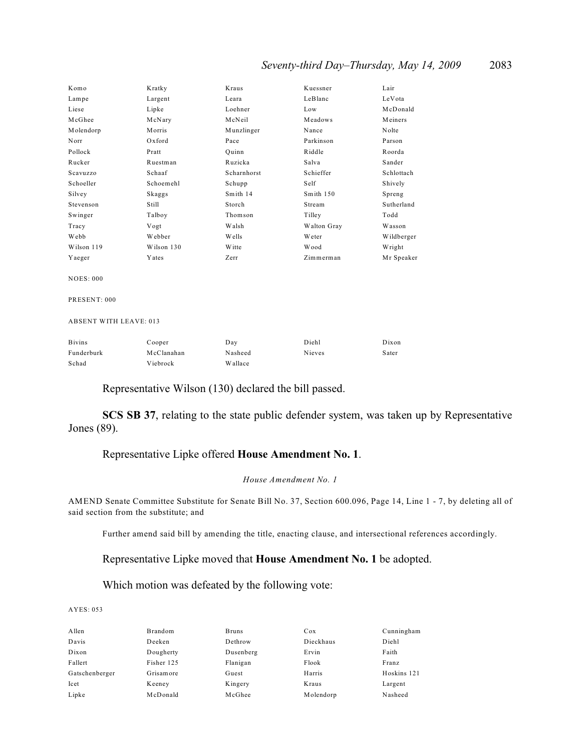| | | | | |
|---|---|---|---|---|
| Komo | Kratky | Kraus | Kuessner | Lair |
| Lampe | Largent | Leara | LeBlanc | LeVota |
| Liese | Lipke | Loehner | Low | McDonald |
| McGhee | McNary | McNeil | Meadows | Meiners |
| Molendorp | Morris | Munzlinger | Nance | Nolte |
| Norr | Oxford | Pace | Parkinson | Parson |
| Pollock | Pratt | Quinn | Riddle | Roorda |
| Rucker | Ruestman | Ruzicka | Salva | Sander |
| Scavuzzo | Schaaf | Scharnhorst | Schieffer | Schlottach |
| Schoeller | Schoemehl | Schupp | Self | Shively |
| Silvey | Skaggs | Smith 14 | Smith 150 | Spreng |
| Stevenson | Still | Storch | Stream | Sutherland |
| Swinger | Talboy | Thomson | Tilley | Todd |
| Tracy | Vogt | Walsh | Walton Gray | Wasson |
| Webb | Webber | Wells | Weter | Wildberger |
| Wilson 119 | Wilson 130 | Witte | Wood | Wright |
| Yaeger | Yates | Zerr | Zimmerman | Mr Speaker |

NOES: 000

PRESENT: 000

ABSENT WITH LEAVE: 013

| | | | | |
|---|---|---|---|---|
| Bivins | Cooper | Day | Diehl | Dixon |
| Funderburk | McClanahan | Nasheed | Nieves | Sater |
| Schad | Viebrock | Wallace | | |

Representative Wilson (130) declared the bill passed.

**SCS SB 37**, relating to the state public defender system, was taken up by Representative Jones (89).

Representative Lipke offered **House Amendment No. 1**.

*House Amendment No. 1*

AMEND Senate Committee Substitute for Senate Bill No. 37, Section 600.096, Page 14, Line 1 - 7, by deleting all of said section from the substitute; and

Further amend said bill by amending the title, enacting clause, and intersectional references accordingly.

Representative Lipke moved that **House Amendment No. 1** be adopted.

Which motion was defeated by the following vote:

AYES: 053

| | | | | |
|---|---|---|---|---|
| Allen | Brandom | Bruns | Cox | Cunningham |
| Davis | Deeken | Dethrow | Dieckhaus | Diehl |
| Dixon | Dougherty | Dusenberg | Ervin | Faith |
| Fallert | Fisher 125 | Flanigan | Flook | Franz |
| Gatschenberger | Grisamore | Guest | Harris | Hoskins 121 |
| Icet | Keeney | Kingery | Kraus | Largent |
| Lipke | McDonald | McGhee | Molendorp | Nasheed |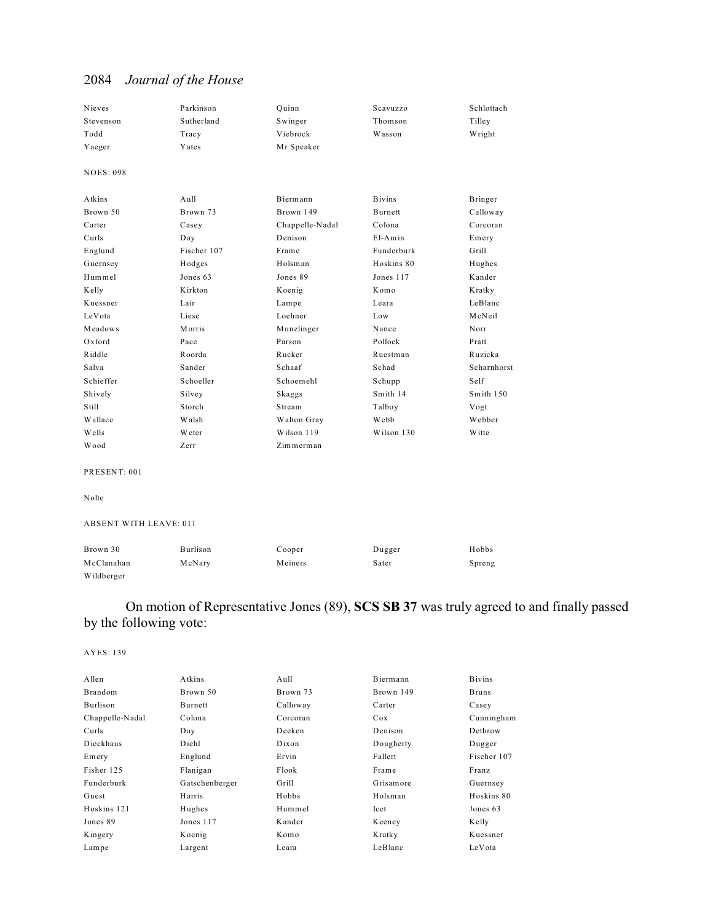| | | | | |
|---|---|---|---|---|
| Nieves | Parkinson | Quinn | Scavuzzo | Schlottach |
| Stevenson | Sutherland | Swinger | Thomson | Tilley |
| Todd | Tracy | Viebrock | Wasson | Wright |
| Yaeger | Yates | Mr Speaker | | |

NOES: 098

| | | | | |
|---|---|---|---|---|
| Atkins | Aull | Biermann | Bivins | Bringer |
| Brown 50 | Brown 73 | Brown 149 | Burnett | Calloway |
| Carter | Casey | Chappelle-Nadal | Colona | Corcoran |
| Curls | Day | Denison | El-Amin | Emery |
| Englund | Fischer 107 | Frame | Funderburk | Grill |
| Guernsey | Hodges | Holsman | Hoskins 80 | Hughes |
| Hummel | Jones 63 | Jones 89 | Jones 117 | Kander |
| Kelly | Kirkton | Koenig | Komo | Kratky |
| Kuessner | Lair | Lampe | Leara | LeBlanc |
| LeVota | Liese | Loehner | Low | McNeil |
| Meadows | Morris | Munzlinger | Nance | Norr |
| Oxford | Pace | Parson | Pollock | Pratt |
| Riddle | Roorda | Rucker | Ruestman | Ruzicka |
| Salva | Sander | Schaaf | Schad | Scharnhorst |
| Schieffer | Schoeller | Schoemehl | Schupp | Self |
| Shively | Silvey | Skaggs | Smith 14 | Smith 150 |
| Still | Storch | Stream | Talboy | Vogt |
| Wallace | Walsh | Walton Gray | Webb | Webber |
| Wells | Weter | Wilson 119 | Wilson 130 | Witte |
| Wood | Zerr | Zimmerman | | |

PRESENT: 001

Nolte

ABSENT WITH LEAVE: 011

| | | | | |
|---|---|---|---|---|
| Brown 30 | Burlison | Cooper | Dugger | Hobbs |
| McClanahan | McNary | Meiners | Sater | Spreng |
| Wildberger | | | | |

On motion of Representative Jones (89), **SCS SB 37** was truly agreed to and finally passed by the following vote:

AYES: 139

| | | | | |
|---|---|---|---|---|
| Allen | Atkins | Aull | Biermann | Bivins |
| Brandom | Brown 50 | Brown 73 | Brown 149 | Bruns |
| Burlison | Burnett | Calloway | Carter | Casey |
| Chappelle-Nadal | Colona | Corcoran | Cox | Cunningham |
| Curls | Day | Deeken | Denison | Dethrow |
| Dieckhaus | Diehl | Dixon | Dougherty | Dugger |
| Emery | Englund | Ervin | Fallert | Fischer 107 |
| Fisher 125 | Flanigan | Flook | Frame | Franz |
| Funderburk | Gatschenberger | Grill | Grisamore | Guernsey |
| Guest | Harris | Hobbs | Holsman | Hoskins 80 |
| Hoskins 121 | Hughes | Hummel | Icet | Jones 63 |
| Jones 89 | Jones 117 | Kander | Keeney | Kelly |
| Kingery | Koenig | Komo | Kratky | Kuessner |
| Lampe | Largent | Leara | LeBlanc | LeVota |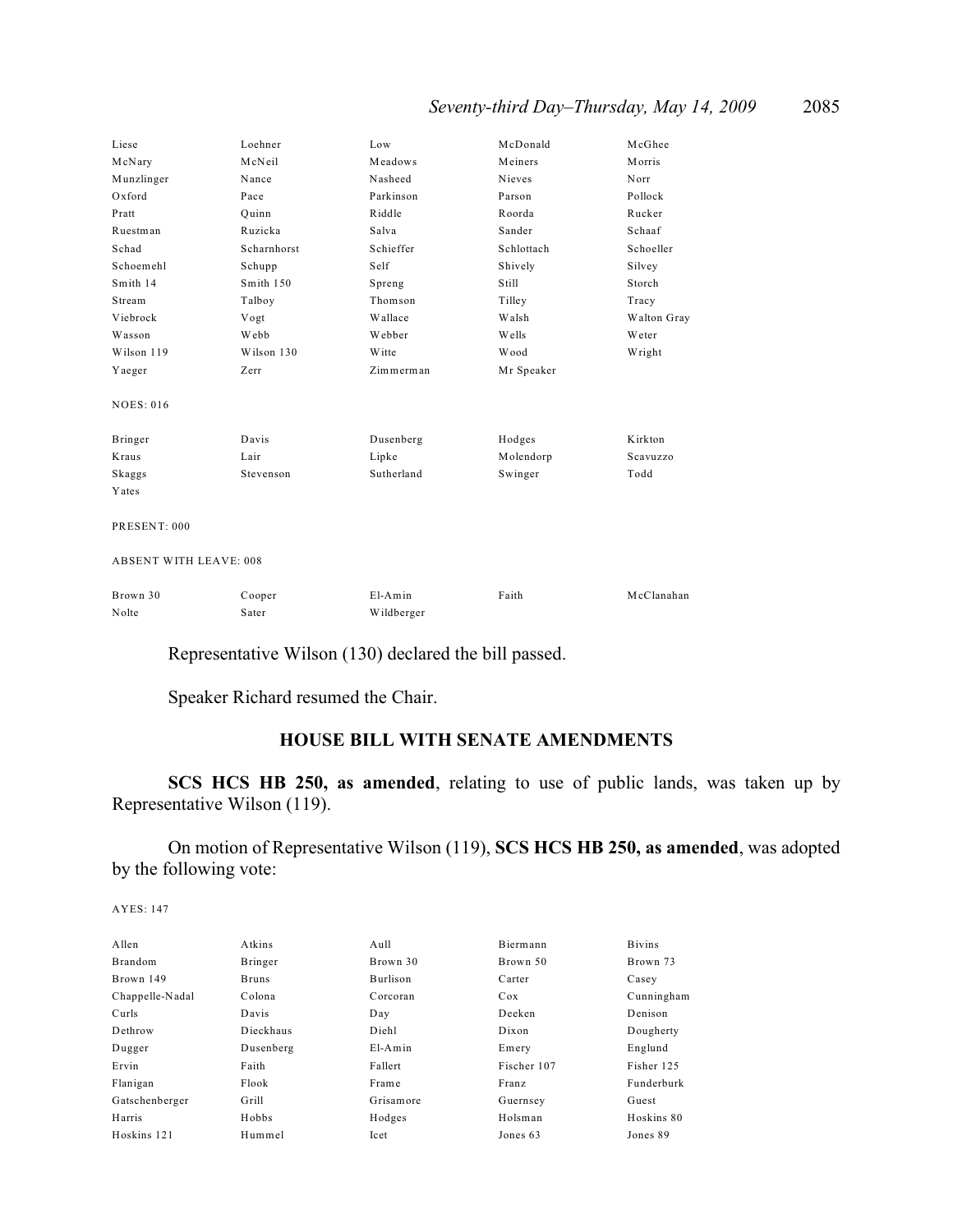| | | | | |
|---|---|---|---|---|
| Liese | Loehner | Low | McDonald | McGhee |
| McNary | McNeil | Meadows | Meiners | Morris |
| Munzlinger | Nance | Nasheed | Nieves | Norr |
| Oxford | Pace | Parkinson | Parson | Pollock |
| Pratt | Quinn | Riddle | Roorda | Rucker |
| Ruestman | Ruzicka | Salva | Sander | Schaaf |
| Schad | Scharnhorst | Schieffer | Schlottach | Schoeller |
| Schoemehl | Schupp | Self | Shively | Silvey |
| Smith 14 | Smith 150 | Spreng | Still | Storch |
| Stream | Talboy | Thomson | Tilley | Tracy |
| Viebrock | Vogt | Wallace | Walsh | Walton Gray |
| Wasson | Webb | Webber | Wells | Weter |
| Wilson 119 | Wilson 130 | Witte | Wood | Wright |
| Yaeger | Zerr | Zimmerman | Mr Speaker | |

NOES: 016

| | | | | |
|---|---|---|---|---|
| Bringer | Davis | Dusenberg | Hodges | Kirkton |
| Kraus | Lair | Lipke | Molendorp | Scavuzzo |
| Skaggs | Stevenson | Sutherland | Swinger | Todd |
| Yates | | | | |

PRESENT: 000

ABSENT WITH LEAVE: 008

| | | | | |
|---|---|---|---|---|
| Brown 30 | Cooper | El-Amin | Faith | McClanahan |
| Nolte | Sater | Wildberger | | |

Representative Wilson (130) declared the bill passed.

Speaker Richard resumed the Chair.

## HOUSE BILL WITH SENATE AMENDMENTS

**SCS HCS HB 250, as amended**, relating to use of public lands, was taken up by Representative Wilson (119).

On motion of Representative Wilson (119), **SCS HCS HB 250, as amended**, was adopted by the following vote:

AYES: 147

| | | | | |
|---|---|---|---|---|
| Allen | Atkins | Aull | Biermann | Bivins |
| Brandom | Bringer | Brown 30 | Brown 50 | Brown 73 |
| Brown 149 | Bruns | Burlison | Carter | Casey |
| Chappelle-Nadal | Colona | Corcoran | Cox | Cunningham |
| Curls | Davis | Day | Deeken | Denison |
| Dethrow | Dieckhaus | Diehl | Dixon | Dougherty |
| Dugger | Dusenberg | El-Amin | Emery | Englund |
| Ervin | Faith | Fallert | Fischer 107 | Fisher 125 |
| Flanigan | Flook | Frame | Franz | Funderburk |
| Gatschenberger | Grill | Grisamore | Guernsey | Guest |
| Harris | Hobbs | Hodges | Holsman | Hoskins 80 |
| Hoskins 121 | Hummel | Icet | Jones 63 | Jones 89 |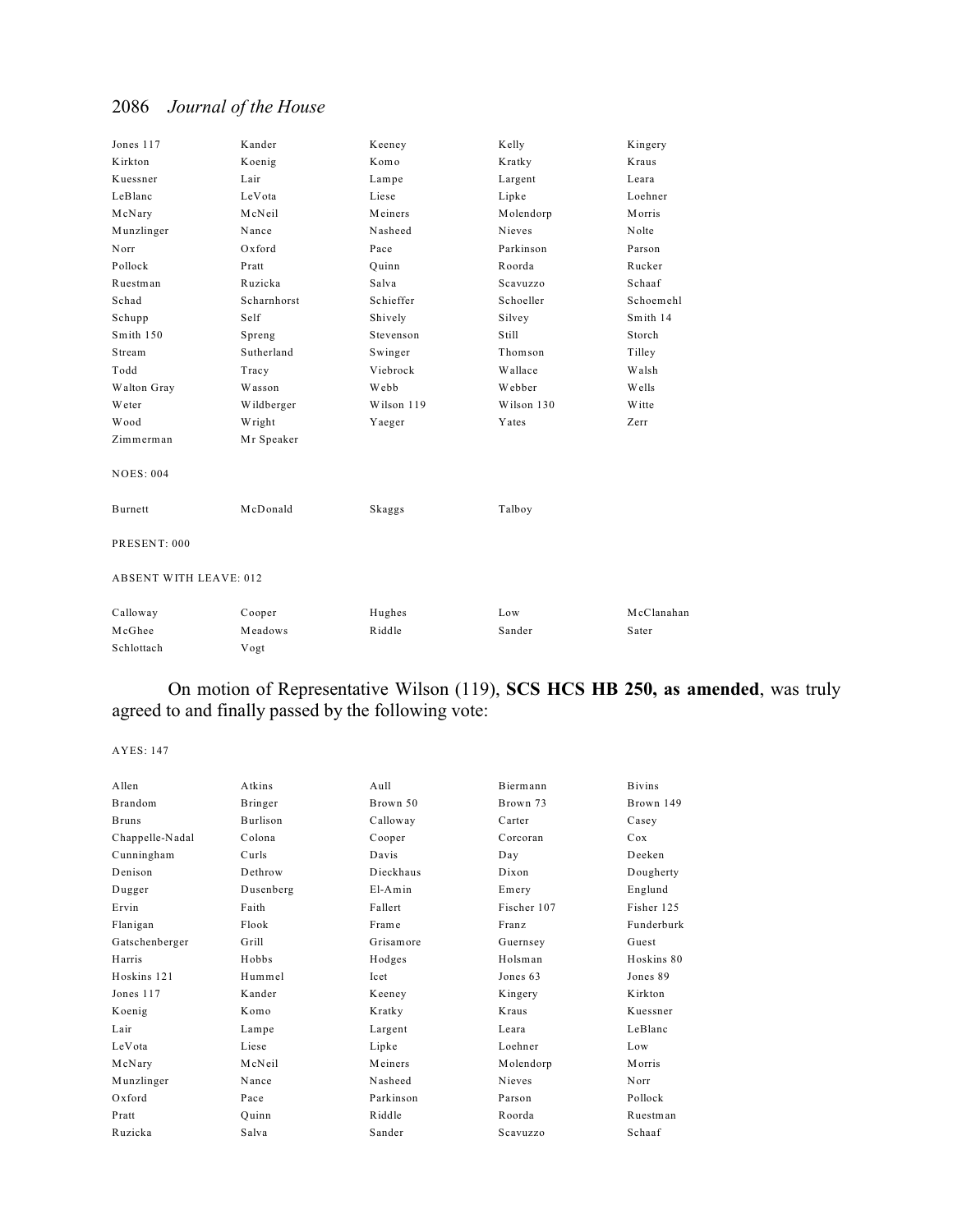| | | | | |
|---|---|---|---|---|
| Jones 117 | Kander | Keeney | Kelly | Kingery |
| Kirkton | Koenig | Komo | Kratky | Kraus |
| Kuessner | Lair | Lampe | Largent | Leara |
| LeBlanc | LeVota | Liese | Lipke | Loehner |
| McNary | McNeil | Meiners | Molendorp | Morris |
| Munzlinger | Nance | Nasheed | Nieves | Nolte |
| Norr | Oxford | Pace | Parkinson | Parson |
| Pollock | Pratt | Quinn | Roorda | Rucker |
| Ruestman | Ruzicka | Salva | Scavuzzo | Schaaf |
| Schad | Scharnhorst | Schieffer | Schoeller | Schoemehl |
| Schupp | Self | Shively | Silvey | Smith 14 |
| Smith 150 | Spreng | Stevenson | Still | Storch |
| Stream | Sutherland | Swinger | Thomson | Tilley |
| Todd | Tracy | Viebrock | Wallace | Walsh |
| Walton Gray | Wasson | Webb | Webber | Wells |
| Weter | Wildberger | Wilson 119 | Wilson 130 | Witte |
| Wood | Wright | Yaeger | Yates | Zerr |
| Zimmerman | Mr Speaker | | | |

NOES: 004

| | | | |
|---|---|---|---|
| Burnett | McDonald | Skaggs | Talboy |

PRESENT: 000

ABSENT WITH LEAVE: 012

| | | | | |
|---|---|---|---|---|
| Calloway | Cooper | Hughes | Low | McClanahan |
| McGhee | Meadows | Riddle | Sander | Sater |
| Schlottach | Vogt | | | |

On motion of Representative Wilson (119), **SCS HCS HB 250, as amended**, was truly agreed to and finally passed by the following vote:

AYES: 147

| | | | | |
|---|---|---|---|---|
| Allen | Atkins | Aull | Biermann | Bivins |
| Brandom | Bringer | Brown 50 | Brown 73 | Brown 149 |
| Bruns | Burlison | Calloway | Carter | Casey |
| Chappelle-Nadal | Colona | Cooper | Corcoran | Cox |
| Cunningham | Curls | Davis | Day | Deeken |
| Denison | Dethrow | Dieckhaus | Dixon | Dougherty |
| Dugger | Dusenberg | El-Amin | Emery | Englund |
| Ervin | Faith | Fallert | Fischer 107 | Fisher 125 |
| Flanigan | Flook | Frame | Franz | Funderburk |
| Gatschenberger | Grill | Grisamore | Guernsey | Guest |
| Harris | Hobbs | Hodges | Holsman | Hoskins 80 |
| Hoskins 121 | Hummel | Icet | Jones 63 | Jones 89 |
| Jones 117 | Kander | Keeney | Kingery | Kirkton |
| Koenig | Komo | Kratky | Kraus | Kuessner |
| Lair | Lampe | Largent | Leara | LeBlanc |
| LeVota | Liese | Lipke | Loehner | Low |
| McNary | McNeil | Meiners | Molendorp | Morris |
| Munzlinger | Nance | Nasheed | Nieves | Norr |
| Oxford | Pace | Parkinson | Parson | Pollock |
| Pratt | Quinn | Riddle | Roorda | Ruestman |
| Ruzicka | Salva | Sander | Scavuzzo | Schaaf |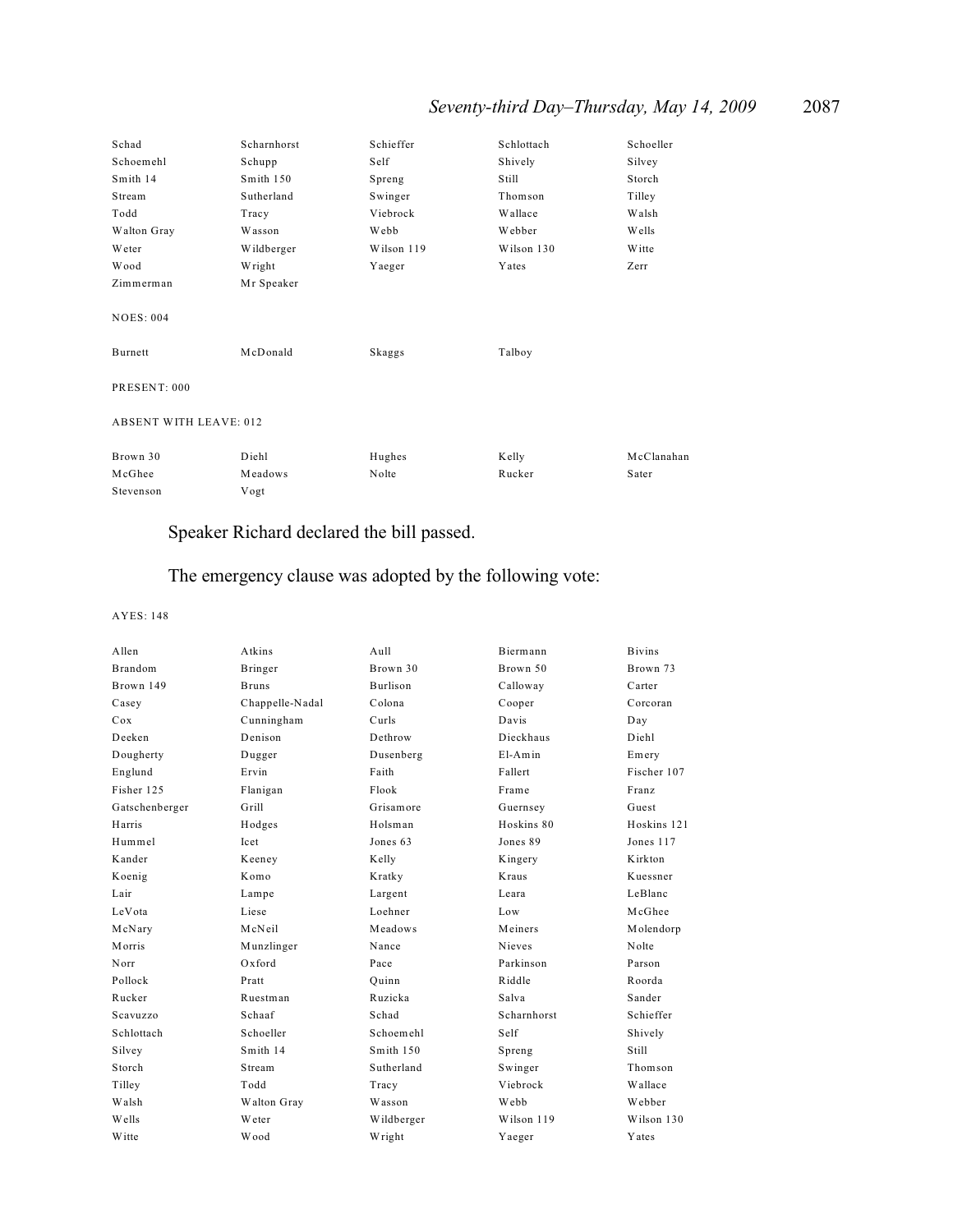| | | | | |
|---|---|---|---|---|
| Schad | Scharnhorst | Schieffer | Schlottach | Schoeller |
| Schoemehl | Schupp | Self | Shively | Silvey |
| Smith 14 | Smith 150 | Spreng | Still | Storch |
| Stream | Sutherland | Swinger | Thomson | Tilley |
| Todd | Tracy | Viebrock | Wallace | Walsh |
| Walton Gray | Wasson | Webb | Webber | Wells |
| Weter | Wildberger | Wilson 119 | Wilson 130 | Witte |
| Wood | Wright | Yaeger | Yates | Zerr |
| Zimmerman | Mr Speaker | | | |

NOES: 004

| | | | |
|---|---|---|---|
| Burnett | McDonald | Skaggs | Talboy |

PRESENT: 000

ABSENT WITH LEAVE: 012

| | | | | |
|---|---|---|---|---|
| Brown 30 | Diehl | Hughes | Kelly | McClanahan |
| McGhee | Meadows | Nolte | Rucker | Sater |
| Stevenson | Vogt | | | |

Speaker Richard declared the bill passed.

The emergency clause was adopted by the following vote:

AYES: 148

| | | | | |
|---|---|---|---|---|
| Allen | Atkins | Aull | Biermann | Bivins |
| Brandom | Bringer | Brown 30 | Brown 50 | Brown 73 |
| Brown 149 | Bruns | Burlison | Calloway | Carter |
| Casey | Chappelle-Nadal | Colona | Cooper | Corcoran |
| Cox | Cunningham | Curls | Davis | Day |
| Deeken | Denison | Dethrow | Dieckhaus | Diehl |
| Dougherty | Dugger | Dusenberg | El-Amin | Emery |
| Englund | Ervin | Faith | Fallert | Fischer 107 |
| Fisher 125 | Flanigan | Flook | Frame | Franz |
| Gatschenberger | Grill | Grisamore | Guernsey | Guest |
| Harris | Hodges | Holsman | Hoskins 80 | Hoskins 121 |
| Hummel | Icet | Jones 63 | Jones 89 | Jones 117 |
| Kander | Keeney | Kelly | Kingery | Kirkton |
| Koenig | Komo | Kratky | Kraus | Kuessner |
| Lair | Lampe | Largent | Leara | LeBlanc |
| LeVota | Liese | Loehner | Low | McGhee |
| McNary | McNeil | Meadows | Meiners | Molendorp |
| Morris | Munzlinger | Nance | Nieves | Nolte |
| Norr | Oxford | Pace | Parkinson | Parson |
| Pollock | Pratt | Quinn | Riddle | Roorda |
| Rucker | Ruestman | Ruzicka | Salva | Sander |
| Scavuzzo | Schaaf | Schad | Scharnhorst | Schieffer |
| Schlottach | Schoeller | Schoemehl | Self | Shively |
| Silvey | Smith 14 | Smith 150 | Spreng | Still |
| Storch | Stream | Sutherland | Swinger | Thomson |
| Tilley | Todd | Tracy | Viebrock | Wallace |
| Walsh | Walton Gray | Wasson | Webb | Webber |
| Wells | Weter | Wildberger | Wilson 119 | Wilson 130 |
| Witte | Wood | Wright | Yaeger | Yates |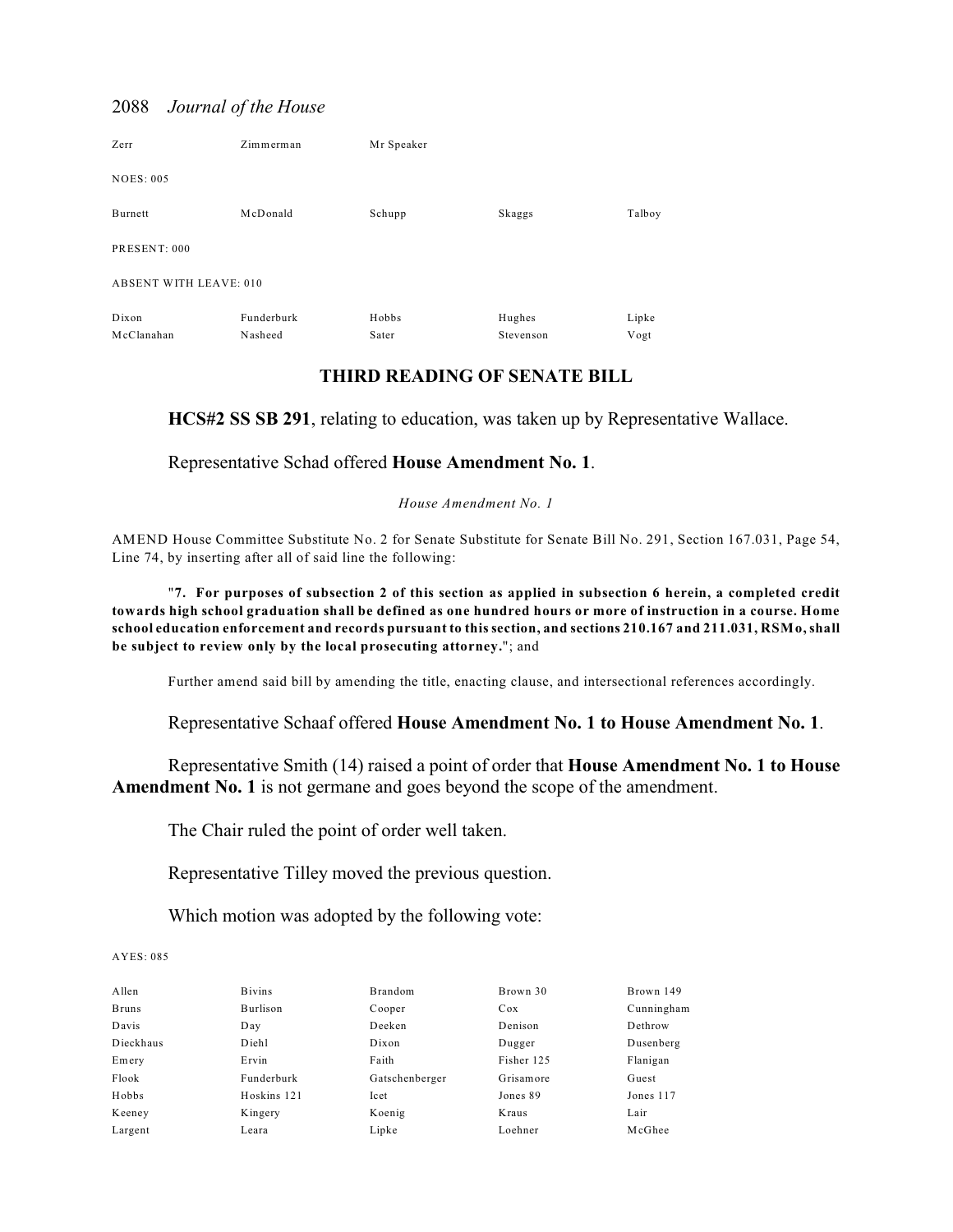| | | | | |
|---|---|---|---|---|
| Zerr | Zimmerman | Mr Speaker | | |

NOES: 005

| | | | | |
|---|---|---|---|---|
| Burnett | McDonald | Schupp | Skaggs | Talboy |

PRESENT: 000

ABSENT WITH LEAVE: 010

| | | | | |
|---|---|---|---|---|
| Dixon | Funderburk | Hobbs | Hughes | Lipke |
| McClanahan | Nasheed | Sater | Stevenson | Vogt |

## THIRD READING OF SENATE BILL

**HCS#2 SS SB 291**, relating to education, was taken up by Representative Wallace.

Representative Schad offered **House Amendment No. 1**.

*House Amendment No. 1*

AMEND House Committee Substitute No. 2 for Senate Substitute for Senate Bill No. 291, Section 167.031, Page 54, Line 74, by inserting after all of said line the following:

"**7. For purposes of subsection 2 of this section as applied in subsection 6 herein, a completed credit towards high school graduation shall be defined as one hundred hours or more of instruction in a course. Home school education enforcement and records pursuant to this section, and sections 210.167 and 211.031, RSMo, shall be subject to review only by the local prosecuting attorney.**"; and

Further amend said bill by amending the title, enacting clause, and intersectional references accordingly.

Representative Schaaf offered **House Amendment No. 1 to House Amendment No. 1**.

Representative Smith (14) raised a point of order that **House Amendment No. 1 to House Amendment No. 1** is not germane and goes beyond the scope of the amendment.

The Chair ruled the point of order well taken.

Representative Tilley moved the previous question.

Which motion was adopted by the following vote:

AYES: 085

| | | | | |
|---|---|---|---|---|
| Allen | Bivins | Brandom | Brown 30 | Brown 149 |
| Bruns | Burlison | Cooper | Cox | Cunningham |
| Davis | Day | Deeken | Denison | Dethrow |
| Dieckhaus | Diehl | Dixon | Dugger | Dusenberg |
| Emery | Ervin | Faith | Fisher 125 | Flanigan |
| Flook | Funderburk | Gatschenberger | Grisamore | Guest |
| Hobbs | Hoskins 121 | Icet | Jones 89 | Jones 117 |
| Keeney | Kingery | Koenig | Kraus | Lair |
| Largent | Leara | Lipke | Loehner | McGhee |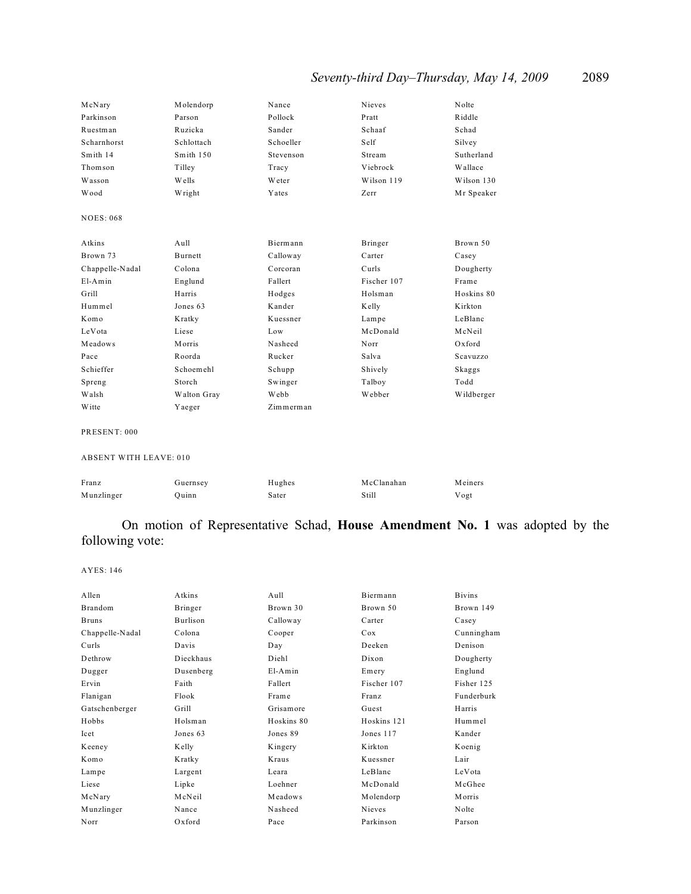| | | | | |
|---|---|---|---|---|
| McNary | Molendorp | Nance | Nieves | Nolte |
| Parkinson | Parson | Pollock | Pratt | Riddle |
| Ruestman | Ruzicka | Sander | Schaaf | Schad |
| Scharnhorst | Schlottach | Schoeller | Self | Silvey |
| Smith 14 | Smith 150 | Stevenson | Stream | Sutherland |
| Thomson | Tilley | Tracy | Viebrock | Wallace |
| Wasson | Wells | Weter | Wilson 119 | Wilson 130 |
| Wood | Wright | Yates | Zerr | Mr Speaker |

NOES: 068

| | | | | |
|---|---|---|---|---|
| Atkins | Aull | Biermann | Bringer | Brown 50 |
| Brown 73 | Burnett | Calloway | Carter | Casey |
| Chappelle-Nadal | Colona | Corcoran | Curls | Dougherty |
| El-Amin | Englund | Fallert | Fischer 107 | Frame |
| Grill | Harris | Hodges | Holsman | Hoskins 80 |
| Hummel | Jones 63 | Kander | Kelly | Kirkton |
| Komo | Kratky | Kuessner | Lampe | LeBlanc |
| LeVota | Liese | Low | McDonald | McNeil |
| Meadows | Morris | Nasheed | Norr | Oxford |
| Pace | Roorda | Rucker | Salva | Scavuzzo |
| Schieffer | Schoemehl | Schupp | Shively | Skaggs |
| Spreng | Storch | Swinger | Talboy | Todd |
| Walsh | Walton Gray | Webb | Webber | Wildberger |
| Witte | Yaeger | Zimmerman | | |

PRESENT: 000

ABSENT WITH LEAVE: 010

| | | | | |
|---|---|---|---|---|
| Franz | Guernsey | Hughes | McClanahan | Meiners |
| Munzlinger | Quinn | Sater | Still | Vogt |

On motion of Representative Schad, **House Amendment No. 1** was adopted by the following vote:

AYES: 146

| | | | | |
|---|---|---|---|---|
| Allen | Atkins | Aull | Biermann | Bivins |
| Brandom | Bringer | Brown 30 | Brown 50 | Brown 149 |
| Bruns | Burlison | Calloway | Carter | Casey |
| Chappelle-Nadal | Colona | Cooper | Cox | Cunningham |
| Curls | Davis | Day | Deeken | Denison |
| Dethrow | Dieckhaus | Diehl | Dixon | Dougherty |
| Dugger | Dusenberg | El-Amin | Emery | Englund |
| Ervin | Faith | Fallert | Fischer 107 | Fisher 125 |
| Flanigan | Flook | Frame | Franz | Funderburk |
| Gatschenberger | Grill | Grisamore | Guest | Harris |
| Hobbs | Holsman | Hoskins 80 | Hoskins 121 | Hummel |
| Icet | Jones 63 | Jones 89 | Jones 117 | Kander |
| Keeney | Kelly | Kingery | Kirkton | Koenig |
| Komo | Kratky | Kraus | Kuessner | Lair |
| Lampe | Largent | Leara | LeBlanc | LeVota |
| Liese | Lipke | Loehner | McDonald | McGhee |
| McNary | McNeil | Meadows | Molendorp | Morris |
| Munzlinger | Nance | Nasheed | Nieves | Nolte |
| Norr | Oxford | Pace | Parkinson | Parson |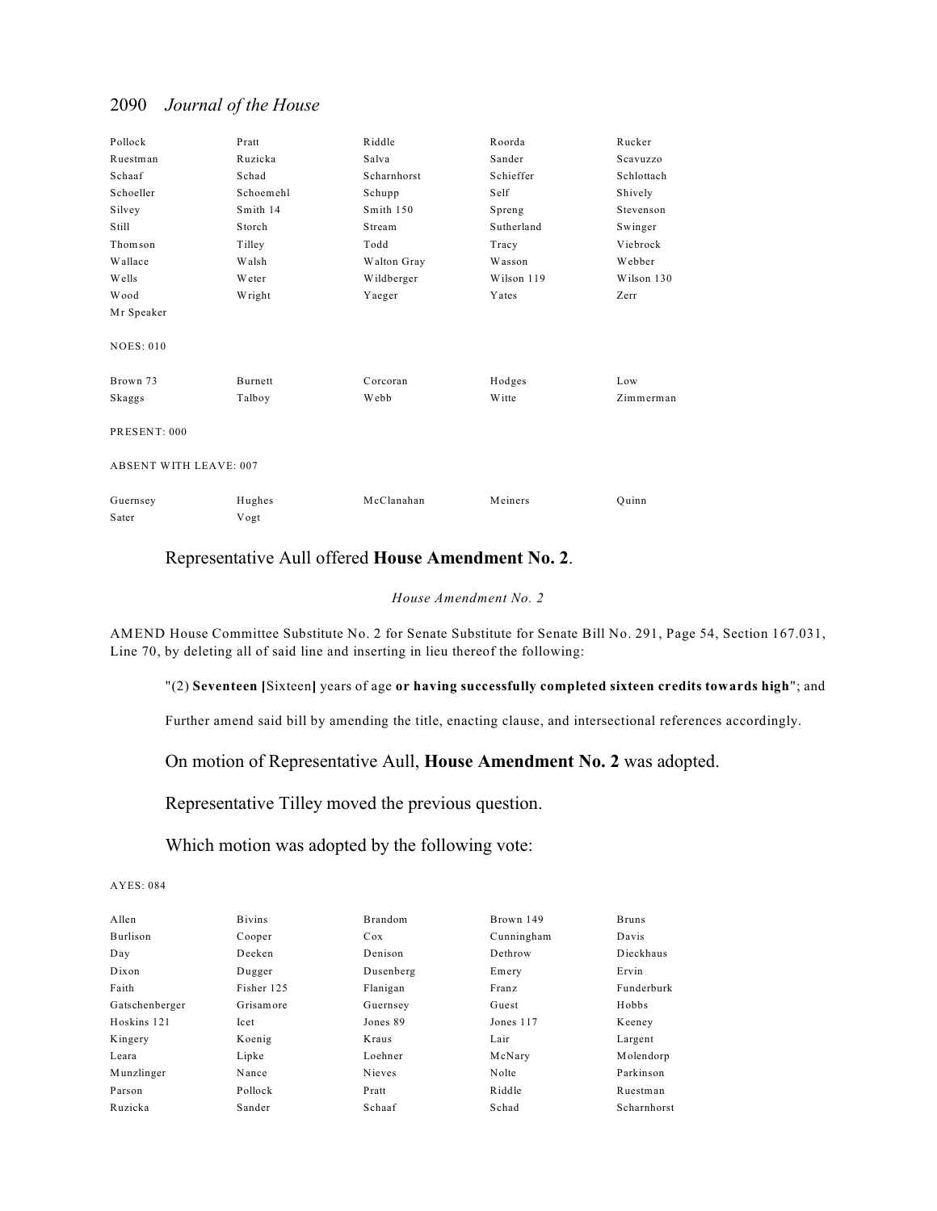| Pollock | Pratt | Riddle | Roorda | Rucker |
|---|---|---|---|---|
| Ruestman | Ruzicka | Salva | Sander | Scavuzzo |
| Schaaf | Schad | Scharnhorst | Schieffer | Schlottach |
| Schoeller | Schoemehl | Schupp | Self | Shively |
| Silvey | Smith 14 | Smith 150 | Spreng | Stevenson |
| Still | Storch | Stream | Sutherland | Swinger |
| Thomson | Tilley | Todd | Tracy | Viebrock |
| Wallace | Walsh | Walton Gray | Wasson | Webber |
| Wells | Weter | Wildberger | Wilson 119 | Wilson 130 |
| Wood | Wright | Yaeger | Yates | Zerr |
| Mr Speaker | | | | |

NOES: 010

| Brown 73 | Burnett | Corcoran | Hodges | Low |
|---|---|---|---|---|
| Skaggs | Talboy | Webb | Witte | Zimmerman |

PRESENT: 000

ABSENT WITH LEAVE: 007

| Guernsey | Hughes | McClanahan | Meiners | Quinn |
|---|---|---|---|---|
| Sater | Vogt | | | |

Representative Aull offered **House Amendment No. 2**.

*House Amendment No. 2*

AMEND House Committee Substitute No. 2 for Senate Substitute for Senate Bill No. 291, Page 54, Section 167.031, Line 70, by deleting all of said line and inserting in lieu thereof the following:

"(2) **Seventeen [**Sixteen**]** years of age **or having successfully completed sixteen credits towards high**"; and

Further amend said bill by amending the title, enacting clause, and intersectional references accordingly.

On motion of Representative Aull, **House Amendment No. 2** was adopted.

Representative Tilley moved the previous question.

Which motion was adopted by the following vote:

AYES: 084

| Allen | Bivins | Brandom | Brown 149 | Bruns |
|---|---|---|---|---|
| Burlison | Cooper | Cox | Cunningham | Davis |
| Day | Deeken | Denison | Dethrow | Dieckhaus |
| Dixon | Dugger | Dusenberg | Emery | Ervin |
| Faith | Fisher 125 | Flanigan | Franz | Funderburk |
| Gatschenberger | Grisamore | Guernsey | Guest | Hobbs |
| Hoskins 121 | Icet | Jones 89 | Jones 117 | Keeney |
| Kingery | Koenig | Kraus | Lair | Largent |
| Leara | Lipke | Loehner | McNary | Molendorp |
| Munzlinger | Nance | Nieves | Nolte | Parkinson |
| Parson | Pollock | Pratt | Riddle | Ruestman |
| Ruzicka | Sander | Schaaf | Schad | Scharnhorst |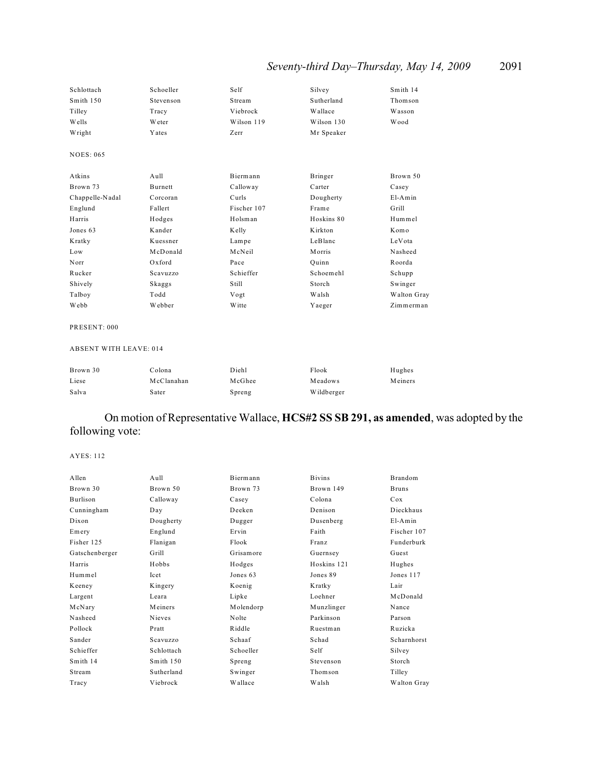| Schlottach | Schoeller | Self | Silvey | Smith 14 |
|---|---|---|---|---|
| Smith 150 | Stevenson | Stream | Sutherland | Thomson |
| Tilley | Tracy | Viebrock | Wallace | Wasson |
| Wells | Weter | Wilson 119 | Wilson 130 | Wood |
| Wright | Yates | Zerr | Mr Speaker | |

NOES: 065

| Atkins | Aull | Biermann | Bringer | Brown 50 |
|---|---|---|---|---|
| Brown 73 | Burnett | Calloway | Carter | Casey |
| Chappelle-Nadal | Corcoran | Curls | Dougherty | El-Amin |
| Englund | Fallert | Fischer 107 | Frame | Grill |
| Harris | Hodges | Holsman | Hoskins 80 | Hummel |
| Jones 63 | Kander | Kelly | Kirkton | Komo |
| Kratky | Kuessner | Lampe | LeBlanc | LeVota |
| Low | McDonald | McNeil | Morris | Nasheed |
| Norr | Oxford | Pace | Quinn | Roorda |
| Rucker | Scavuzzo | Schieffer | Schoemehl | Schupp |
| Shively | Skaggs | Still | Storch | Swinger |
| Talboy | Todd | Vogt | Walsh | Walton Gray |
| Webb | Webber | Witte | Yaeger | Zimmerman |

PRESENT: 000

ABSENT WITH LEAVE: 014

| Brown 30 | Colona | Diehl | Flook | Hughes |
|---|---|---|---|---|
| Liese | McClanahan | McGhee | Meadows | Meiners |
| Salva | Sater | Spreng | Wildberger | |

On motion of Representative Wallace, **HCS#2 SS SB 291, as amended**, was adopted by the following vote:

AYES: 112

| Allen | Aull | Biermann | Bivins | Brandom |
|---|---|---|---|---|
| Brown 30 | Brown 50 | Brown 73 | Brown 149 | Bruns |
| Burlison | Calloway | Casey | Colona | Cox |
| Cunningham | Day | Deeken | Denison | Dieckhaus |
| Dixon | Dougherty | Dugger | Dusenberg | El-Amin |
| Emery | Englund | Ervin | Faith | Fischer 107 |
| Fisher 125 | Flanigan | Flook | Franz | Funderburk |
| Gatschenberger | Grill | Grisamore | Guernsey | Guest |
| Harris | Hobbs | Hodges | Hoskins 121 | Hughes |
| Hummel | Icet | Jones 63 | Jones 89 | Jones 117 |
| Keeney | Kingery | Koenig | Kratky | Lair |
| Largent | Leara | Lipke | Loehner | McDonald |
| McNary | Meiners | Molendorp | Munzlinger | Nance |
| Nasheed | Nieves | Nolte | Parkinson | Parson |
| Pollock | Pratt | Riddle | Ruestman | Ruzicka |
| Sander | Scavuzzo | Schaaf | Schad | Scharnhorst |
| Schieffer | Schlottach | Schoeller | Self | Silvey |
| Smith 14 | Smith 150 | Spreng | Stevenson | Storch |
| Stream | Sutherland | Swinger | Thomson | Tilley |
| Tracy | Viebrock | Wallace | Walsh | Walton Gray |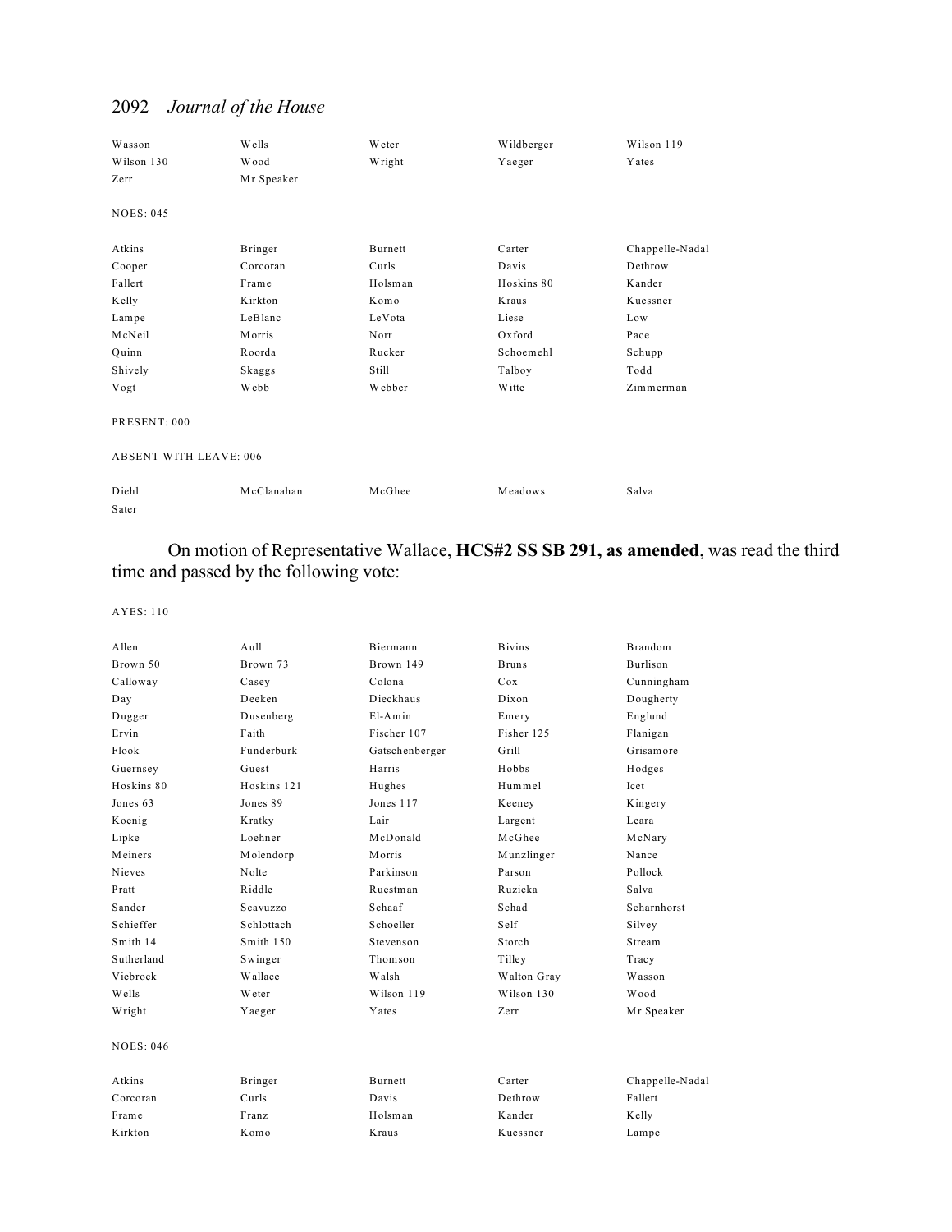| | | | | |
|---|---|---|---|---|
| Wasson | Wells | Weter | Wildberger | Wilson 119 |
| Wilson 130 | Wood | Wright | Yaeger | Yates |
| Zerr | Mr Speaker | | | |

NOES: 045

| | | | | |
|---|---|---|---|---|
| Atkins | Bringer | Burnett | Carter | Chappelle-Nadal |
| Cooper | Corcoran | Curls | Davis | Dethrow |
| Fallert | Frame | Holsman | Hoskins 80 | Kander |
| Kelly | Kirkton | Komo | Kraus | Kuessner |
| Lampe | LeBlanc | LeVota | Liese | Low |
| McNeil | Morris | Norr | Oxford | Pace |
| Quinn | Roorda | Rucker | Schoemehl | Schupp |
| Shively | Skaggs | Still | Talboy | Todd |
| Vogt | Webb | Webber | Witte | Zimmerman |

PRESENT: 000

ABSENT WITH LEAVE: 006

| | | | | |
|---|---|---|---|---|
| Diehl | McClanahan | McGhee | Meadows | Salva |
| Sater | | | | |

On motion of Representative Wallace, **HCS#2 SS SB 291, as amended**, was read the third time and passed by the following vote:

AYES: 110

| | | | | |
|---|---|---|---|---|
| Allen | Aull | Biermann | Bivins | Brandom |
| Brown 50 | Brown 73 | Brown 149 | Bruns | Burlison |
| Calloway | Casey | Colona | Cox | Cunningham |
| Day | Deeken | Dieckhaus | Dixon | Dougherty |
| Dugger | Dusenberg | El-Amin | Emery | Englund |
| Ervin | Faith | Fischer 107 | Fisher 125 | Flanigan |
| Flook | Funderburk | Gatschenberger | Grill | Grisamore |
| Guernsey | Guest | Harris | Hobbs | Hodges |
| Hoskins 80 | Hoskins 121 | Hughes | Hummel | Icet |
| Jones 63 | Jones 89 | Jones 117 | Keeney | Kingery |
| Koenig | Kratky | Lair | Largent | Leara |
| Lipke | Loehner | McDonald | McGhee | McNary |
| Meiners | Molendorp | Morris | Munzlinger | Nance |
| Nieves | Nolte | Parkinson | Parson | Pollock |
| Pratt | Riddle | Ruestman | Ruzicka | Salva |
| Sander | Scavuzzo | Schaaf | Schad | Scharnhorst |
| Schieffer | Schlottach | Schoeller | Self | Silvey |
| Smith 14 | Smith 150 | Stevenson | Storch | Stream |
| Sutherland | Swinger | Thomson | Tilley | Tracy |
| Viebrock | Wallace | Walsh | Walton Gray | Wasson |
| Wells | Weter | Wilson 119 | Wilson 130 | Wood |
| Wright | Yaeger | Yates | Zerr | Mr Speaker |

NOES: 046

| | | | | |
|---|---|---|---|---|
| Atkins | Bringer | Burnett | Carter | Chappelle-Nadal |
| Corcoran | Curls | Davis | Dethrow | Fallert |
| Frame | Franz | Holsman | Kander | Kelly |
| Kirkton | Komo | Kraus | Kuessner | Lampe |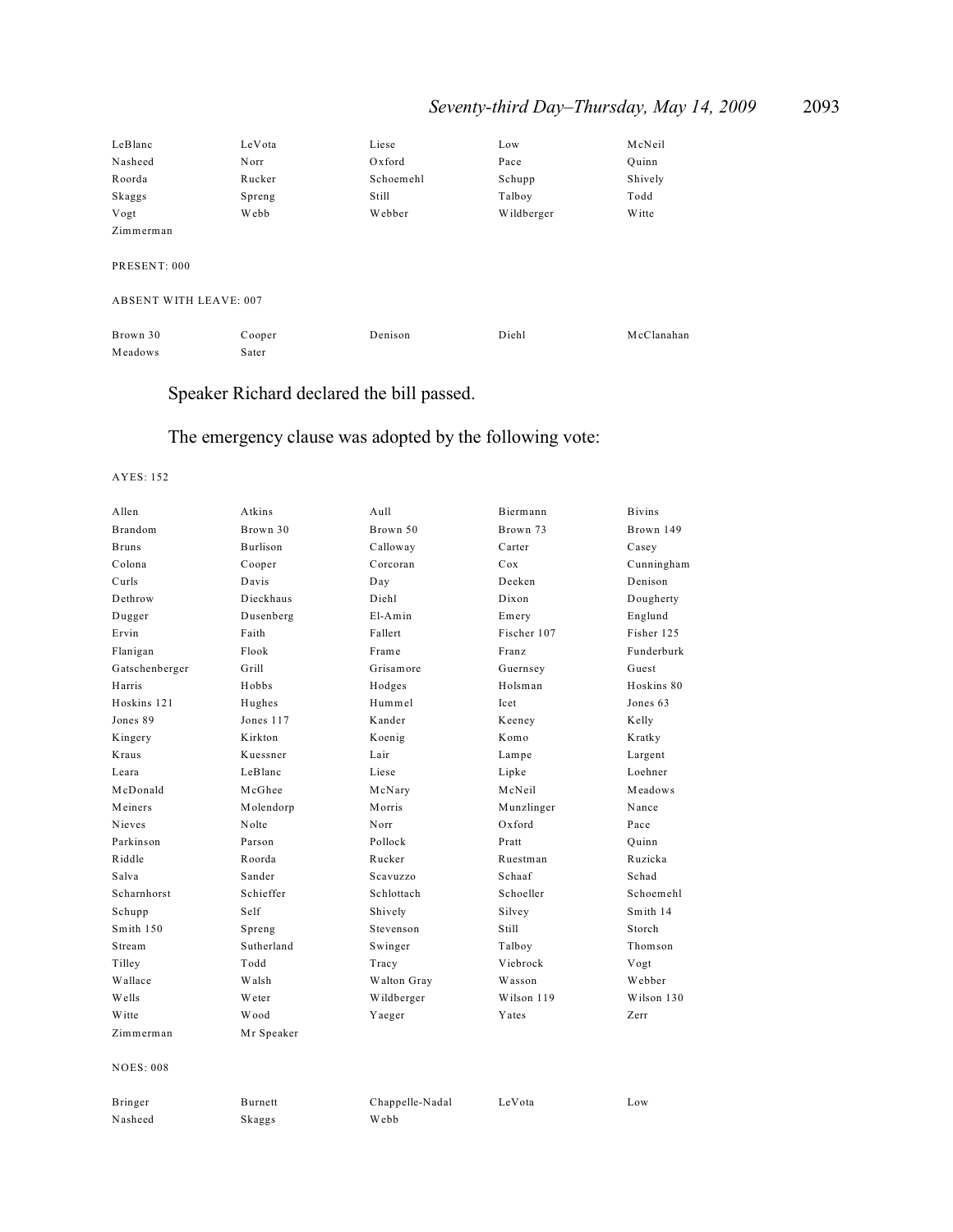| | | | | |
|---|---|---|---|---|
| LeBlanc | LeVota | Liese | Low | McNeil |
| Nasheed | Norr | Oxford | Pace | Quinn |
| Roorda | Rucker | Schoemehl | Schupp | Shively |
| Skaggs | Spreng | Still | Talboy | Todd |
| Vogt | Webb | Webber | Wildberger | Witte |
| Zimmerman | | | | |

PRESENT: 000

ABSENT WITH LEAVE: 007

| | | | | |
|---|---|---|---|---|
| Brown 30 | Cooper | Denison | Diehl | McClanahan |
| Meadows | Sater | | | |

Speaker Richard declared the bill passed.

The emergency clause was adopted by the following vote:

AYES: 152

| | | | | |
|---|---|---|---|---|
| Allen | Atkins | Aull | Biermann | Bivins |
| Brandom | Brown 30 | Brown 50 | Brown 73 | Brown 149 |
| Bruns | Burlison | Calloway | Carter | Casey |
| Colona | Cooper | Corcoran | Cox | Cunningham |
| Curls | Davis | Day | Deeken | Denison |
| Dethrow | Dieckhaus | Diehl | Dixon | Dougherty |
| Dugger | Dusenberg | El-Amin | Emery | Englund |
| Ervin | Faith | Fallert | Fischer 107 | Fisher 125 |
| Flanigan | Flook | Frame | Franz | Funderburk |
| Gatschenberger | Grill | Grisamore | Guernsey | Guest |
| Harris | Hobbs | Hodges | Holsman | Hoskins 80 |
| Hoskins 121 | Hughes | Hummel | Icet | Jones 63 |
| Jones 89 | Jones 117 | Kander | Keeney | Kelly |
| Kingery | Kirkton | Koenig | Komo | Kratky |
| Kraus | Kuessner | Lair | Lampe | Largent |
| Leara | LeBlanc | Liese | Lipke | Loehner |
| McDonald | McGhee | McNary | McNeil | Meadows |
| Meiners | Molendorp | Morris | Munzlinger | Nance |
| Nieves | Nolte | Norr | Oxford | Pace |
| Parkinson | Parson | Pollock | Pratt | Quinn |
| Riddle | Roorda | Rucker | Ruestman | Ruzicka |
| Salva | Sander | Scavuzzo | Schaaf | Schad |
| Scharnhorst | Schieffer | Schlottach | Schoeller | Schoemehl |
| Schupp | Self | Shively | Silvey | Smith 14 |
| Smith 150 | Spreng | Stevenson | Still | Storch |
| Stream | Sutherland | Swinger | Talboy | Thomson |
| Tilley | Todd | Tracy | Viebrock | Vogt |
| Wallace | Walsh | Walton Gray | Wasson | Webber |
| Wells | Weter | Wildberger | Wilson 119 | Wilson 130 |
| Witte | Wood | Yaeger | Yates | Zerr |
| Zimmerman | Mr Speaker | | | |

NOES: 008

| | | | | |
|---|---|---|---|---|
| Bringer | Burnett | Chappelle-Nadal | LeVota | Low |
| Nasheed | Skaggs | Webb | | |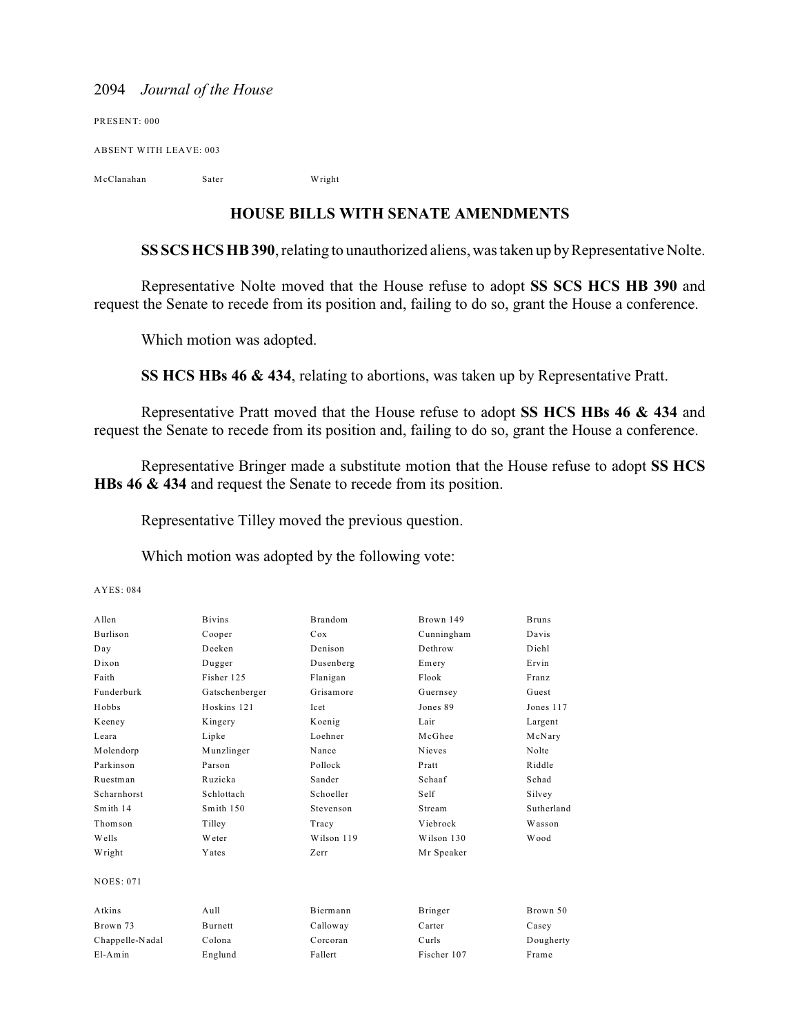PRESENT: 000

ABSENT WITH LEAVE: 003

| | | |
|---|---|---|
| McClanahan | Sater | Wright |

## HOUSE BILLS WITH SENATE AMENDMENTS

**SS SCS HCS HB 390**, relating to unauthorized aliens, was taken up by Representative Nolte.

Representative Nolte moved that the House refuse to adopt **SS SCS HCS HB 390** and request the Senate to recede from its position and, failing to do so, grant the House a conference.

Which motion was adopted.

**SS HCS HBs 46 & 434**, relating to abortions, was taken up by Representative Pratt.

Representative Pratt moved that the House refuse to adopt **SS HCS HBs 46 & 434** and request the Senate to recede from its position and, failing to do so, grant the House a conference.

Representative Bringer made a substitute motion that the House refuse to adopt **SS HCS HBs 46 & 434** and request the Senate to recede from its position.

Representative Tilley moved the previous question.

Which motion was adopted by the following vote:

AYES: 084

| | | | | |
|---|---|---|---|---|
| Allen | Bivins | Brandom | Brown 149 | Bruns |
| Burlison | Cooper | Cox | Cunningham | Davis |
| Day | Deeken | Denison | Dethrow | Diehl |
| Dixon | Dugger | Dusenberg | Emery | Ervin |
| Faith | Fisher 125 | Flanigan | Flook | Franz |
| Funderburk | Gatschenberger | Grisamore | Guernsey | Guest |
| Hobbs | Hoskins 121 | Icet | Jones 89 | Jones 117 |
| Keeney | Kingery | Koenig | Lair | Largent |
| Leara | Lipke | Loehner | McGhee | McNary |
| Molendorp | Munzlinger | Nance | Nieves | Nolte |
| Parkinson | Parson | Pollock | Pratt | Riddle |
| Ruestman | Ruzicka | Sander | Schaaf | Schad |
| Scharnhorst | Schlottach | Schoeller | Self | Silvey |
| Smith 14 | Smith 150 | Stevenson | Stream | Sutherland |
| Thomson | Tilley | Tracy | Viebrock | Wasson |
| Wells | Weter | Wilson 119 | Wilson 130 | Wood |
| Wright | Yates | Zerr | Mr Speaker | |

NOES: 071

| | | | | |
|---|---|---|---|---|
| Atkins | Aull | Biermann | Bringer | Brown 50 |
| Brown 73 | Burnett | Calloway | Carter | Casey |
| Chappelle-Nadal | Colona | Corcoran | Curls | Dougherty |
| El-Amin | Englund | Fallert | Fischer 107 | Frame |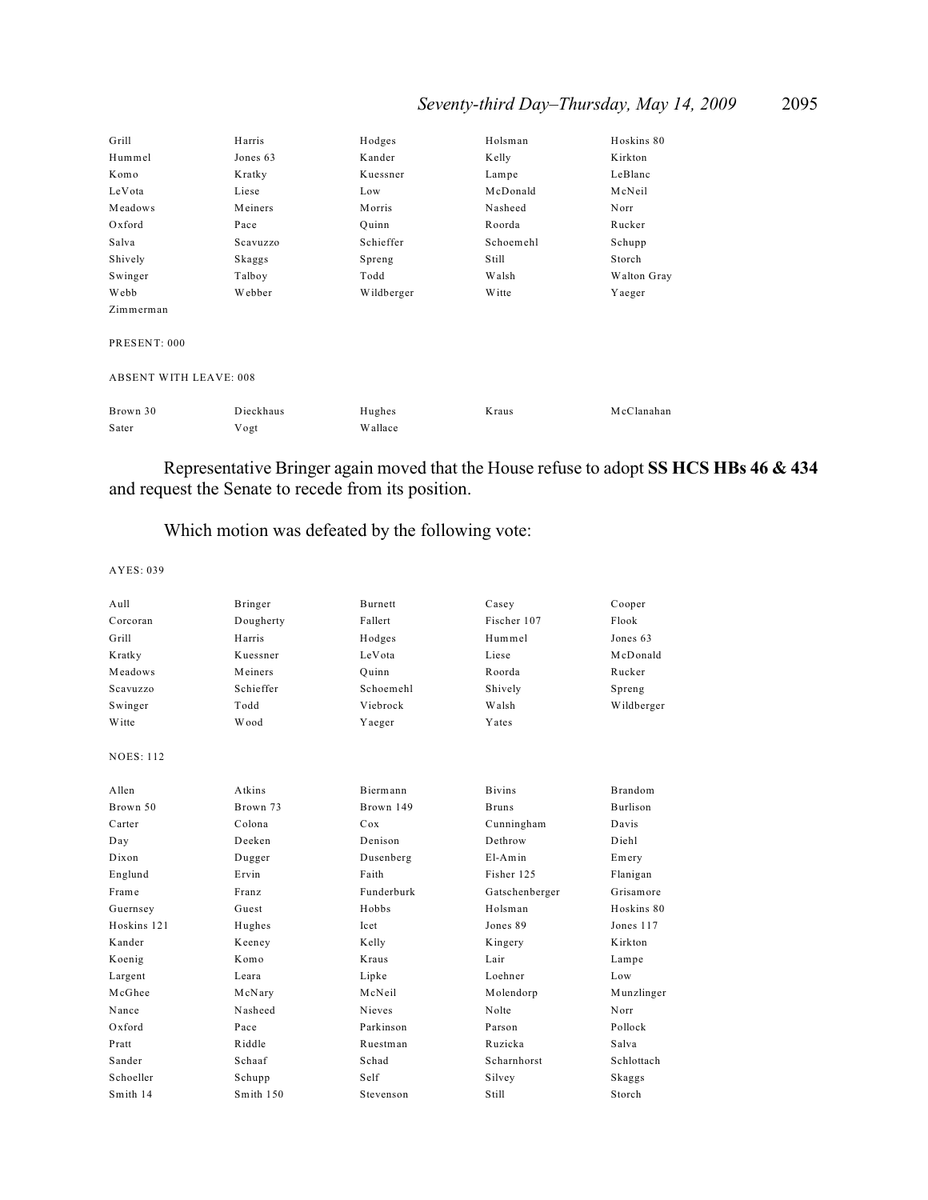| | | | | |
|---|---|---|---|---|
| Grill | Harris | Hodges | Holsman | Hoskins 80 |
| Hummel | Jones 63 | Kander | Kelly | Kirkton |
| Komo | Kratky | Kuessner | Lampe | LeBlanc |
| LeVota | Liese | Low | McDonald | McNeil |
| Meadows | Meiners | Morris | Nasheed | Norr |
| Oxford | Pace | Quinn | Roorda | Rucker |
| Salva | Scavuzzo | Schieffer | Schoemehl | Schupp |
| Shively | Skaggs | Spreng | Still | Storch |
| Swinger | Talboy | Todd | Walsh | Walton Gray |
| Webb | Webber | Wildberger | Witte | Yaeger |
| Zimmerman | | | | |

PRESENT: 000

ABSENT WITH LEAVE: 008

| | | | | |
|---|---|---|---|---|
| Brown 30 | Dieckhaus | Hughes | Kraus | McClanahan |
| Sater | Vogt | Wallace | | |

Representative Bringer again moved that the House refuse to adopt **SS HCS HBs 46 & 434** and request the Senate to recede from its position.

Which motion was defeated by the following vote:

AYES: 039

| | | | | |
|---|---|---|---|---|
| Aull | Bringer | Burnett | Casey | Cooper |
| Corcoran | Dougherty | Fallert | Fischer 107 | Flook |
| Grill | Harris | Hodges | Hummel | Jones 63 |
| Kratky | Kuessner | LeVota | Liese | McDonald |
| Meadows | Meiners | Quinn | Roorda | Rucker |
| Scavuzzo | Schieffer | Schoemehl | Shively | Spreng |
| Swinger | Todd | Viebrock | Walsh | Wildberger |
| Witte | Wood | Yaeger | Yates | |

NOES: 112

| | | | | |
|---|---|---|---|---|
| Allen | Atkins | Biermann | Bivins | Brandom |
| Brown 50 | Brown 73 | Brown 149 | Bruns | Burlison |
| Carter | Colona | Cox | Cunningham | Davis |
| Day | Deeken | Denison | Dethrow | Diehl |
| Dixon | Dugger | Dusenberg | El-Amin | Emery |
| Englund | Ervin | Faith | Fisher 125 | Flanigan |
| Frame | Franz | Funderburk | Gatschenberger | Grisamore |
| Guernsey | Guest | Hobbs | Holsman | Hoskins 80 |
| Hoskins 121 | Hughes | Icet | Jones 89 | Jones 117 |
| Kander | Keeney | Kelly | Kingery | Kirkton |
| Koenig | Komo | Kraus | Lair | Lampe |
| Largent | Leara | Lipke | Loehner | Low |
| McGhee | McNary | McNeil | Molendorp | Munzlinger |
| Nance | Nasheed | Nieves | Nolte | Norr |
| Oxford | Pace | Parkinson | Parson | Pollock |
| Pratt | Riddle | Ruestman | Ruzicka | Salva |
| Sander | Schaaf | Schad | Scharnhorst | Schlottach |
| Schoeller | Schupp | Self | Silvey | Skaggs |
| Smith 14 | Smith 150 | Stevenson | Still | Storch |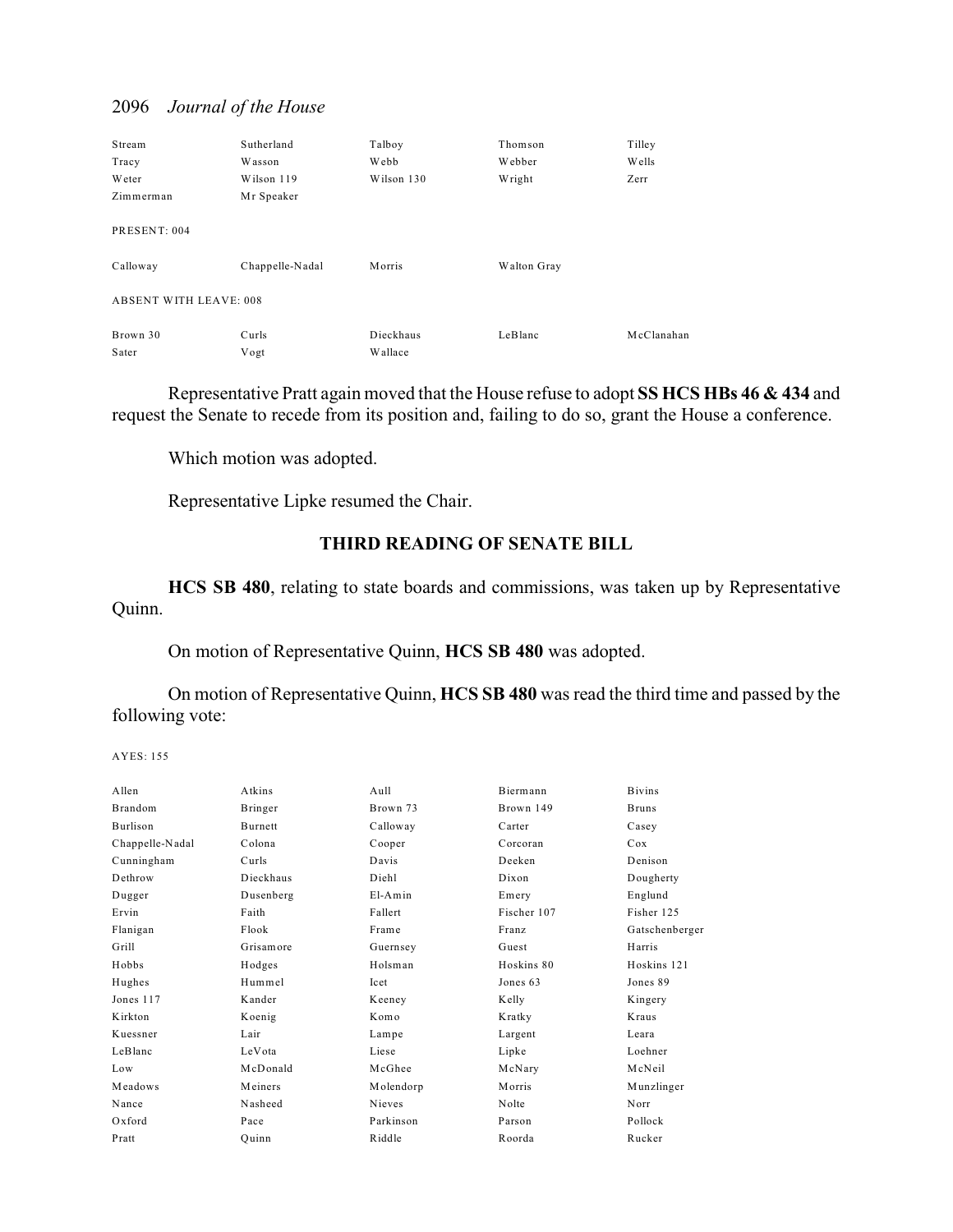| | | | | |
|---|---|---|---|---|
| Stream | Sutherland | Talboy | Thomson | Tilley |
| Tracy | Wasson | Webb | Webber | Wells |
| Weter | Wilson 119 | Wilson 130 | Wright | Zerr |
| Zimmerman | Mr Speaker | | | |

PRESENT: 004

| | | | |
|---|---|---|---|
| Calloway | Chappelle-Nadal | Morris | Walton Gray |

ABSENT WITH LEAVE: 008

| | | | | |
|---|---|---|---|---|
| Brown 30 | Curls | Dieckhaus | LeBlanc | McClanahan |
| Sater | Vogt | Wallace | | |

Representative Pratt again moved that the House refuse to adopt **SS HCS HBs 46 & 434** and request the Senate to recede from its position and, failing to do so, grant the House a conference.

Which motion was adopted.

Representative Lipke resumed the Chair.

## THIRD READING OF SENATE BILL

**HCS SB 480**, relating to state boards and commissions, was taken up by Representative Quinn.

On motion of Representative Quinn, **HCS SB 480** was adopted.

On motion of Representative Quinn, **HCS SB 480** was read the third time and passed by the following vote:

AYES: 155

| | | | | |
|---|---|---|---|---|
| Allen | Atkins | Aull | Biermann | Bivins |
| Brandom | Bringer | Brown 73 | Brown 149 | Bruns |
| Burlison | Burnett | Calloway | Carter | Casey |
| Chappelle-Nadal | Colona | Cooper | Corcoran | Cox |
| Cunningham | Curls | Davis | Deeken | Denison |
| Dethrow | Dieckhaus | Diehl | Dixon | Dougherty |
| Dugger | Dusenberg | El-Amin | Emery | Englund |
| Ervin | Faith | Fallert | Fischer 107 | Fisher 125 |
| Flanigan | Flook | Frame | Franz | Gatschenberger |
| Grill | Grisamore | Guernsey | Guest | Harris |
| Hobbs | Hodges | Holsman | Hoskins 80 | Hoskins 121 |
| Hughes | Hummel | Icet | Jones 63 | Jones 89 |
| Jones 117 | Kander | Keeney | Kelly | Kingery |
| Kirkton | Koenig | Komo | Kratky | Kraus |
| Kuessner | Lair | Lampe | Largent | Leara |
| LeBlanc | LeVota | Liese | Lipke | Loehner |
| Low | McDonald | McGhee | McNary | McNeil |
| Meadows | Meiners | Molendorp | Morris | Munzlinger |
| Nance | Nasheed | Nieves | Nolte | Norr |
| Oxford | Pace | Parkinson | Parson | Pollock |
| Pratt | Quinn | Riddle | Roorda | Rucker |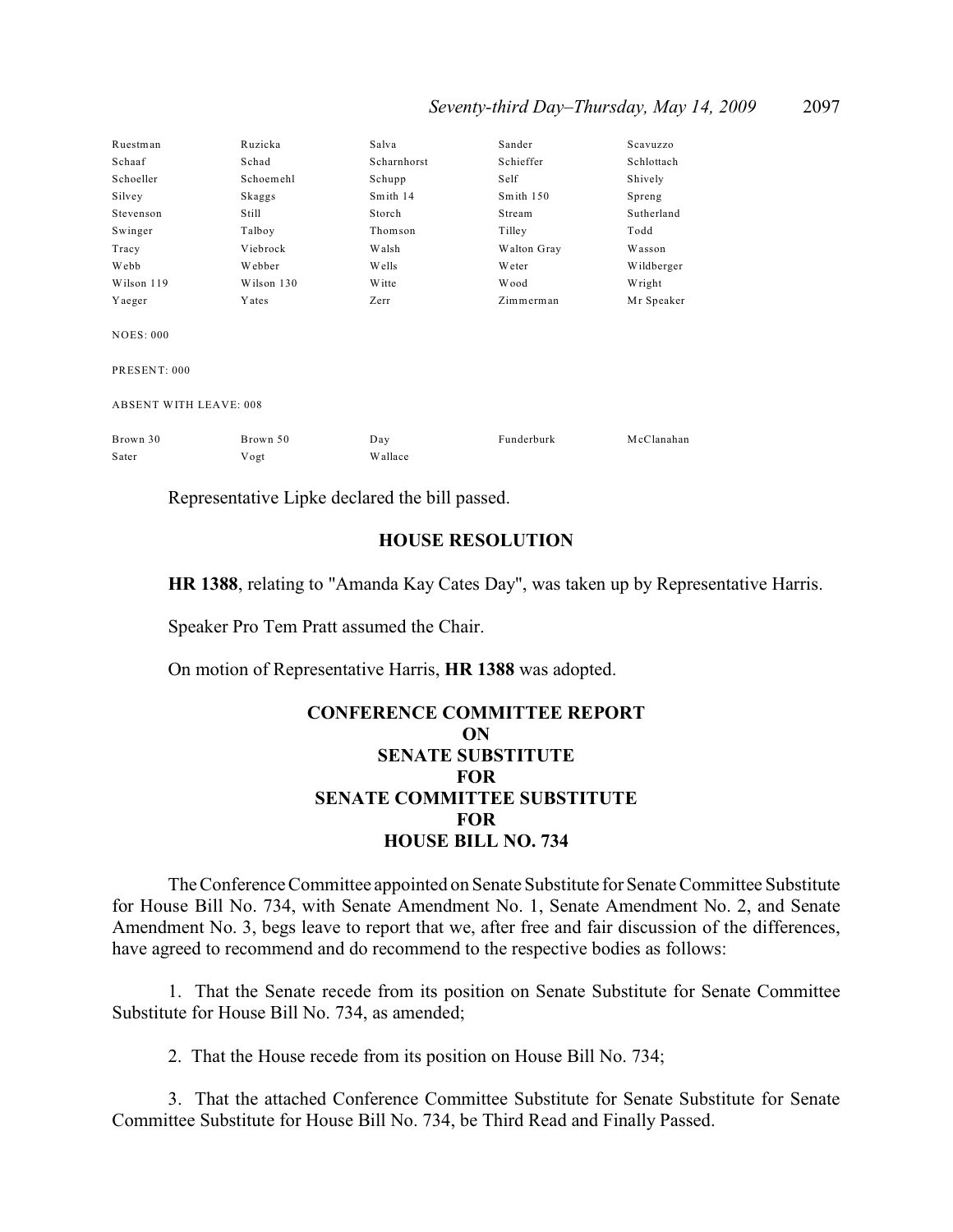| | | | | |
|---|---|---|---|---|
| Ruestman | Ruzicka | Salva | Sander | Scavuzzo |
| Schaaf | Schad | Scharnhorst | Schieffer | Schlottach |
| Schoeller | Schoemehl | Schupp | Self | Shively |
| Silvey | Skaggs | Smith 14 | Smith 150 | Spreng |
| Stevenson | Still | Storch | Stream | Sutherland |
| Swinger | Talboy | Thomson | Tilley | Todd |
| Tracy | Viebrock | Walsh | Walton Gray | Wasson |
| Webb | Webber | Wells | Weter | Wildberger |
| Wilson 119 | Wilson 130 | Witte | Wood | Wright |
| Yaeger | Yates | Zerr | Zimmerman | Mr Speaker |

NOES: 000

PRESENT: 000

ABSENT WITH LEAVE: 008

| | | | | |
|---|---|---|---|---|
| Brown 30 | Brown 50 | Day | Funderburk | McClanahan |
| Sater | Vogt | Wallace | | |

Representative Lipke declared the bill passed.

## HOUSE RESOLUTION

**HR 1388**, relating to "Amanda Kay Cates Day", was taken up by Representative Harris.

Speaker Pro Tem Pratt assumed the Chair.

On motion of Representative Harris, **HR 1388** was adopted.

## CONFERENCE COMMITTEE REPORT ON SENATE SUBSTITUTE FOR SENATE COMMITTEE SUBSTITUTE FOR HOUSE BILL NO. 734

The Conference Committee appointed on Senate Substitute for Senate Committee Substitute for House Bill No. 734, with Senate Amendment No. 1, Senate Amendment No. 2, and Senate Amendment No. 3, begs leave to report that we, after free and fair discussion of the differences, have agreed to recommend and do recommend to the respective bodies as follows:

1. That the Senate recede from its position on Senate Substitute for Senate Committee Substitute for House Bill No. 734, as amended;

2. That the House recede from its position on House Bill No. 734;

3. That the attached Conference Committee Substitute for Senate Substitute for Senate Committee Substitute for House Bill No. 734, be Third Read and Finally Passed.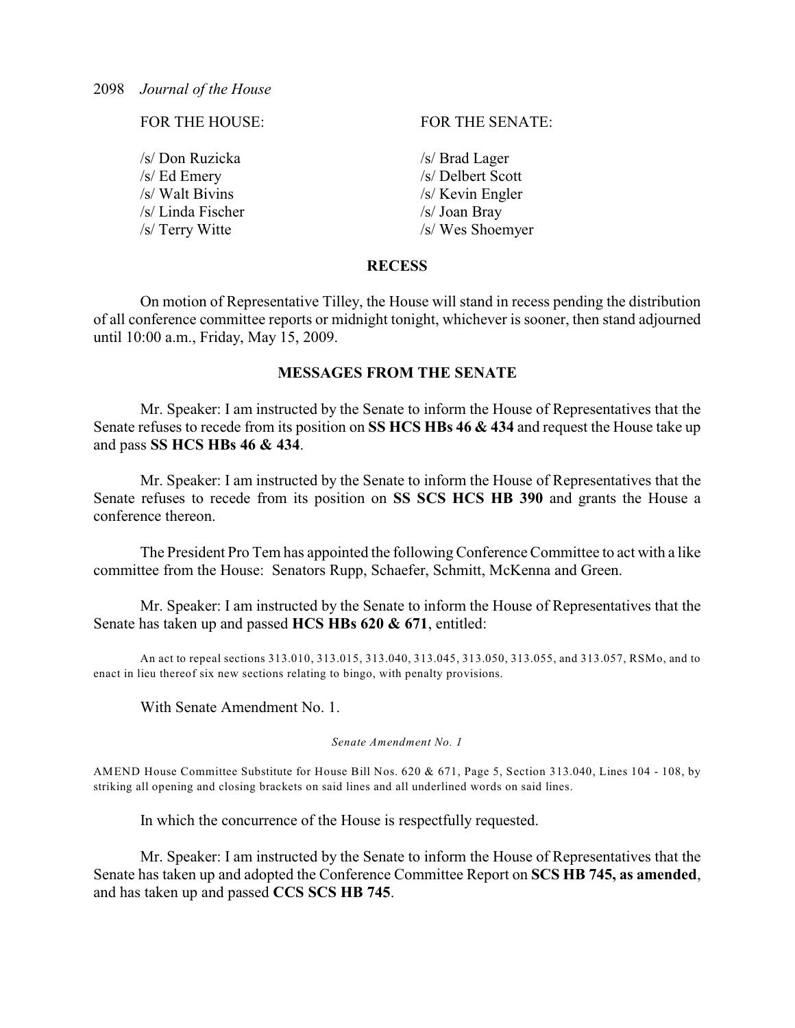| FOR THE HOUSE: | FOR THE SENATE: |
| --- | --- |
| /s/ Don Ruzicka | /s/ Brad Lager |
| /s/ Ed Emery | /s/ Delbert Scott |
| /s/ Walt Bivins | /s/ Kevin Engler |
| /s/ Linda Fischer | /s/ Joan Bray |
| /s/ Terry Witte | /s/ Wes Shoemyer |

## RECESS

On motion of Representative Tilley, the House will stand in recess pending the distribution of all conference committee reports or midnight tonight, whichever is sooner, then stand adjourned until 10:00 a.m., Friday, May 15, 2009.

## MESSAGES FROM THE SENATE

Mr. Speaker: I am instructed by the Senate to inform the House of Representatives that the Senate refuses to recede from its position on **SS HCS HBs 46 & 434** and request the House take up and pass **SS HCS HBs 46 & 434**.

Mr. Speaker: I am instructed by the Senate to inform the House of Representatives that the Senate refuses to recede from its position on **SS SCS HCS HB 390** and grants the House a conference thereon.

The President Pro Tem has appointed the following Conference Committee to act with a like committee from the House: Senators Rupp, Schaefer, Schmitt, McKenna and Green.

Mr. Speaker: I am instructed by the Senate to inform the House of Representatives that the Senate has taken up and passed **HCS HBs 620 & 671**, entitled:

An act to repeal sections 313.010, 313.015, 313.040, 313.045, 313.050, 313.055, and 313.057, RSMo, and to enact in lieu thereof six new sections relating to bingo, with penalty provisions.

With Senate Amendment No. 1.

*Senate Amendment No. 1*

AMEND House Committee Substitute for House Bill Nos. 620 & 671, Page 5, Section 313.040, Lines 104 - 108, by striking all opening and closing brackets on said lines and all underlined words on said lines.

In which the concurrence of the House is respectfully requested.

Mr. Speaker: I am instructed by the Senate to inform the House of Representatives that the Senate has taken up and adopted the Conference Committee Report on **SCS HB 745, as amended**, and has taken up and passed **CCS SCS HB 745**.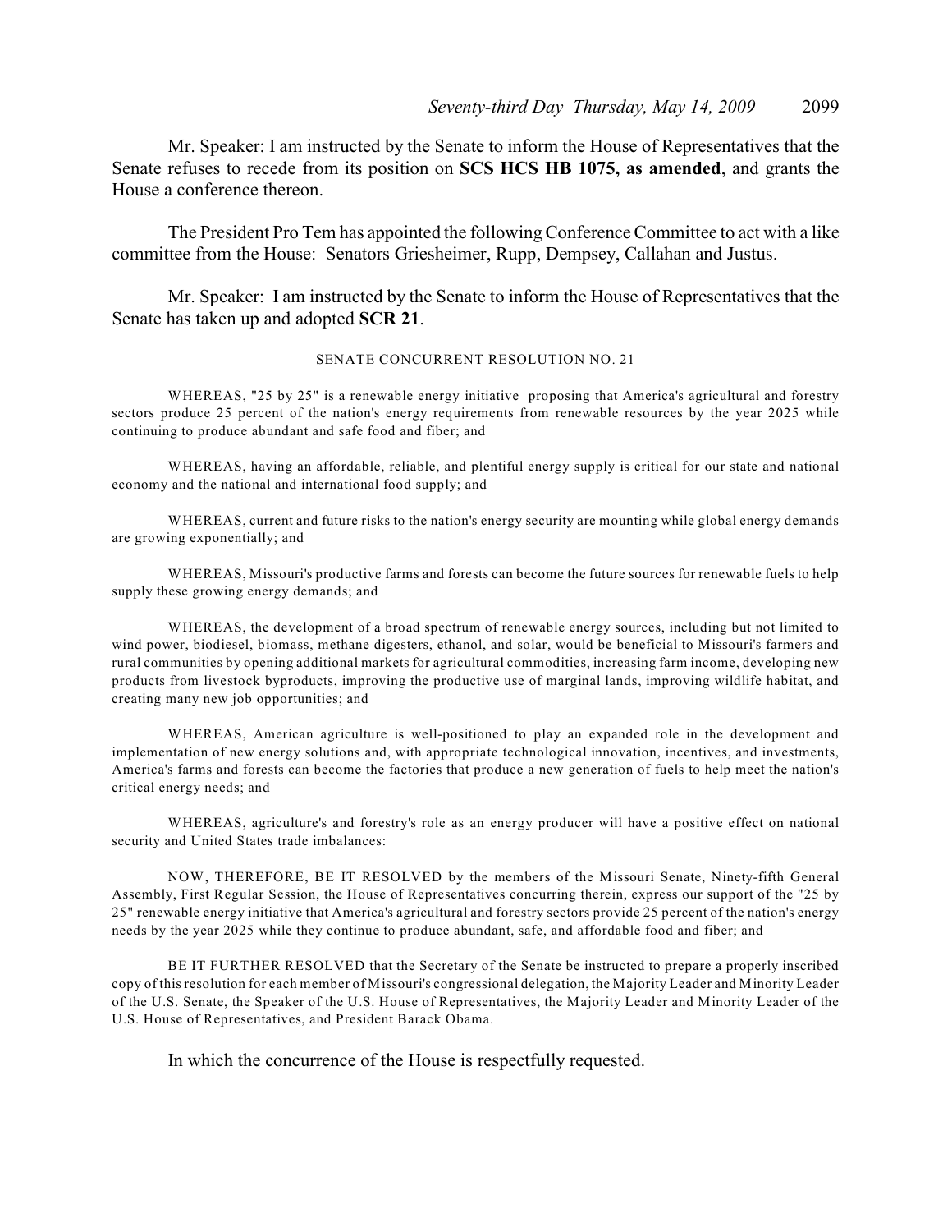Mr. Speaker: I am instructed by the Senate to inform the House of Representatives that the Senate refuses to recede from its position on **SCS HCS HB 1075, as amended**, and grants the House a conference thereon.

The President Pro Tem has appointed the following Conference Committee to act with a like committee from the House: Senators Griesheimer, Rupp, Dempsey, Callahan and Justus.

Mr. Speaker: I am instructed by the Senate to inform the House of Representatives that the Senate has taken up and adopted **SCR 21**.

SENATE CONCURRENT RESOLUTION NO. 21

WHEREAS, "25 by 25" is a renewable energy initiative proposing that America's agricultural and forestry sectors produce 25 percent of the nation's energy requirements from renewable resources by the year 2025 while continuing to produce abundant and safe food and fiber; and

WHEREAS, having an affordable, reliable, and plentiful energy supply is critical for our state and national economy and the national and international food supply; and

WHEREAS, current and future risks to the nation's energy security are mounting while global energy demands are growing exponentially; and

WHEREAS, Missouri's productive farms and forests can become the future sources for renewable fuels to help supply these growing energy demands; and

WHEREAS, the development of a broad spectrum of renewable energy sources, including but not limited to wind power, biodiesel, biomass, methane digesters, ethanol, and solar, would be beneficial to Missouri's farmers and rural communities by opening additional markets for agricultural commodities, increasing farm income, developing new products from livestock byproducts, improving the productive use of marginal lands, improving wildlife habitat, and creating many new job opportunities; and

WHEREAS, American agriculture is well-positioned to play an expanded role in the development and implementation of new energy solutions and, with appropriate technological innovation, incentives, and investments, America's farms and forests can become the factories that produce a new generation of fuels to help meet the nation's critical energy needs; and

WHEREAS, agriculture's and forestry's role as an energy producer will have a positive effect on national security and United States trade imbalances:

NOW, THEREFORE, BE IT RESOLVED by the members of the Missouri Senate, Ninety-fifth General Assembly, First Regular Session, the House of Representatives concurring therein, express our support of the "25 by 25" renewable energy initiative that America's agricultural and forestry sectors provide 25 percent of the nation's energy needs by the year 2025 while they continue to produce abundant, safe, and affordable food and fiber; and

BE IT FURTHER RESOLVED that the Secretary of the Senate be instructed to prepare a properly inscribed copy of this resolution for each member of Missouri's congressional delegation, the Majority Leader and Minority Leader of the U.S. Senate, the Speaker of the U.S. House of Representatives, the Majority Leader and Minority Leader of the U.S. House of Representatives, and President Barack Obama.

In which the concurrence of the House is respectfully requested.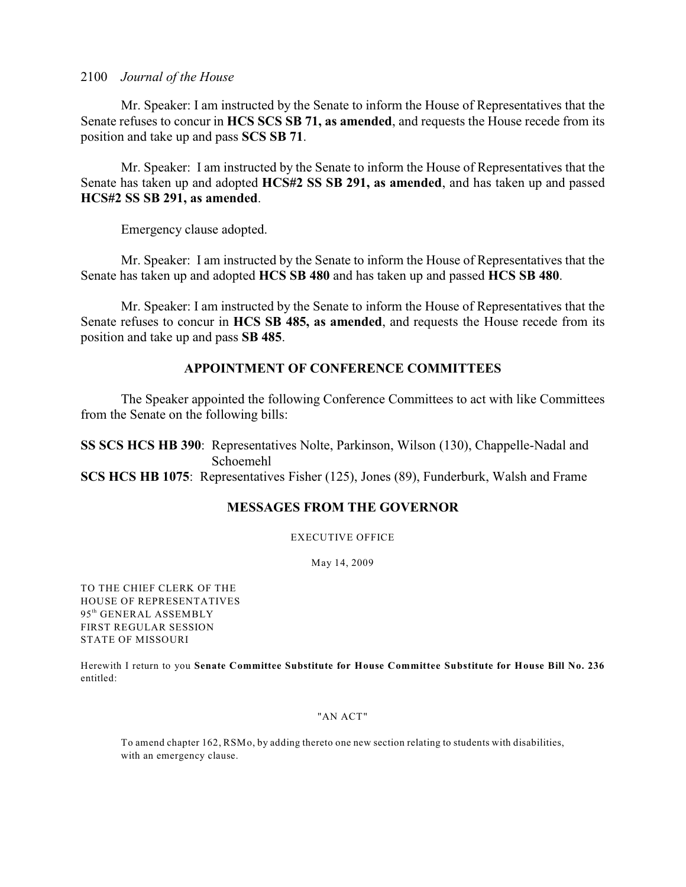Mr. Speaker: I am instructed by the Senate to inform the House of Representatives that the Senate refuses to concur in **HCS SCS SB 71, as amended**, and requests the House recede from its position and take up and pass **SCS SB 71**.

Mr. Speaker: I am instructed by the Senate to inform the House of Representatives that the Senate has taken up and adopted **HCS#2 SS SB 291, as amended**, and has taken up and passed **HCS#2 SS SB 291, as amended**.

Emergency clause adopted.

Mr. Speaker: I am instructed by the Senate to inform the House of Representatives that the Senate has taken up and adopted **HCS SB 480** and has taken up and passed **HCS SB 480**.

Mr. Speaker: I am instructed by the Senate to inform the House of Representatives that the Senate refuses to concur in **HCS SB 485, as amended**, and requests the House recede from its position and take up and pass **SB 485**.

## APPOINTMENT OF CONFERENCE COMMITTEES

The Speaker appointed the following Conference Committees to act with like Committees from the Senate on the following bills:

**SS SCS HCS HB 390**: Representatives Nolte, Parkinson, Wilson (130), Chappelle-Nadal and Schoemehl

**SCS HCS HB 1075**: Representatives Fisher (125), Jones (89), Funderburk, Walsh and Frame

## MESSAGES FROM THE GOVERNOR

EXECUTIVE OFFICE

May 14, 2009

TO THE CHIEF CLERK OF THE
HOUSE OF REPRESENTATIVES
95th GENERAL ASSEMBLY
FIRST REGULAR SESSION
STATE OF MISSOURI

Herewith I return to you **Senate Committee Substitute for House Committee Substitute for House Bill No. 236** entitled:

"AN ACT"

To amend chapter 162, RSMo, by adding thereto one new section relating to students with disabilities, with an emergency clause.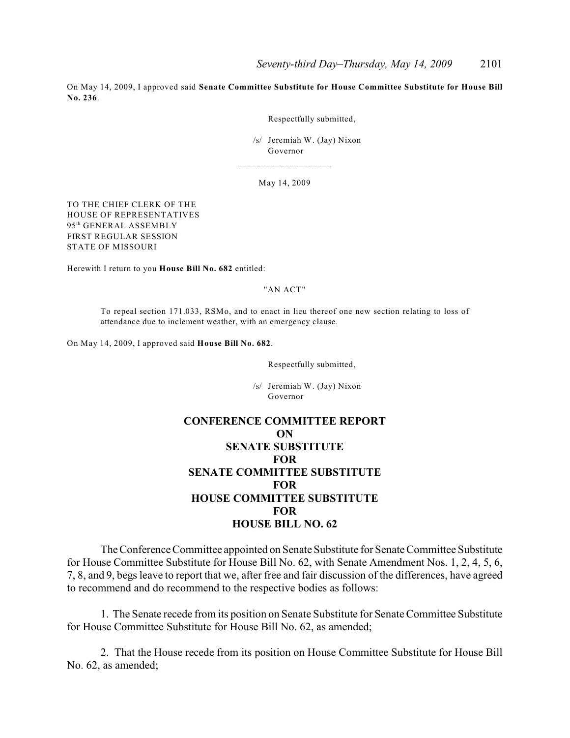On May 14, 2009, I approved said **Senate Committee Substitute for House Committee Substitute for House Bill No. 236**.

Respectfully submitted,

/s/ Jeremiah W. (Jay) Nixon
Governor

---

May 14, 2009

TO THE CHIEF CLERK OF THE
HOUSE OF REPRESENTATIVES
95th GENERAL ASSEMBLY
FIRST REGULAR SESSION
STATE OF MISSOURI

Herewith I return to you **House Bill No. 682** entitled:

"AN ACT"

> To repeal section 171.033, RSMo, and to enact in lieu thereof one new section relating to loss of attendance due to inclement weather, with an emergency clause.

On May 14, 2009, I approved said **House Bill No. 682**.

Respectfully submitted,

/s/ Jeremiah W. (Jay) Nixon
Governor

## CONFERENCE COMMITTEE REPORT ON SENATE SUBSTITUTE FOR SENATE COMMITTEE SUBSTITUTE FOR HOUSE COMMITTEE SUBSTITUTE FOR HOUSE BILL NO. 62

The Conference Committee appointed on Senate Substitute for Senate Committee Substitute for House Committee Substitute for House Bill No. 62, with Senate Amendment Nos. 1, 2, 4, 5, 6, 7, 8, and 9, begs leave to report that we, after free and fair discussion of the differences, have agreed to recommend and do recommend to the respective bodies as follows:

1. The Senate recede from its position on Senate Substitute for Senate Committee Substitute for House Committee Substitute for House Bill No. 62, as amended;

2. That the House recede from its position on House Committee Substitute for House Bill No. 62, as amended;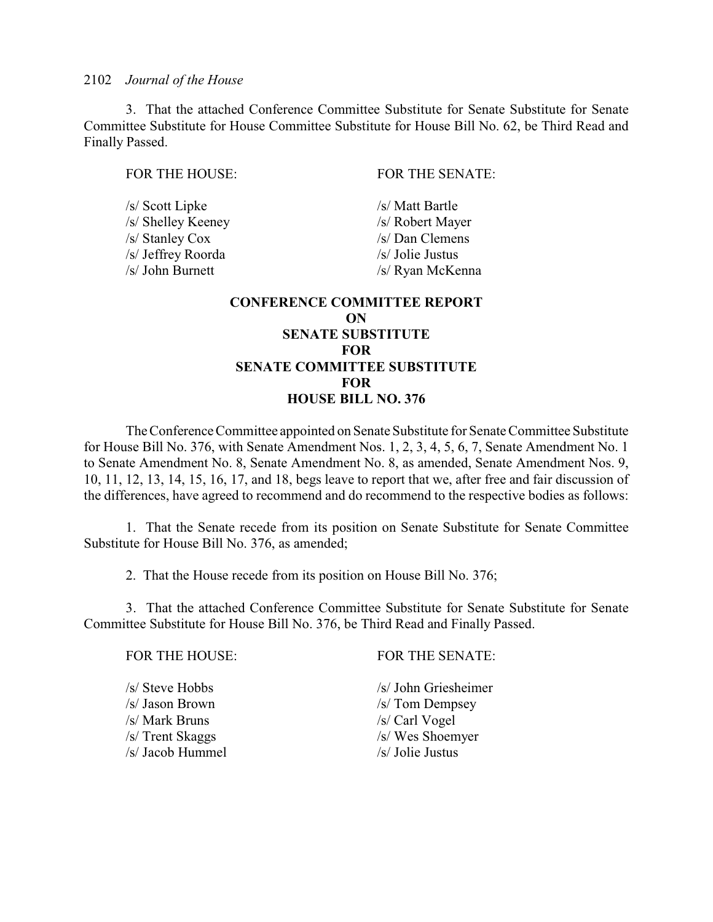3. That the attached Conference Committee Substitute for Senate Substitute for Senate Committee Substitute for House Committee Substitute for House Bill No. 62, be Third Read and Finally Passed.

| FOR THE HOUSE: | FOR THE SENATE: |
|---|---|
| /s/ Scott Lipke | /s/ Matt Bartle |
| /s/ Shelley Keeney | /s/ Robert Mayer |
| /s/ Stanley Cox | /s/ Dan Clemens |
| /s/ Jeffrey Roorda | /s/ Jolie Justus |
| /s/ John Burnett | /s/ Ryan McKenna |

**CONFERENCE COMMITTEE REPORT**
**ON**
**SENATE SUBSTITUTE**
**FOR**
**SENATE COMMITTEE SUBSTITUTE**
**FOR**
**HOUSE BILL NO. 376**

The Conference Committee appointed on Senate Substitute for Senate Committee Substitute for House Bill No. 376, with Senate Amendment Nos. 1, 2, 3, 4, 5, 6, 7, Senate Amendment No. 1 to Senate Amendment No. 8, Senate Amendment No. 8, as amended, Senate Amendment Nos. 9, 10, 11, 12, 13, 14, 15, 16, 17, and 18, begs leave to report that we, after free and fair discussion of the differences, have agreed to recommend and do recommend to the respective bodies as follows:

1. That the Senate recede from its position on Senate Substitute for Senate Committee Substitute for House Bill No. 376, as amended;

2. That the House recede from its position on House Bill No. 376;

3. That the attached Conference Committee Substitute for Senate Substitute for Senate Committee Substitute for House Bill No. 376, be Third Read and Finally Passed.

| FOR THE HOUSE: | FOR THE SENATE: |
|---|---|
| /s/ Steve Hobbs | /s/ John Griesheimer |
| /s/ Jason Brown | /s/ Tom Dempsey |
| /s/ Mark Bruns | /s/ Carl Vogel |
| /s/ Trent Skaggs | /s/ Wes Shoemyer |
| /s/ Jacob Hummel | /s/ Jolie Justus |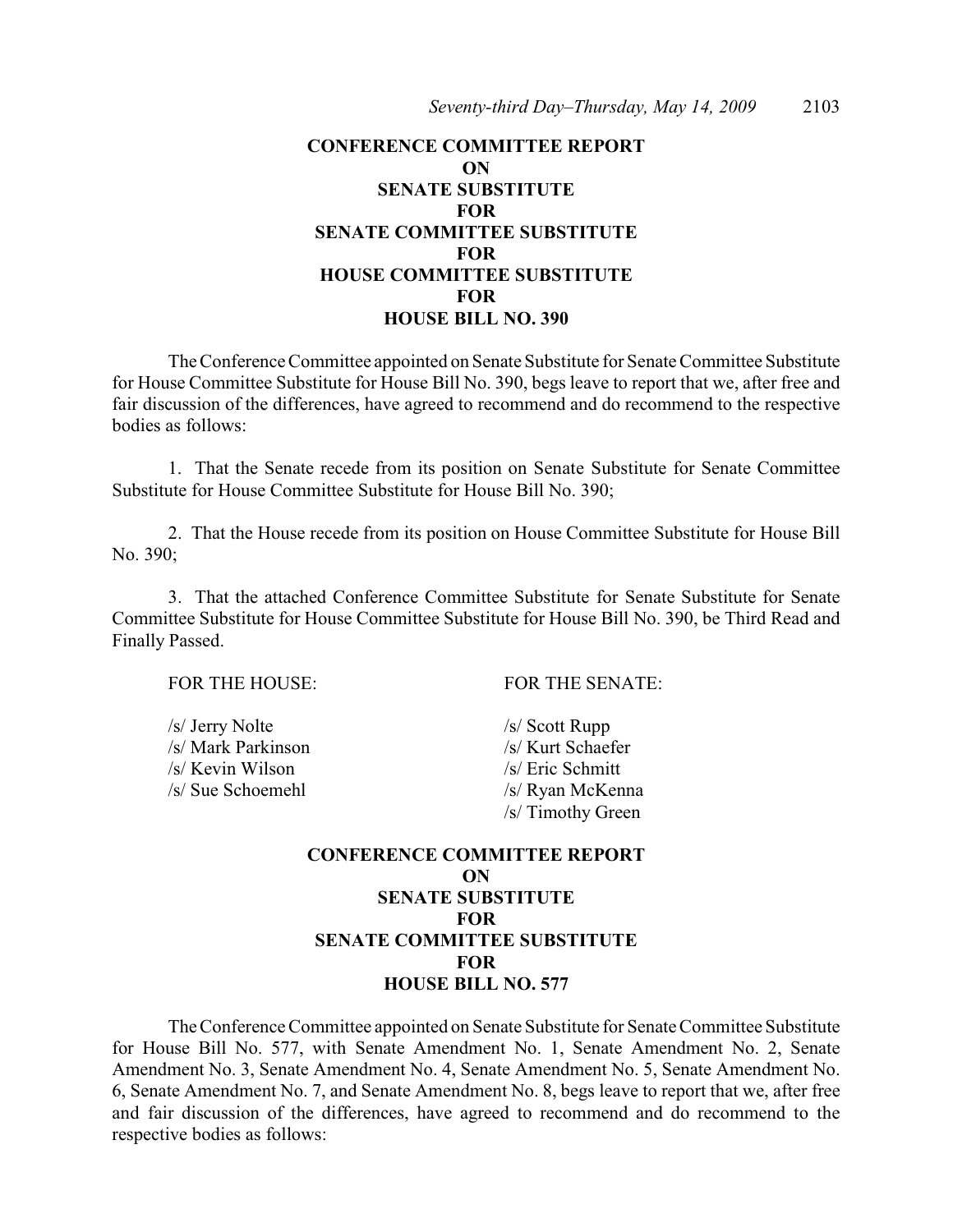**CONFERENCE COMMITTEE REPORT**
**ON**
**SENATE SUBSTITUTE**
**FOR**
**SENATE COMMITTEE SUBSTITUTE**
**FOR**
**HOUSE COMMITTEE SUBSTITUTE**
**FOR**
**HOUSE BILL NO. 390**

The Conference Committee appointed on Senate Substitute for Senate Committee Substitute for House Committee Substitute for House Bill No. 390, begs leave to report that we, after free and fair discussion of the differences, have agreed to recommend and do recommend to the respective bodies as follows:

1. That the Senate recede from its position on Senate Substitute for Senate Committee Substitute for House Committee Substitute for House Bill No. 390;

2. That the House recede from its position on House Committee Substitute for House Bill No. 390;

3. That the attached Conference Committee Substitute for Senate Substitute for Senate Committee Substitute for House Committee Substitute for House Bill No. 390, be Third Read and Finally Passed.

| FOR THE HOUSE: | FOR THE SENATE: |
|---|---|
| /s/ Jerry Nolte | /s/ Scott Rupp |
| /s/ Mark Parkinson | /s/ Kurt Schaefer |
| /s/ Kevin Wilson | /s/ Eric Schmitt |
| /s/ Sue Schoemehl | /s/ Ryan McKenna |
| | /s/ Timothy Green |

**CONFERENCE COMMITTEE REPORT**
**ON**
**SENATE SUBSTITUTE**
**FOR**
**SENATE COMMITTEE SUBSTITUTE**
**FOR**
**HOUSE BILL NO. 577**

The Conference Committee appointed on Senate Substitute for Senate Committee Substitute for House Bill No. 577, with Senate Amendment No. 1, Senate Amendment No. 2, Senate Amendment No. 3, Senate Amendment No. 4, Senate Amendment No. 5, Senate Amendment No. 6, Senate Amendment No. 7, and Senate Amendment No. 8, begs leave to report that we, after free and fair discussion of the differences, have agreed to recommend and do recommend to the respective bodies as follows: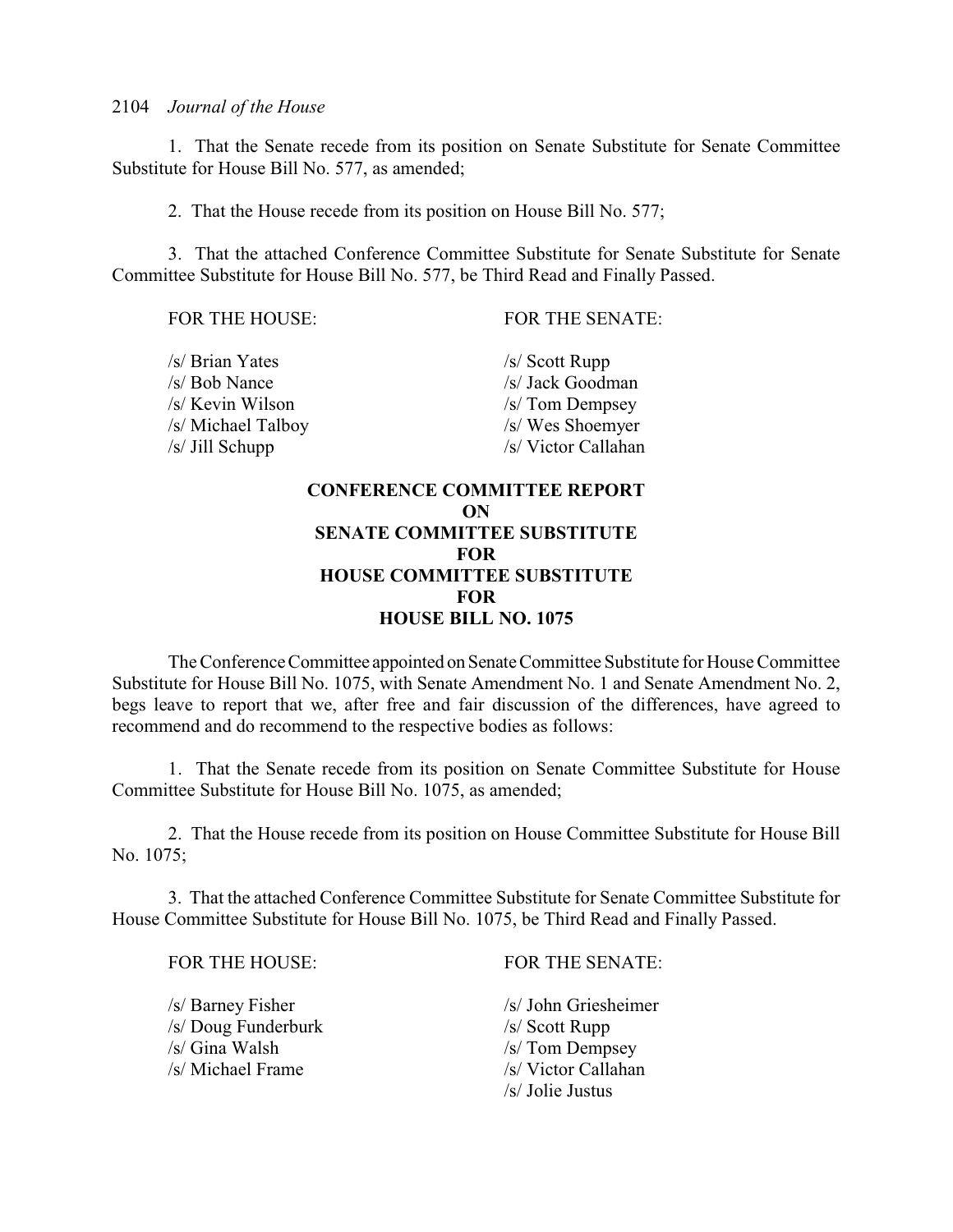1. That the Senate recede from its position on Senate Substitute for Senate Committee Substitute for House Bill No. 577, as amended;

2. That the House recede from its position on House Bill No. 577;

3. That the attached Conference Committee Substitute for Senate Substitute for Senate Committee Substitute for House Bill No. 577, be Third Read and Finally Passed.

| FOR THE HOUSE: | FOR THE SENATE: |
|---|---|
| /s/ Brian Yates | /s/ Scott Rupp |
| /s/ Bob Nance | /s/ Jack Goodman |
| /s/ Kevin Wilson | /s/ Tom Dempsey |
| /s/ Michael Talboy | /s/ Wes Shoemyer |
| /s/ Jill Schupp | /s/ Victor Callahan |

## CONFERENCE COMMITTEE REPORT ON SENATE COMMITTEE SUBSTITUTE FOR HOUSE COMMITTEE SUBSTITUTE FOR HOUSE BILL NO. 1075

The Conference Committee appointed on Senate Committee Substitute for House Committee Substitute for House Bill No. 1075, with Senate Amendment No. 1 and Senate Amendment No. 2, begs leave to report that we, after free and fair discussion of the differences, have agreed to recommend and do recommend to the respective bodies as follows:

1. That the Senate recede from its position on Senate Committee Substitute for House Committee Substitute for House Bill No. 1075, as amended;

2. That the House recede from its position on House Committee Substitute for House Bill No. 1075;

3. That the attached Conference Committee Substitute for Senate Committee Substitute for House Committee Substitute for House Bill No. 1075, be Third Read and Finally Passed.

| FOR THE HOUSE: | FOR THE SENATE: |
|---|---|
| /s/ Barney Fisher | /s/ John Griesheimer |
| /s/ Doug Funderburk | /s/ Scott Rupp |
| /s/ Gina Walsh | /s/ Tom Dempsey |
| /s/ Michael Frame | /s/ Victor Callahan |
| | /s/ Jolie Justus |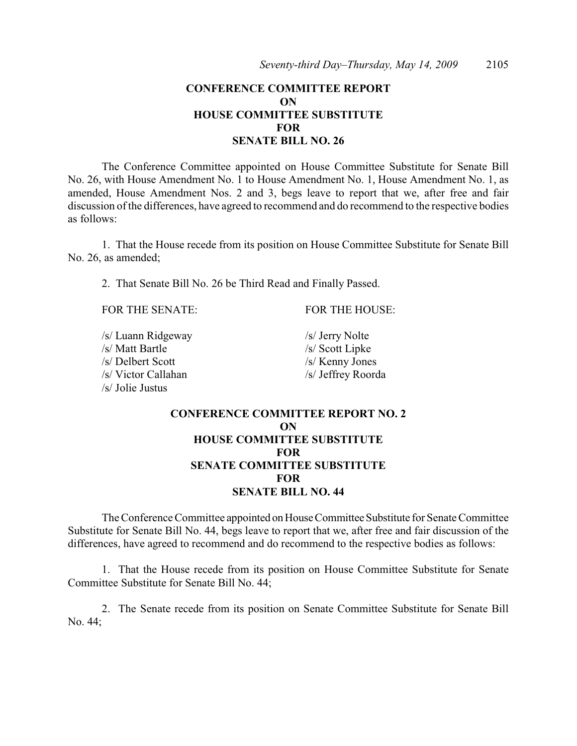## CONFERENCE COMMITTEE REPORT
## ON
## HOUSE COMMITTEE SUBSTITUTE
## FOR
## SENATE BILL NO. 26

The Conference Committee appointed on House Committee Substitute for Senate Bill No. 26, with House Amendment No. 1 to House Amendment No. 1, House Amendment No. 1, as amended, House Amendment Nos. 2 and 3, begs leave to report that we, after free and fair discussion of the differences, have agreed to recommend and do recommend to the respective bodies as follows:

1. That the House recede from its position on House Committee Substitute for Senate Bill No. 26, as amended;

2. That Senate Bill No. 26 be Third Read and Finally Passed.

| FOR THE SENATE: | FOR THE HOUSE: |
|---|---|
| /s/ Luann Ridgeway | /s/ Jerry Nolte |
| /s/ Matt Bartle | /s/ Scott Lipke |
| /s/ Delbert Scott | /s/ Kenny Jones |
| /s/ Victor Callahan | /s/ Jeffrey Roorda |
| /s/ Jolie Justus | |

## CONFERENCE COMMITTEE REPORT NO. 2
## ON
## HOUSE COMMITTEE SUBSTITUTE
## FOR
## SENATE COMMITTEE SUBSTITUTE
## FOR
## SENATE BILL NO. 44

The Conference Committee appointed on House Committee Substitute for Senate Committee Substitute for Senate Bill No. 44, begs leave to report that we, after free and fair discussion of the differences, have agreed to recommend and do recommend to the respective bodies as follows:

1. That the House recede from its position on House Committee Substitute for Senate Committee Substitute for Senate Bill No. 44;

2. The Senate recede from its position on Senate Committee Substitute for Senate Bill No. 44;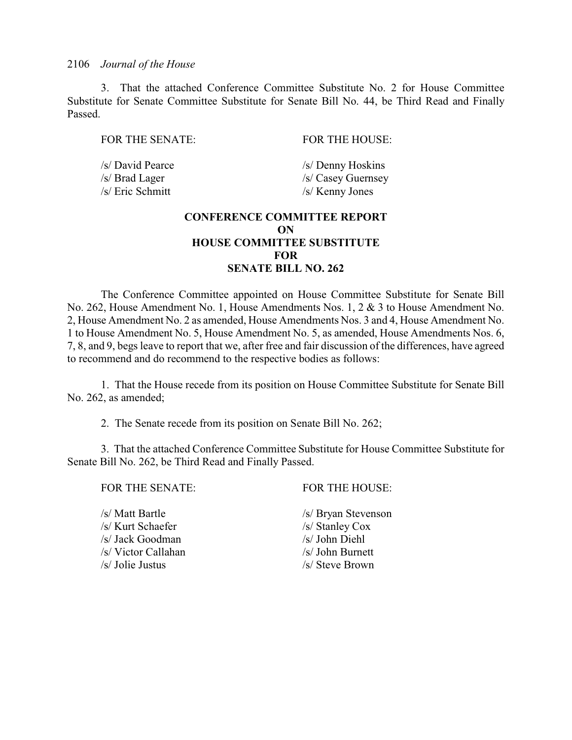3. That the attached Conference Committee Substitute No. 2 for House Committee Substitute for Senate Committee Substitute for Senate Bill No. 44, be Third Read and Finally Passed.

| FOR THE SENATE: | FOR THE HOUSE: |
| --- | --- |
| /s/ David Pearce | /s/ Denny Hoskins |
| /s/ Brad Lager | /s/ Casey Guernsey |
| /s/ Eric Schmitt | /s/ Kenny Jones |

**CONFERENCE COMMITTEE REPORT**
**ON**
**HOUSE COMMITTEE SUBSTITUTE**
**FOR**
**SENATE BILL NO. 262**

The Conference Committee appointed on House Committee Substitute for Senate Bill No. 262, House Amendment No. 1, House Amendments Nos. 1, 2 & 3 to House Amendment No. 2, House Amendment No. 2 as amended, House Amendments Nos. 3 and 4, House Amendment No. 1 to House Amendment No. 5, House Amendment No. 5, as amended, House Amendments Nos. 6, 7, 8, and 9, begs leave to report that we, after free and fair discussion of the differences, have agreed to recommend and do recommend to the respective bodies as follows:

1. That the House recede from its position on House Committee Substitute for Senate Bill No. 262, as amended;

2. The Senate recede from its position on Senate Bill No. 262;

3. That the attached Conference Committee Substitute for House Committee Substitute for Senate Bill No. 262, be Third Read and Finally Passed.

| FOR THE SENATE: | FOR THE HOUSE: |
| --- | --- |
| /s/ Matt Bartle | /s/ Bryan Stevenson |
| /s/ Kurt Schaefer | /s/ Stanley Cox |
| /s/ Jack Goodman | /s/ John Diehl |
| /s/ Victor Callahan | /s/ John Burnett |
| /s/ Jolie Justus | /s/ Steve Brown |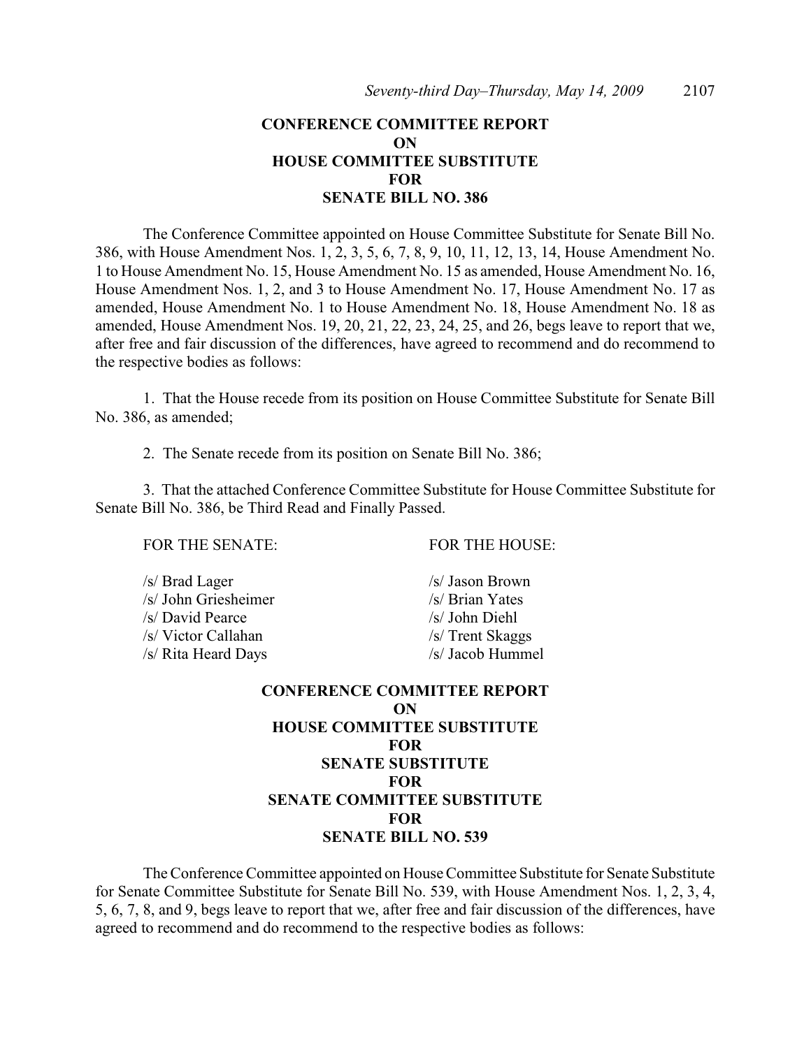## CONFERENCE COMMITTEE REPORT
## ON
## HOUSE COMMITTEE SUBSTITUTE
## FOR
## SENATE BILL NO. 386

The Conference Committee appointed on House Committee Substitute for Senate Bill No. 386, with House Amendment Nos. 1, 2, 3, 5, 6, 7, 8, 9, 10, 11, 12, 13, 14, House Amendment No. 1 to House Amendment No. 15, House Amendment No. 15 as amended, House Amendment No. 16, House Amendment Nos. 1, 2, and 3 to House Amendment No. 17, House Amendment No. 17 as amended, House Amendment No. 1 to House Amendment No. 18, House Amendment No. 18 as amended, House Amendment Nos. 19, 20, 21, 22, 23, 24, 25, and 26, begs leave to report that we, after free and fair discussion of the differences, have agreed to recommend and do recommend to the respective bodies as follows:

1. That the House recede from its position on House Committee Substitute for Senate Bill No. 386, as amended;

2. The Senate recede from its position on Senate Bill No. 386;

3. That the attached Conference Committee Substitute for House Committee Substitute for Senate Bill No. 386, be Third Read and Finally Passed.

| FOR THE SENATE: | FOR THE HOUSE: |
|---|---|
| /s/ Brad Lager | /s/ Jason Brown |
| /s/ John Griesheimer | /s/ Brian Yates |
| /s/ David Pearce | /s/ John Diehl |
| /s/ Victor Callahan | /s/ Trent Skaggs |
| /s/ Rita Heard Days | /s/ Jacob Hummel |

## CONFERENCE COMMITTEE REPORT
## ON
## HOUSE COMMITTEE SUBSTITUTE
## FOR
## SENATE SUBSTITUTE
## FOR
## SENATE COMMITTEE SUBSTITUTE
## FOR
## SENATE BILL NO. 539

The Conference Committee appointed on House Committee Substitute for Senate Substitute for Senate Committee Substitute for Senate Bill No. 539, with House Amendment Nos. 1, 2, 3, 4, 5, 6, 7, 8, and 9, begs leave to report that we, after free and fair discussion of the differences, have agreed to recommend and do recommend to the respective bodies as follows: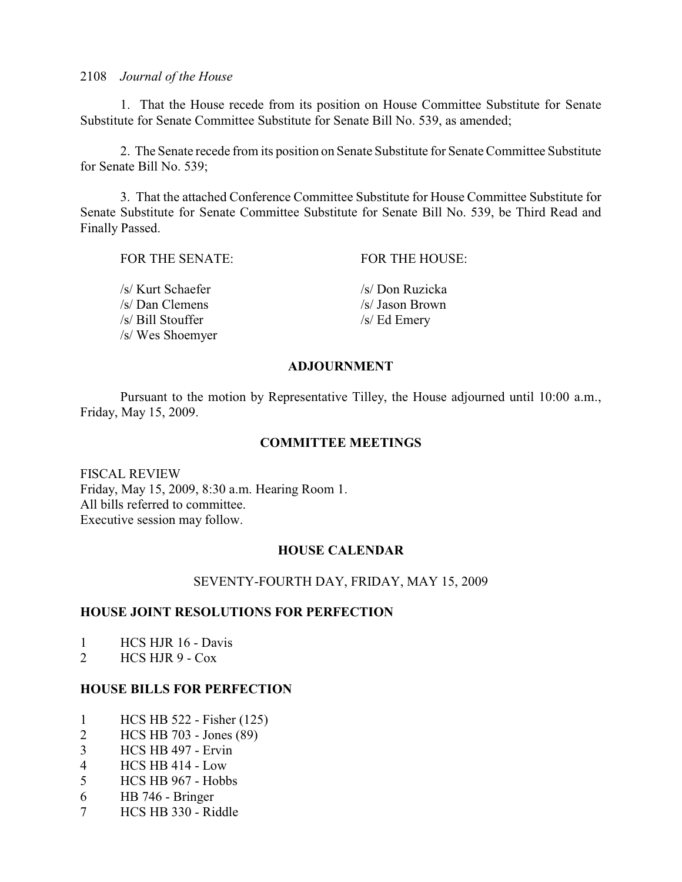1. That the House recede from its position on House Committee Substitute for Senate Substitute for Senate Committee Substitute for Senate Bill No. 539, as amended;

2. The Senate recede from its position on Senate Substitute for Senate Committee Substitute for Senate Bill No. 539;

3. That the attached Conference Committee Substitute for House Committee Substitute for Senate Substitute for Senate Committee Substitute for Senate Bill No. 539, be Third Read and Finally Passed.

| FOR THE SENATE: | FOR THE HOUSE: |
|---|---|
| /s/ Kurt Schaefer | /s/ Don Ruzicka |
| /s/ Dan Clemens | /s/ Jason Brown |
| /s/ Bill Stouffer | /s/ Ed Emery |
| /s/ Wes Shoemyer | |

## ADJOURNMENT

Pursuant to the motion by Representative Tilley, the House adjourned until 10:00 a.m., Friday, May 15, 2009.

## COMMITTEE MEETINGS

FISCAL REVIEW
Friday, May 15, 2009, 8:30 a.m. Hearing Room 1.
All bills referred to committee.
Executive session may follow.

## HOUSE CALENDAR

SEVENTY-FOURTH DAY, FRIDAY, MAY 15, 2009

### HOUSE JOINT RESOLUTIONS FOR PERFECTION

1 HCS HJR 16 - Davis
2 HCS HJR 9 - Cox

### HOUSE BILLS FOR PERFECTION

1 HCS HB 522 - Fisher (125)
2 HCS HB 703 - Jones (89)
3 HCS HB 497 - Ervin
4 HCS HB 414 - Low
5 HCS HB 967 - Hobbs
6 HB 746 - Bringer
7 HCS HB 330 - Riddle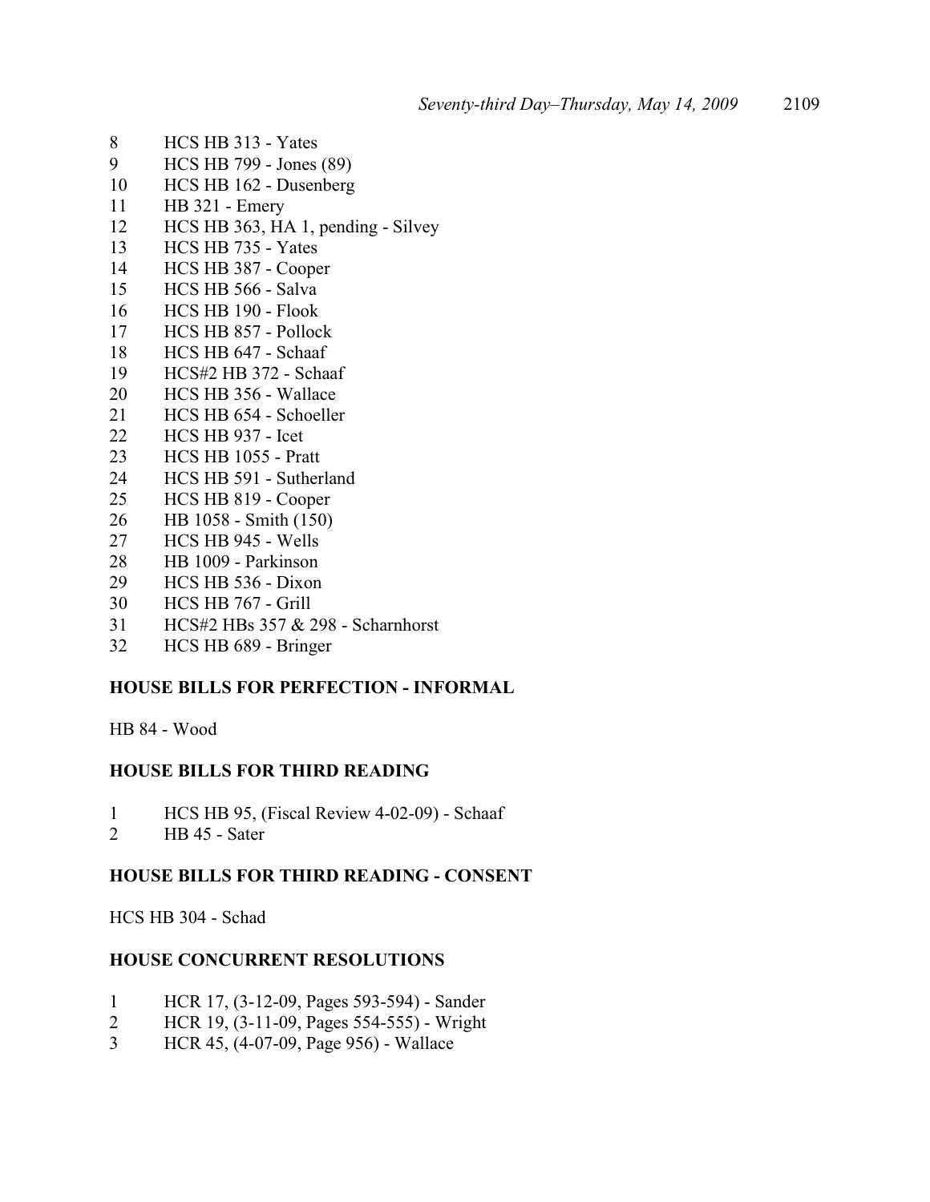8 HCS HB 313 - Yates
9 HCS HB 799 - Jones (89)
10 HCS HB 162 - Dusenberg
11 HB 321 - Emery
12 HCS HB 363, HA 1, pending - Silvey
13 HCS HB 735 - Yates
14 HCS HB 387 - Cooper
15 HCS HB 566 - Salva
16 HCS HB 190 - Flook
17 HCS HB 857 - Pollock
18 HCS HB 647 - Schaaf
19 HCS#2 HB 372 - Schaaf
20 HCS HB 356 - Wallace
21 HCS HB 654 - Schoeller
22 HCS HB 937 - Icet
23 HCS HB 1055 - Pratt
24 HCS HB 591 - Sutherland
25 HCS HB 819 - Cooper
26 HB 1058 - Smith (150)
27 HCS HB 945 - Wells
28 HB 1009 - Parkinson
29 HCS HB 536 - Dixon
30 HCS HB 767 - Grill
31 HCS#2 HBs 357 & 298 - Scharnhorst
32 HCS HB 689 - Bringer

**HOUSE BILLS FOR PERFECTION - INFORMAL**

HB 84 - Wood

**HOUSE BILLS FOR THIRD READING**

1 HCS HB 95, (Fiscal Review 4-02-09) - Schaaf
2 HB 45 - Sater

**HOUSE BILLS FOR THIRD READING - CONSENT**

HCS HB 304 - Schad

**HOUSE CONCURRENT RESOLUTIONS**

1 HCR 17, (3-12-09, Pages 593-594) - Sander
2 HCR 19, (3-11-09, Pages 554-555) - Wright
3 HCR 45, (4-07-09, Page 956) - Wallace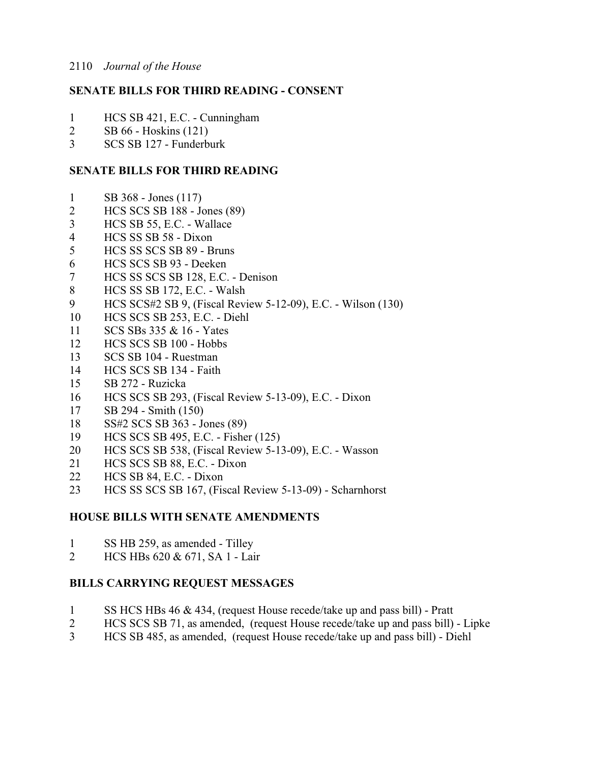**SENATE BILLS FOR THIRD READING - CONSENT**

1 HCS SB 421, E.C. - Cunningham
2 SB 66 - Hoskins (121)
3 SCS SB 127 - Funderburk

**SENATE BILLS FOR THIRD READING**

1 SB 368 - Jones (117)
2 HCS SCS SB 188 - Jones (89)
3 HCS SB 55, E.C. - Wallace
4 HCS SS SB 58 - Dixon
5 HCS SS SCS SB 89 - Bruns
6 HCS SCS SB 93 - Deeken
7 HCS SS SCS SB 128, E.C. - Denison
8 HCS SS SB 172, E.C. - Walsh
9 HCS SCS#2 SB 9, (Fiscal Review 5-12-09), E.C. - Wilson (130)
10 HCS SCS SB 253, E.C. - Diehl
11 SCS SBs 335 & 16 - Yates
12 HCS SCS SB 100 - Hobbs
13 SCS SB 104 - Ruestman
14 HCS SCS SB 134 - Faith
15 SB 272 - Ruzicka
16 HCS SCS SB 293, (Fiscal Review 5-13-09), E.C. - Dixon
17 SB 294 - Smith (150)
18 SS#2 SCS SB 363 - Jones (89)
19 HCS SCS SB 495, E.C. - Fisher (125)
20 HCS SCS SB 538, (Fiscal Review 5-13-09), E.C. - Wasson
21 HCS SCS SB 88, E.C. - Dixon
22 HCS SB 84, E.C. - Dixon
23 HCS SS SCS SB 167, (Fiscal Review 5-13-09) - Scharnhorst

**HOUSE BILLS WITH SENATE AMENDMENTS**

1 SS HB 259, as amended - Tilley
2 HCS HBs 620 & 671, SA 1 - Lair

**BILLS CARRYING REQUEST MESSAGES**

1 SS HCS HBs 46 & 434, (request House recede/take up and pass bill) - Pratt
2 HCS SCS SB 71, as amended, (request House recede/take up and pass bill) - Lipke
3 HCS SB 485, as amended, (request House recede/take up and pass bill) - Diehl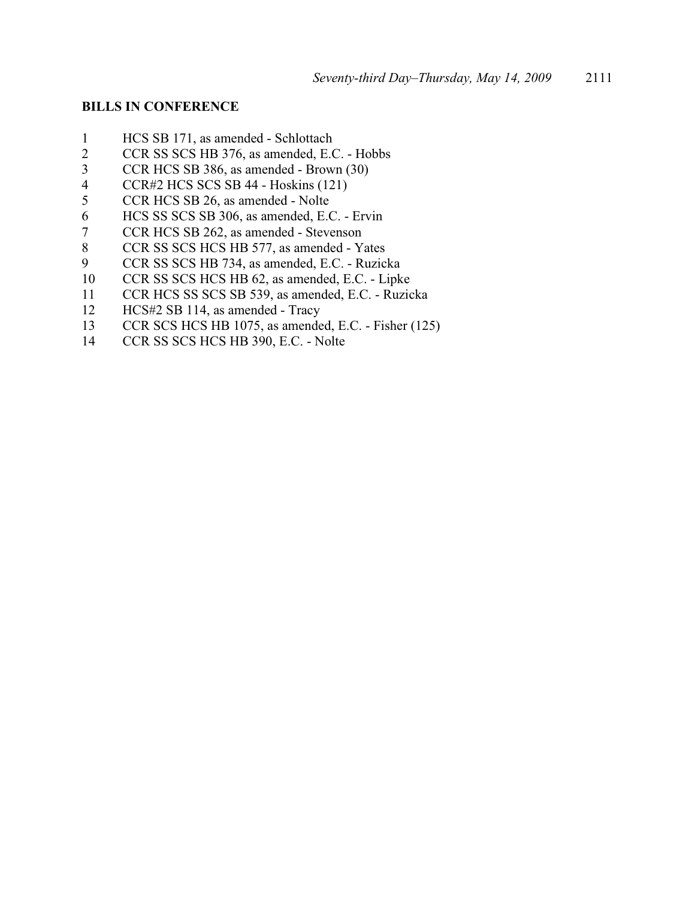**BILLS IN CONFERENCE**

1 HCS SB 171, as amended - Schlottach
2 CCR SS SCS HB 376, as amended, E.C. - Hobbs
3 CCR HCS SB 386, as amended - Brown (30)
4 CCR#2 HCS SCS SB 44 - Hoskins (121)
5 CCR HCS SB 26, as amended - Nolte
6 HCS SS SCS SB 306, as amended, E.C. - Ervin
7 CCR HCS SB 262, as amended - Stevenson
8 CCR SS SCS HCS HB 577, as amended - Yates
9 CCR SS SCS HB 734, as amended, E.C. - Ruzicka
10 CCR SS SCS HCS HB 62, as amended, E.C. - Lipke
11 CCR HCS SS SCS SB 539, as amended, E.C. - Ruzicka
12 HCS#2 SB 114, as amended - Tracy
13 CCR SCS HCS HB 1075, as amended, E.C. - Fisher (125)
14 CCR SS SCS HCS HB 390, E.C. - Nolte